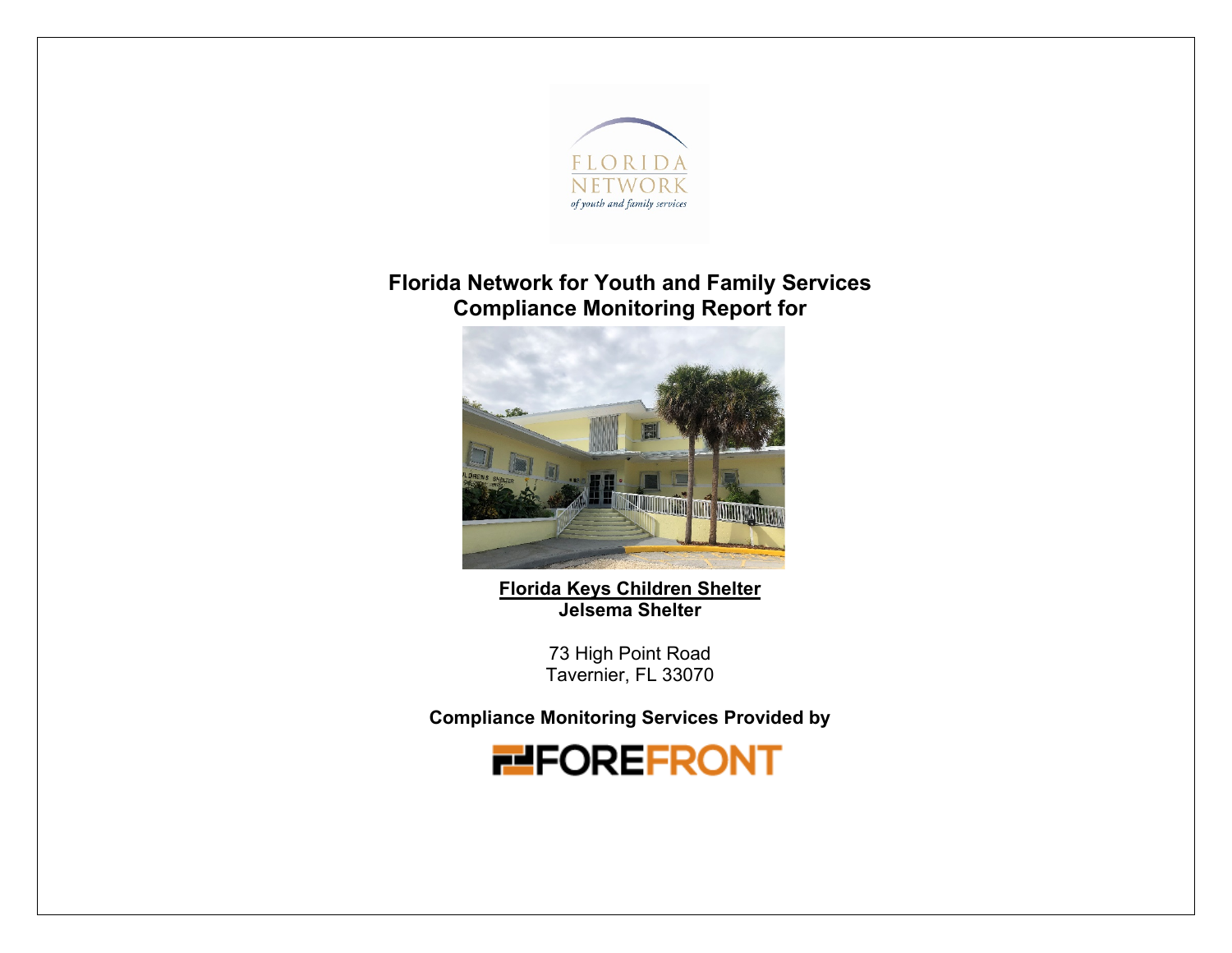# Florida Network for Youth and Family Services
# Compliance Monitoring Report for

**Florida Keys Children Shelter**
**Jelsema Shelter**

73 High Point Road
Tavernier, FL 33070

**Compliance Monitoring Services Provided by**

FOREFRONT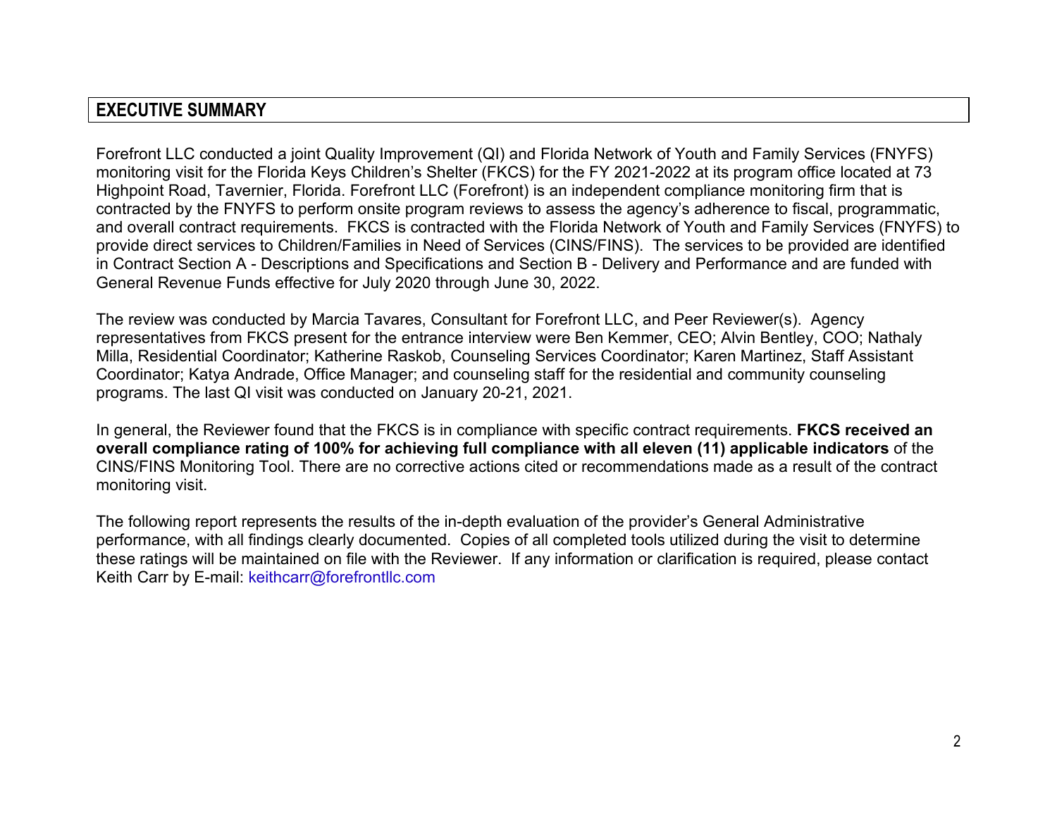## EXECUTIVE SUMMARY

Forefront LLC conducted a joint Quality Improvement (QI) and Florida Network of Youth and Family Services (FNYFS) monitoring visit for the Florida Keys Children's Shelter (FKCS) for the FY 2021-2022 at its program office located at 73 Highpoint Road, Tavernier, Florida. Forefront LLC (Forefront) is an independent compliance monitoring firm that is contracted by the FNYFS to perform onsite program reviews to assess the agency's adherence to fiscal, programmatic, and overall contract requirements. FKCS is contracted with the Florida Network of Youth and Family Services (FNYFS) to provide direct services to Children/Families in Need of Services (CINS/FINS). The services to be provided are identified in Contract Section A - Descriptions and Specifications and Section B - Delivery and Performance and are funded with General Revenue Funds effective for July 2020 through June 30, 2022.

The review was conducted by Marcia Tavares, Consultant for Forefront LLC, and Peer Reviewer(s). Agency representatives from FKCS present for the entrance interview were Ben Kemmer, CEO; Alvin Bentley, COO; Nathaly Milla, Residential Coordinator; Katherine Raskob, Counseling Services Coordinator; Karen Martinez, Staff Assistant Coordinator; Katya Andrade, Office Manager; and counseling staff for the residential and community counseling programs. The last QI visit was conducted on January 20-21, 2021.

In general, the Reviewer found that the FKCS is in compliance with specific contract requirements. **FKCS received an overall compliance rating of 100% for achieving full compliance with all eleven (11) applicable indicators** of the CINS/FINS Monitoring Tool. There are no corrective actions cited or recommendations made as a result of the contract monitoring visit.

The following report represents the results of the in-depth evaluation of the provider's General Administrative performance, with all findings clearly documented. Copies of all completed tools utilized during the visit to determine these ratings will be maintained on file with the Reviewer. If any information or clarification is required, please contact Keith Carr by E-mail: keithcarr@forefrontllc.com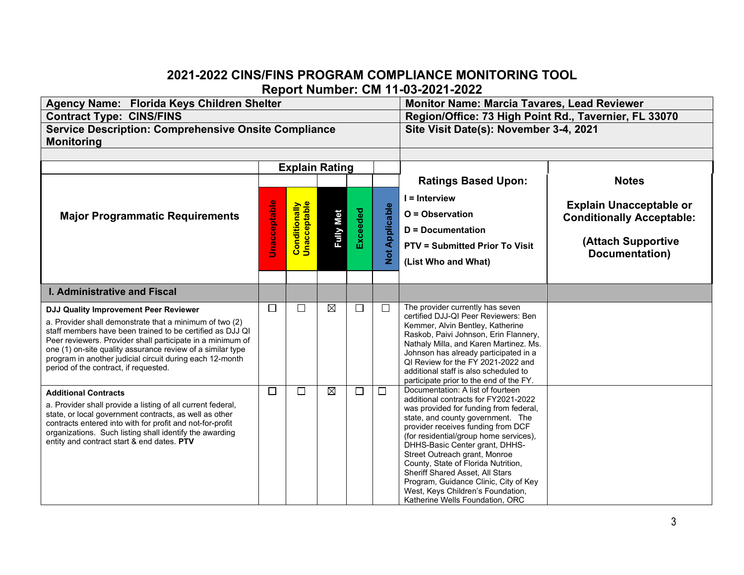## 2021-2022 CINS/FINS PROGRAM COMPLIANCE MONITORING TOOL
## Report Number: CM 11-03-2021-2022

| | |
|---|---|
| **Agency Name: Florida Keys Children Shelter** | **Monitor Name: Marcia Tavares, Lead Reviewer** |
| **Contract Type: CINS/FINS** | **Region/Office: 73 High Point Rd., Tavernier, FL 33070** |
| **Service Description: Comprehensive Onsite Compliance Monitoring** | **Site Visit Date(s): November 3-4, 2021** |

| **Major Programmatic Requirements** | **Unacceptable** | **Conditionally Unacceptable** | **Fully Met** | **Exceeded** | **Not Applicable** | **Ratings Based Upon:** I = Interview; O = Observation; D = Documentation; PTV = Submitted Prior To Visit (List Who and What) | **Notes** Explain Unacceptable or Conditionally Acceptable: (Attach Supportive Documentation) |
|---|---|---|---|---|---|---|---|
| **I. Administrative and Fiscal** | | | | | | | |
| **DJJ Quality Improvement Peer Reviewer**<br>a. Provider shall demonstrate that a minimum of two (2) staff members have been trained to be certified as DJJ QI Peer reviewers. Provider shall participate in a minimum of one (1) on-site quality assurance review of a similar type program in another judicial circuit during each 12-month period of the contract, if requested. | ☐ | ☐ | ☒ | ☐ | ☐ | The provider currently has seven certified DJJ-QI Peer Reviewers: Ben Kemmer, Alvin Bentley, Katherine Raskob, Paivi Johnson, Erin Flannery, Nathaly Milla, and Karen Martinez. Ms. Johnson has already participated in a QI Review for the FY 2021-2022 and additional staff is also scheduled to participate prior to the end of the FY. | |
| **Additional Contracts**<br>a. Provider shall provide a listing of all current federal, state, or local government contracts, as well as other contracts entered into with for profit and not-for-profit organizations. Such listing shall identify the awarding entity and contract start & end dates. **PTV** | ☐ | ☐ | ☒ | ☐ | ☐ | Documentation: A list of fourteen additional contracts for FY2021-2022 was provided for funding from federal, state, and county government. The provider receives funding from DCF (for residential/group home services), DHHS-Basic Center grant, DHHS-Street Outreach grant, Monroe County, State of Florida Nutrition, Sheriff Shared Asset, All Stars Program, Guidance Clinic, City of Key West, Keys Children's Foundation, Katherine Wells Foundation, ORC | |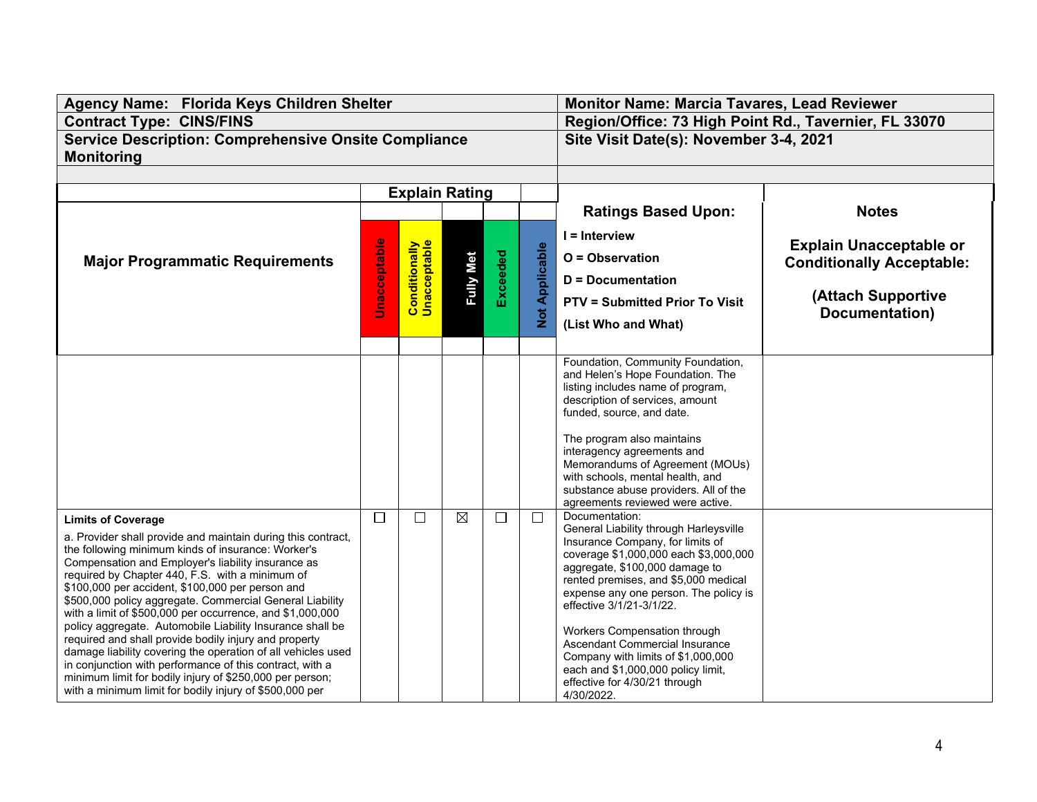| Agency Name: Florida Keys Children Shelter | Monitor Name: Marcia Tavares, Lead Reviewer |
|---|---|
| Contract Type: CINS/FINS | Region/Office: 73 High Point Rd., Tavernier, FL 33070 |
| Service Description: Comprehensive Onsite Compliance Monitoring | Site Visit Date(s): November 3-4, 2021 |

| Major Programmatic Requirements | Unacceptable | Conditionally Unacceptable | Fully Met | Exceeded | Not Applicable | Ratings Based Upon: I = Interview O = Observation D = Documentation PTV = Submitted Prior To Visit (List Who and What) | Notes Explain Unacceptable or Conditionally Acceptable: (Attach Supportive Documentation) |
|---|---|---|---|---|---|---|---|
| | | | | | | Foundation, Community Foundation, and Helen's Hope Foundation. The listing includes name of program, description of services, amount funded, source, and date.<br><br>The program also maintains interagency agreements and Memorandums of Agreement (MOUs) with schools, mental health, and substance abuse providers. All of the agreements reviewed were active. | |
| **Limits of Coverage**<br>a. Provider shall provide and maintain during this contract, the following minimum kinds of insurance: Worker's Compensation and Employer's liability insurance as required by Chapter 440, F.S. with a minimum of $100,000 per accident, $100,000 per person and $500,000 policy aggregate. Commercial General Liability with a limit of $500,000 per occurrence, and $1,000,000 policy aggregate. Automobile Liability Insurance shall be required and shall provide bodily injury and property damage liability covering the operation of all vehicles used in conjunction with performance of this contract, with a minimum limit for bodily injury of $250,000 per person; with a minimum limit for bodily injury of $500,000 per | ☐ | ☐ | ☒ | ☐ | ☐ | Documentation:<br>General Liability through Harleysville Insurance Company, for limits of coverage $1,000,000 each $3,000,000 aggregate, $100,000 damage to rented premises, and $5,000 medical expense any one person. The policy is effective 3/1/21-3/1/22.<br><br>Workers Compensation through Ascendant Commercial Insurance Company with limits of $1,000,000 each and $1,000,000 policy limit, effective for 4/30/21 through 4/30/2022. | |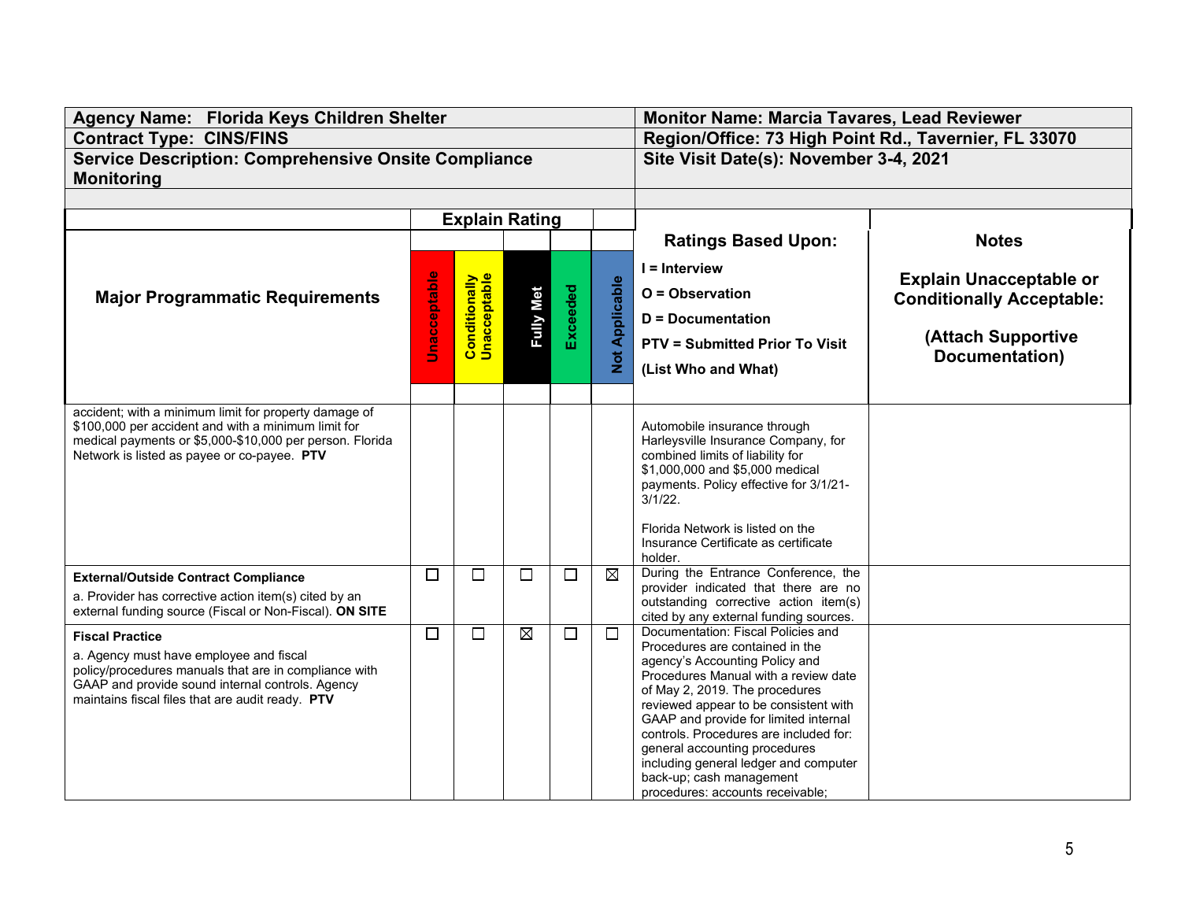| Agency Name: Florida Keys Children Shelter | Monitor Name: Marcia Tavares, Lead Reviewer |
|---|---|
| Contract Type: CINS/FINS | Region/Office: 73 High Point Rd., Tavernier, FL 33070 |
| Service Description: Comprehensive Onsite Compliance Monitoring | Site Visit Date(s): November 3-4, 2021 |

| Major Programmatic Requirements | Unacceptable | Conditionally Unacceptable | Fully Met | Exceeded | Not Applicable | Ratings Based Upon: I = Interview O = Observation D = Documentation PTV = Submitted Prior To Visit (List Who and What) | Notes Explain Unacceptable or Conditionally Acceptable: (Attach Supportive Documentation) |
|---|---|---|---|---|---|---|---|
| accident; with a minimum limit for property damage of $100,000 per accident and with a minimum limit for medical payments or $5,000-$10,000 per person. Florida Network is listed as payee or co-payee. **PTV** | | | | | | Automobile insurance through Harleysville Insurance Company, for combined limits of liability for $1,000,000 and $5,000 medical payments. Policy effective for 3/1/21-3/1/22.<br><br>Florida Network is listed on the Insurance Certificate as certificate holder. | |
| **External/Outside Contract Compliance**<br>a. Provider has corrective action item(s) cited by an external funding source (Fiscal or Non-Fiscal). **ON SITE** | ☐ | ☐ | ☐ | ☐ | ☒ | During the Entrance Conference, the provider indicated that there are no outstanding corrective action item(s) cited by any external funding sources. | |
| **Fiscal Practice**<br>a. Agency must have employee and fiscal policy/procedures manuals that are in compliance with GAAP and provide sound internal controls. Agency maintains fiscal files that are audit ready. **PTV** | ☐ | ☐ | ☒ | ☐ | ☐ | Documentation: Fiscal Policies and Procedures are contained in the agency's Accounting Policy and Procedures Manual with a review date of May 2, 2019. The procedures reviewed appear to be consistent with GAAP and provide for limited internal controls. Procedures are included for: general accounting procedures including general ledger and computer back-up; cash management procedures: accounts receivable; | |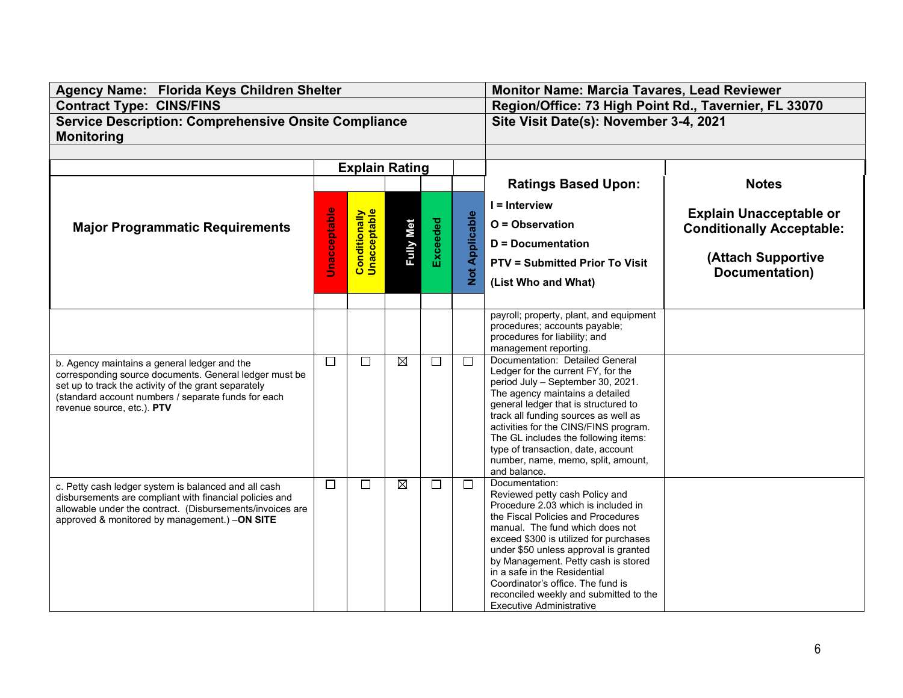| Agency Name: Florida Keys Children Shelter | Monitor Name: Marcia Tavares, Lead Reviewer |
|---|---|
| Contract Type: CINS/FINS | Region/Office: 73 High Point Rd., Tavernier, FL 33070 |
| Service Description: Comprehensive Onsite Compliance Monitoring | Site Visit Date(s): November 3-4, 2021 |

| Major Programmatic Requirements | Unacceptable | Conditionally Unacceptable | Fully Met | Exceeded | Not Applicable | Ratings Based Upon: I = Interview O = Observation D = Documentation PTV = Submitted Prior To Visit (List Who and What) | Notes Explain Unacceptable or Conditionally Acceptable: (Attach Supportive Documentation) |
|---|---|---|---|---|---|---|---|
| | | | | | | payroll; property, plant, and equipment procedures; accounts payable; procedures for liability; and management reporting. | |
| b. Agency maintains a general ledger and the corresponding source documents. General ledger must be set up to track the activity of the grant separately (standard account numbers / separate funds for each revenue source, etc.). **PTV** | ☐ | ☐ | ☒ | ☐ | ☐ | Documentation: Detailed General Ledger for the current FY, for the period July – September 30, 2021. The agency maintains a detailed general ledger that is structured to track all funding sources as well as activities for the CINS/FINS program. The GL includes the following items: type of transaction, date, account number, name, memo, split, amount, and balance. | |
| c. Petty cash ledger system is balanced and all cash disbursements are compliant with financial policies and allowable under the contract. (Disbursements/invoices are approved & monitored by management.) –**ON SITE** | ☐ | ☐ | ☒ | ☐ | ☐ | Documentation: Reviewed petty cash Policy and Procedure 2.03 which is included in the Fiscal Policies and Procedures manual. The fund which does not exceed $300 is utilized for purchases under $50 unless approval is granted by Management. Petty cash is stored in a safe in the Residential Coordinator's office. The fund is reconciled weekly and submitted to the Executive Administrative | |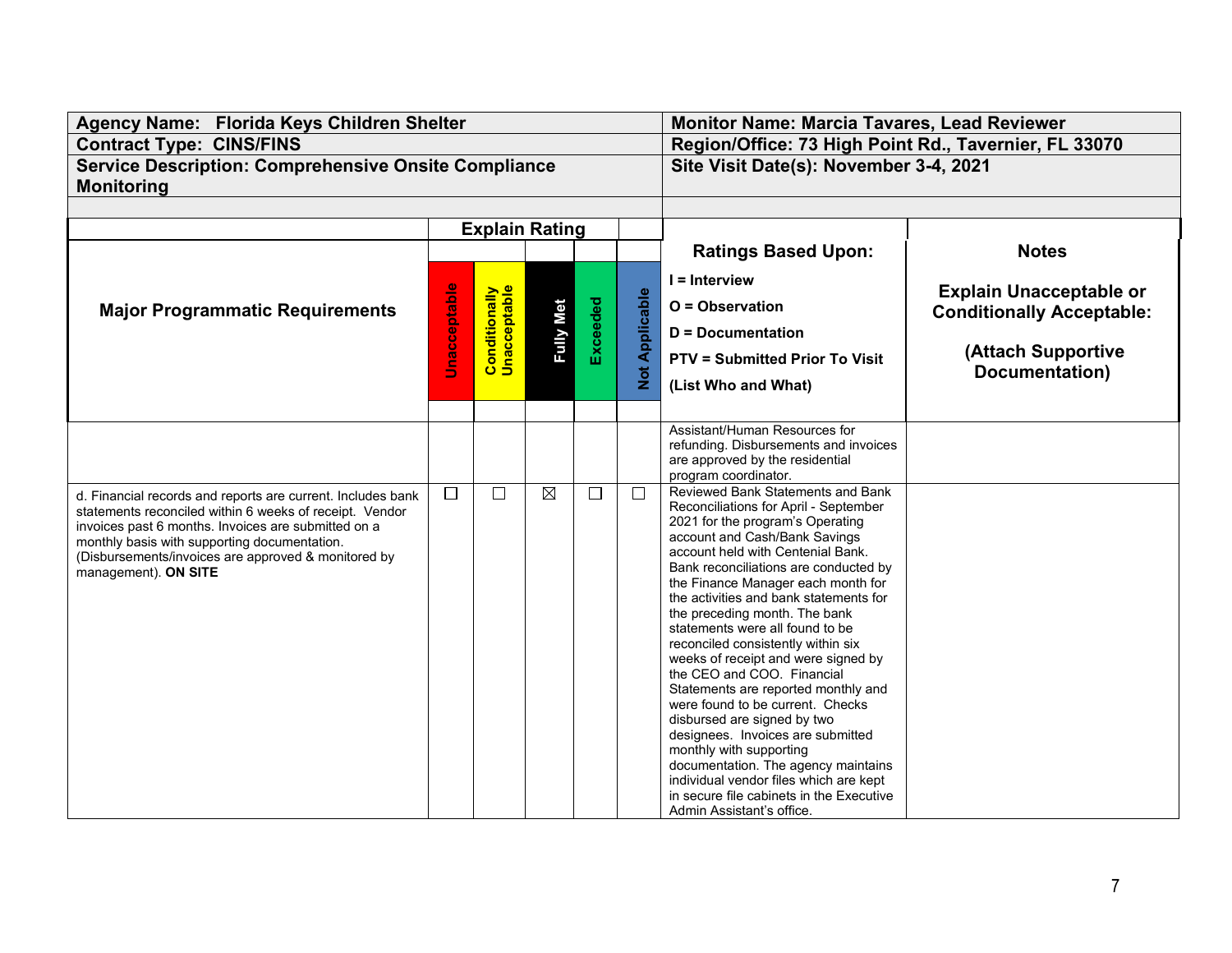| Agency Name: Florida Keys Children Shelter | Monitor Name: Marcia Tavares, Lead Reviewer |
|---|---|
| Contract Type: CINS/FINS | Region/Office: 73 High Point Rd., Tavernier, FL 33070 |
| Service Description: Comprehensive Onsite Compliance Monitoring | Site Visit Date(s): November 3-4, 2021 |

| Major Programmatic Requirements | Unacceptable | Conditionally Unacceptable | Fully Met | Exceeded | Not Applicable | Ratings Based Upon: I = Interview O = Observation D = Documentation PTV = Submitted Prior To Visit (List Who and What) | Notes Explain Unacceptable or Conditionally Acceptable: (Attach Supportive Documentation) |
|---|---|---|---|---|---|---|---|
| | | | | | | Assistant/Human Resources for refunding. Disbursements and invoices are approved by the residential program coordinator. | |
| d. Financial records and reports are current. Includes bank statements reconciled within 6 weeks of receipt. Vendor invoices past 6 months. Invoices are submitted on a monthly basis with supporting documentation. (Disbursements/invoices are approved & monitored by management). **ON SITE** | ☐ | ☐ | ☒ | ☐ | ☐ | Reviewed Bank Statements and Bank Reconciliations for April - September 2021 for the program's Operating account and Cash/Bank Savings account held with Centenial Bank. Bank reconciliations are conducted by the Finance Manager each month for the activities and bank statements for the preceding month. The bank statements were all found to be reconciled consistently within six weeks of receipt and were signed by the CEO and COO. Financial Statements are reported monthly and were found to be current. Checks disbursed are signed by two designees. Invoices are submitted monthly with supporting documentation. The agency maintains individual vendor files which are kept in secure file cabinets in the Executive Admin Assistant's office. | |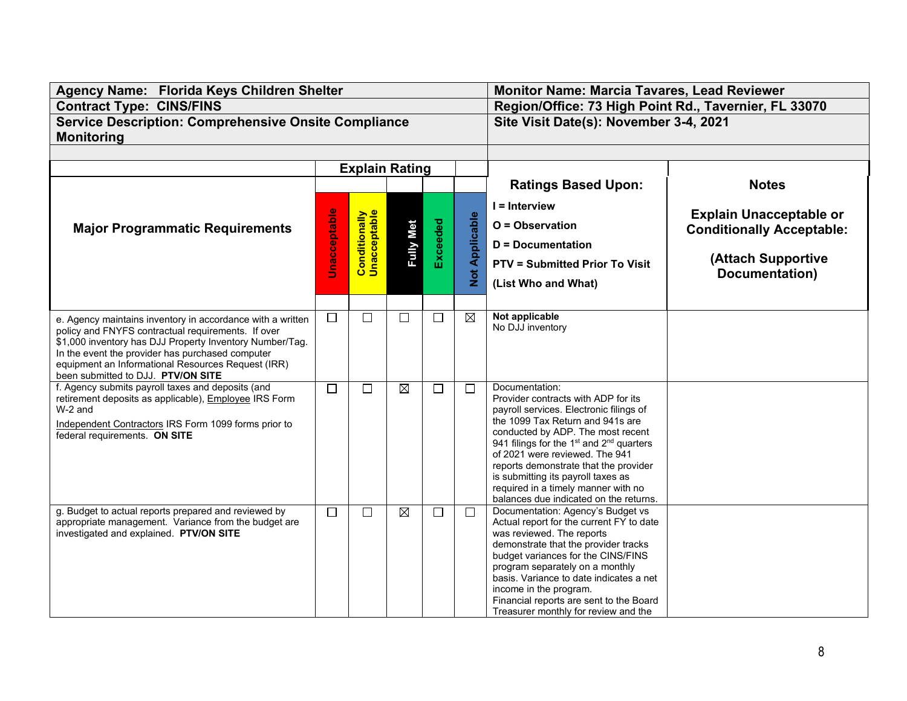| Agency Name: Florida Keys Children Shelter | Monitor Name: Marcia Tavares, Lead Reviewer |
|---|---|
| Contract Type: CINS/FINS | Region/Office: 73 High Point Rd., Tavernier, FL 33070 |
| Service Description: Comprehensive Onsite Compliance Monitoring | Site Visit Date(s): November 3-4, 2021 |

| Major Programmatic Requirements | Explain Rating | | | | | Ratings Based Upon: I = Interview O = Observation D = Documentation PTV = Submitted Prior To Visit (List Who and What) | Notes Explain Unacceptable or Conditionally Acceptable: (Attach Supportive Documentation) |
|---|---|---|---|---|---|---|---|
| | Unacceptable | Conditionally Unacceptable | Fully Met | Exceeded | Not Applicable | | |
| e. Agency maintains inventory in accordance with a written policy and FNYFS contractual requirements. If over $1,000 inventory has DJJ Property Inventory Number/Tag. In the event the provider has purchased computer equipment an Informational Resources Request (IRR) been submitted to DJJ. **PTV/ON SITE** | ☐ | ☐ | ☐ | ☐ | ☒ | **Not applicable** No DJJ inventory | |
| f. Agency submits payroll taxes and deposits (and retirement deposits as applicable), Employee IRS Form W-2 and Independent Contractors IRS Form 1099 forms prior to federal requirements. **ON SITE** | ☐ | ☐ | ☒ | ☐ | ☐ | Documentation: Provider contracts with ADP for its payroll services. Electronic filings of the 1099 Tax Return and 941s are conducted by ADP. The most recent 941 filings for the 1st and 2nd quarters of 2021 were reviewed. The 941 reports demonstrate that the provider is submitting its payroll taxes as required in a timely manner with no balances due indicated on the returns. | |
| g. Budget to actual reports prepared and reviewed by appropriate management. Variance from the budget are investigated and explained. **PTV/ON SITE** | ☐ | ☐ | ☒ | ☐ | ☐ | Documentation: Agency's Budget vs Actual report for the current FY to date was reviewed. The reports demonstrate that the provider tracks budget variances for the CINS/FINS program separately on a monthly basis. Variance to date indicates a net income in the program. Financial reports are sent to the Board Treasurer monthly for review and the | |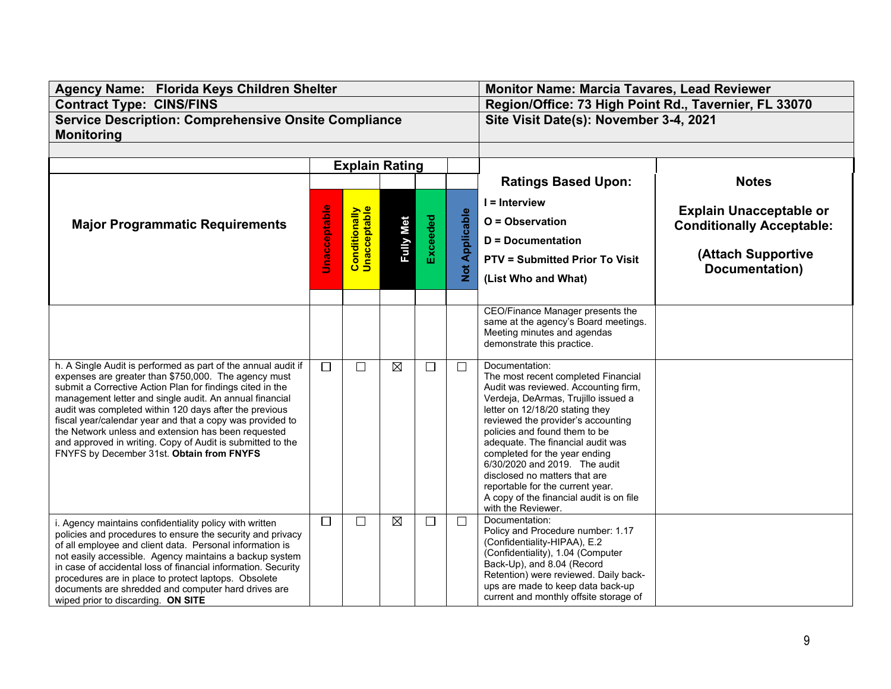| Agency Name: Florida Keys Children Shelter | Monitor Name: Marcia Tavares, Lead Reviewer |
|---|---|
| Contract Type: CINS/FINS | Region/Office: 73 High Point Rd., Tavernier, FL 33070 |
| Service Description: Comprehensive Onsite Compliance Monitoring | Site Visit Date(s): November 3-4, 2021 |

| Major Programmatic Requirements | Unacceptable | Conditionally Unacceptable | Fully Met | Exceeded | Not Applicable | Ratings Based Upon: I = Interview O = Observation D = Documentation PTV = Submitted Prior To Visit (List Who and What) | Notes Explain Unacceptable or Conditionally Acceptable: (Attach Supportive Documentation) |
|---|---|---|---|---|---|---|---|
| | | | | | | CEO/Finance Manager presents the same at the agency's Board meetings. Meeting minutes and agendas demonstrate this practice. | |
| h. A Single Audit is performed as part of the annual audit if expenses are greater than $750,000. The agency must submit a Corrective Action Plan for findings cited in the management letter and single audit. An annual financial audit was completed within 120 days after the previous fiscal year/calendar year and that a copy was provided to the Network unless and extension has been requested and approved in writing. Copy of Audit is submitted to the FNYFS by December 31st. **Obtain from FNYFS** | ☐ | ☐ | ☒ | ☐ | ☐ | Documentation: The most recent completed Financial Audit was reviewed. Accounting firm, Verdeja, DeArmas, Trujillo issued a letter on 12/18/20 stating they reviewed the provider's accounting policies and found them to be adequate. The financial audit was completed for the year ending 6/30/2020 and 2019. The audit disclosed no matters that are reportable for the current year. A copy of the financial audit is on file with the Reviewer. | |
| i. Agency maintains confidentiality policy with written policies and procedures to ensure the security and privacy of all employee and client data. Personal information is not easily accessible. Agency maintains a backup system in case of accidental loss of financial information. Security procedures are in place to protect laptops. Obsolete documents are shredded and computer hard drives are wiped prior to discarding. **ON SITE** | ☐ | ☐ | ☒ | ☐ | ☐ | Documentation: Policy and Procedure number: 1.17 (Confidentiality-HIPAA), E.2 (Confidentiality), 1.04 (Computer Back-Up), and 8.04 (Record Retention) were reviewed. Daily back-ups are made to keep data back-up current and monthly offsite storage of | |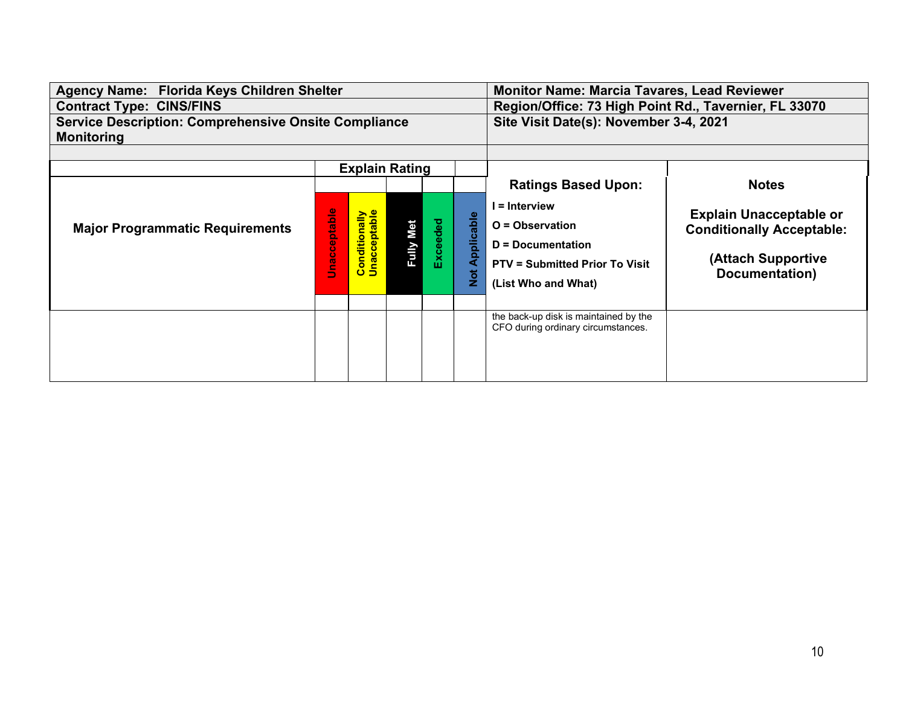| Agency Name: Florida Keys Children Shelter | Monitor Name: Marcia Tavares, Lead Reviewer |
|---|---|
| Contract Type: CINS/FINS | Region/Office: 73 High Point Rd., Tavernier, FL 33070 |
| Service Description: Comprehensive Onsite Compliance Monitoring | Site Visit Date(s): November 3-4, 2021 |

| Major Programmatic Requirements | Unacceptable | Conditionally Unacceptable | Fully Met | Exceeded | Not Applicable | Ratings Based Upon: I = Interview, O = Observation, D = Documentation, PTV = Submitted Prior To Visit (List Who and What) | Notes: Explain Unacceptable or Conditionally Acceptable: (Attach Supportive Documentation) |
|---|---|---|---|---|---|---|---|
| | | | | | | the back-up disk is maintained by the CFO during ordinary circumstances. | |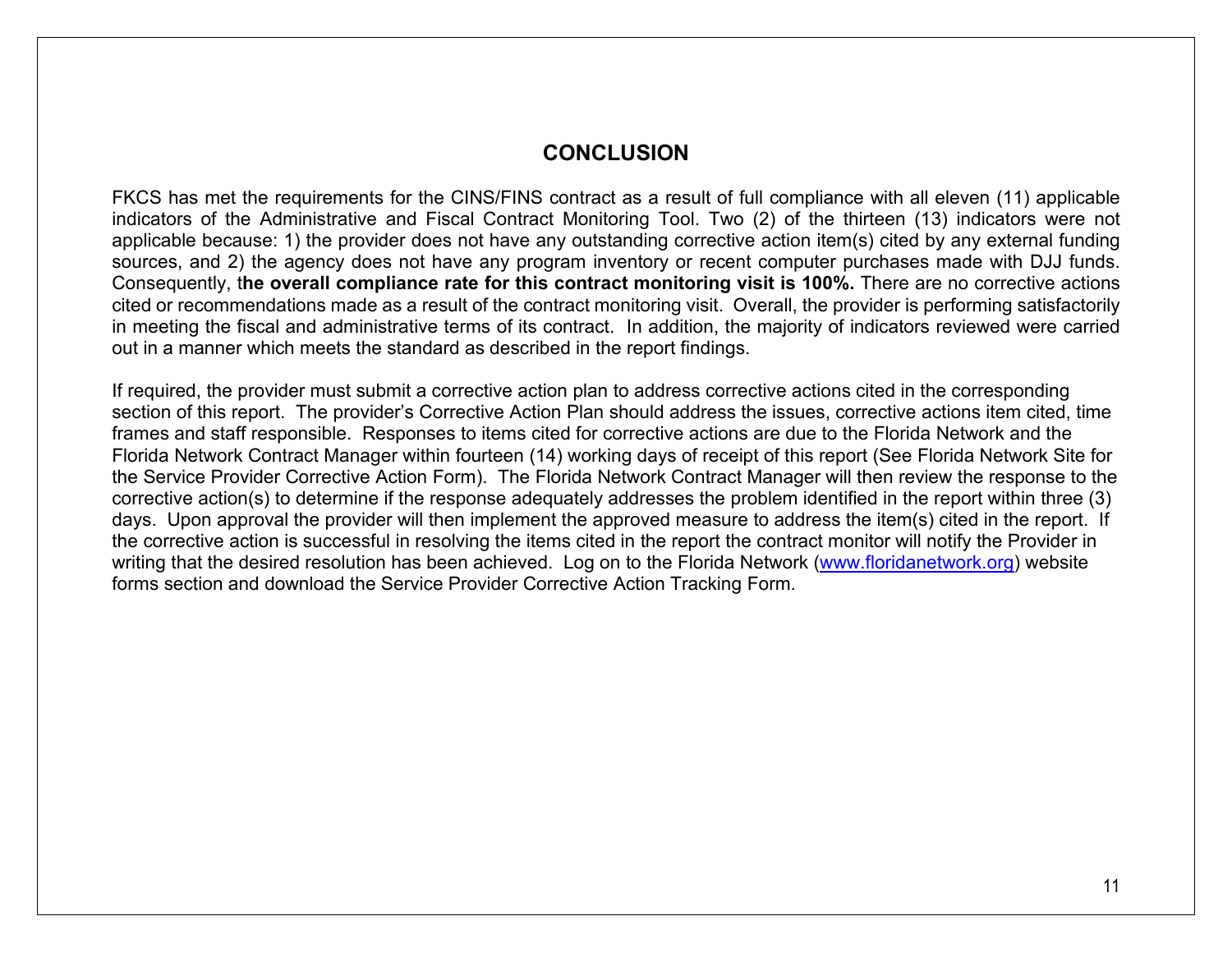## CONCLUSION

FKCS has met the requirements for the CINS/FINS contract as a result of full compliance with all eleven (11) applicable indicators of the Administrative and Fiscal Contract Monitoring Tool. Two (2) of the thirteen (13) indicators were not applicable because: 1) the provider does not have any outstanding corrective action item(s) cited by any external funding sources, and 2) the agency does not have any program inventory or recent computer purchases made with DJJ funds. Consequently, t**he overall compliance rate for this contract monitoring visit is 100%.** There are no corrective actions cited or recommendations made as a result of the contract monitoring visit. Overall, the provider is performing satisfactorily in meeting the fiscal and administrative terms of its contract. In addition, the majority of indicators reviewed were carried out in a manner which meets the standard as described in the report findings.

If required, the provider must submit a corrective action plan to address corrective actions cited in the corresponding section of this report. The provider's Corrective Action Plan should address the issues, corrective actions item cited, time frames and staff responsible. Responses to items cited for corrective actions are due to the Florida Network and the Florida Network Contract Manager within fourteen (14) working days of receipt of this report (See Florida Network Site for the Service Provider Corrective Action Form). The Florida Network Contract Manager will then review the response to the corrective action(s) to determine if the response adequately addresses the problem identified in the report within three (3) days. Upon approval the provider will then implement the approved measure to address the item(s) cited in the report. If the corrective action is successful in resolving the items cited in the report the contract monitor will notify the Provider in writing that the desired resolution has been achieved. Log on to the Florida Network ([www.floridanetwork.org](http://www.floridanetwork.org)) website forms section and download the Service Provider Corrective Action Tracking Form.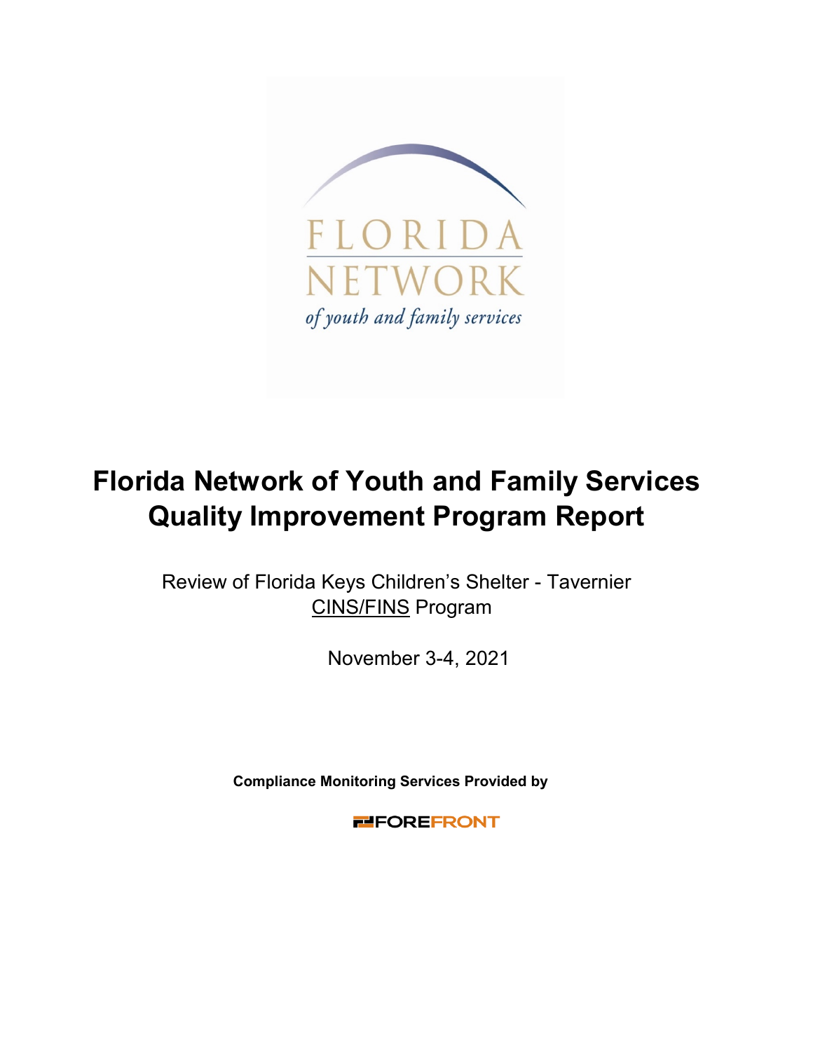# Florida Network of Youth and Family Services Quality Improvement Program Report

Review of Florida Keys Children's Shelter - Tavernier
CINS/FINS Program

November 3-4, 2021

**Compliance Monitoring Services Provided by**

FOREFRONT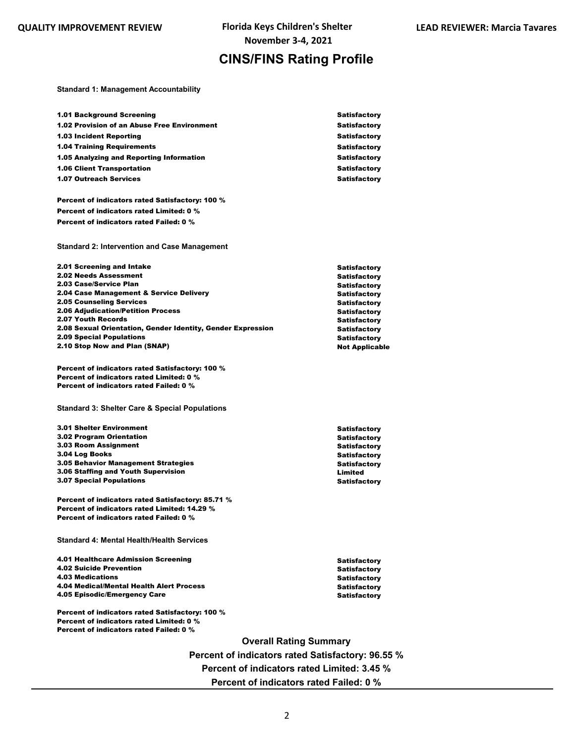QUALITY IMPROVEMENT REVIEW | Florida Keys Children's Shelter | LEAD REVIEWER: Marcia Tavares

November 3-4, 2021

# CINS/FINS Rating Profile

**Standard 1: Management Accountability**

| | |
|---|---|
| **1.01 Background Screening** | **Satisfactory** |
| **1.02 Provision of an Abuse Free Environment** | **Satisfactory** |
| **1.03 Incident Reporting** | **Satisfactory** |
| **1.04 Training Requirements** | **Satisfactory** |
| **1.05 Analyzing and Reporting Information** | **Satisfactory** |
| **1.06 Client Transportation** | **Satisfactory** |
| **1.07 Outreach Services** | **Satisfactory** |

**Percent of indicators rated Satisfactory: 100 %**
**Percent of indicators rated Limited: 0 %**
**Percent of indicators rated Failed: 0 %**

**Standard 2: Intervention and Case Management**

| | |
|---|---|
| **2.01 Screening and Intake** | **Satisfactory** |
| **2.02 Needs Assessment** | **Satisfactory** |
| **2.03 Case/Service Plan** | **Satisfactory** |
| **2.04 Case Management & Service Delivery** | **Satisfactory** |
| **2.05 Counseling Services** | **Satisfactory** |
| **2.06 Adjudication/Petition Process** | **Satisfactory** |
| **2.07 Youth Records** | **Satisfactory** |
| **2.08 Sexual Orientation, Gender Identity, Gender Expression** | **Satisfactory** |
| **2.09 Special Populations** | **Satisfactory** |
| **2.10 Stop Now and Plan (SNAP)** | **Not Applicable** |

**Percent of indicators rated Satisfactory: 100 %**
**Percent of indicators rated Limited: 0 %**
**Percent of indicators rated Failed: 0 %**

**Standard 3: Shelter Care & Special Populations**

| | |
|---|---|
| **3.01 Shelter Environment** | **Satisfactory** |
| **3.02 Program Orientation** | **Satisfactory** |
| **3.03 Room Assignment** | **Satisfactory** |
| **3.04 Log Books** | **Satisfactory** |
| **3.05 Behavior Management Strategies** | **Satisfactory** |
| **3.06 Staffing and Youth Supervision** | **Limited** |
| **3.07 Special Populations** | **Satisfactory** |

**Percent of indicators rated Satisfactory: 85.71 %**
**Percent of indicators rated Limited: 14.29 %**
**Percent of indicators rated Failed: 0 %**

**Standard 4: Mental Health/Health Services**

| | |
|---|---|
| **4.01 Healthcare Admission Screening** | **Satisfactory** |
| **4.02 Suicide Prevention** | **Satisfactory** |
| **4.03 Medications** | **Satisfactory** |
| **4.04 Medical/Mental Health Alert Process** | **Satisfactory** |
| **4.05 Episodic/Emergency Care** | **Satisfactory** |

**Percent of indicators rated Satisfactory: 100 %**
**Percent of indicators rated Limited: 0 %**
**Percent of indicators rated Failed: 0 %**

## Overall Rating Summary

**Percent of indicators rated Satisfactory: 96.55 %**

**Percent of indicators rated Limited: 3.45 %**

**Percent of indicators rated Failed: 0 %**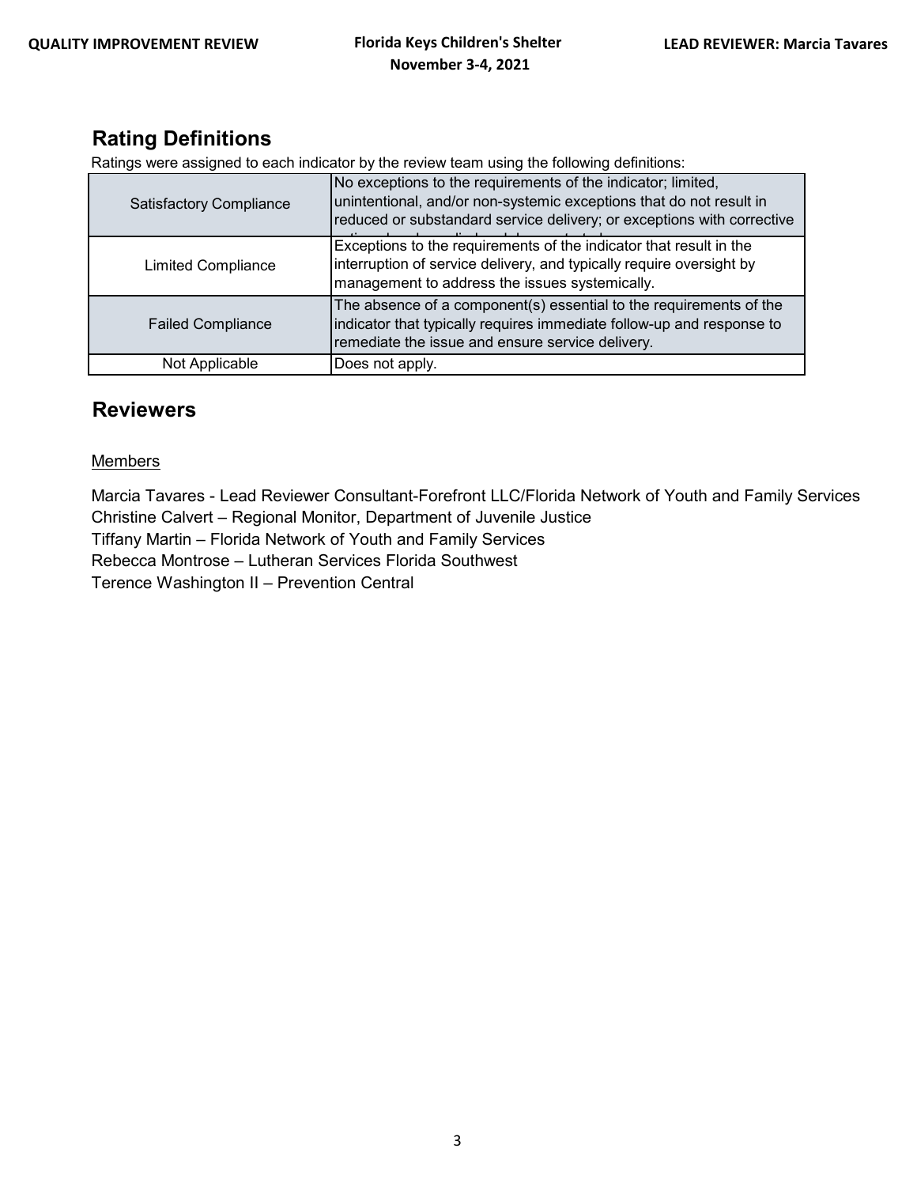## Rating Definitions

Ratings were assigned to each indicator by the review team using the following definitions:

| Rating | Definition |
|---|---|
| Satisfactory Compliance | No exceptions to the requirements of the indicator; limited, unintentional, and/or non-systemic exceptions that do not result in reduced or substandard service delivery; or exceptions with corrective |
| Limited Compliance | Exceptions to the requirements of the indicator that result in the interruption of service delivery, and typically require oversight by management to address the issues systemically. |
| Failed Compliance | The absence of a component(s) essential to the requirements of the indicator that typically requires immediate follow-up and response to remediate the issue and ensure service delivery. |
| Not Applicable | Does not apply. |

## Reviewers

Members

Marcia Tavares - Lead Reviewer Consultant-Forefront LLC/Florida Network of Youth and Family Services
Christine Calvert – Regional Monitor, Department of Juvenile Justice
Tiffany Martin – Florida Network of Youth and Family Services
Rebecca Montrose – Lutheran Services Florida Southwest
Terence Washington II – Prevention Central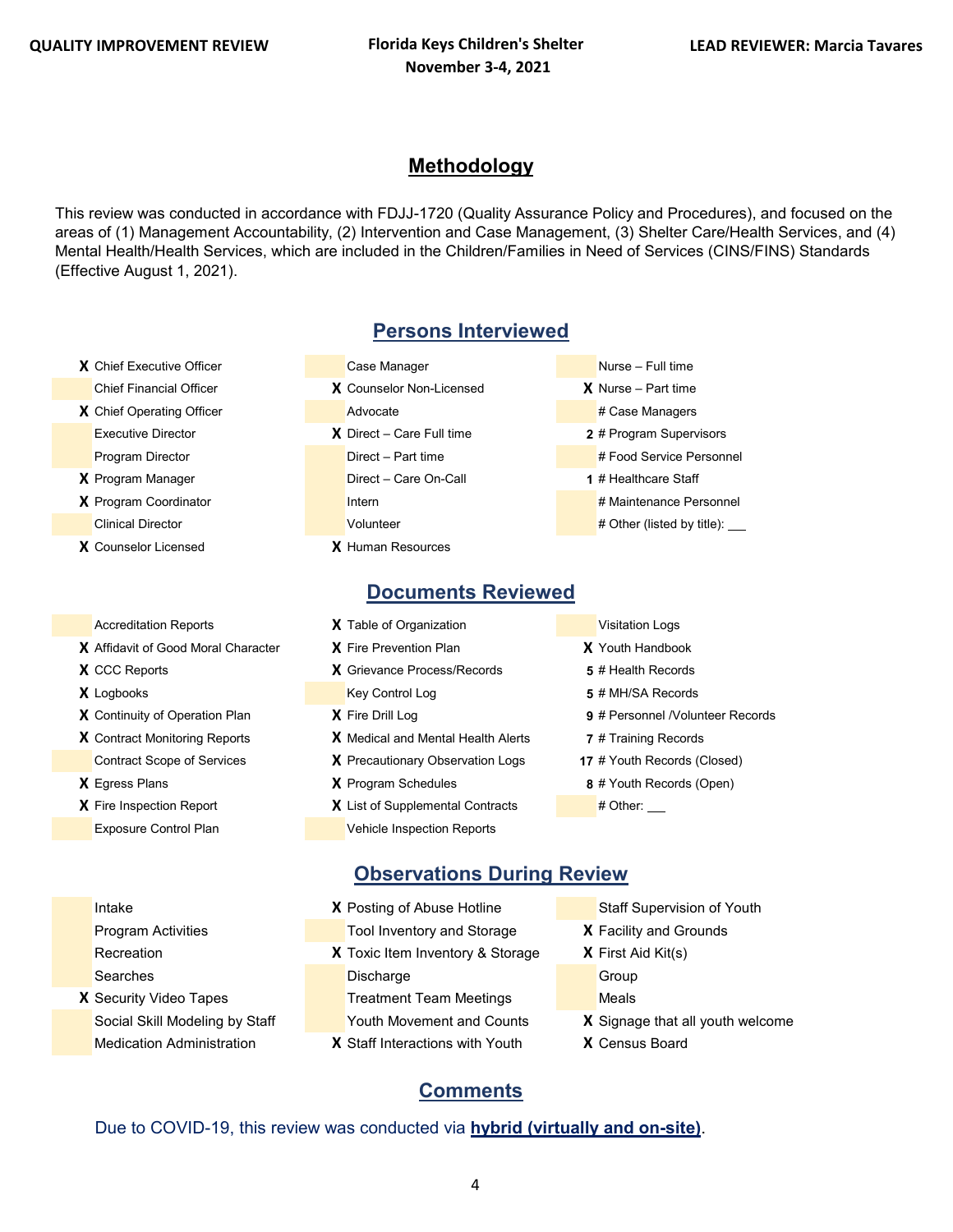## Methodology

This review was conducted in accordance with FDJJ-1720 (Quality Assurance Policy and Procedures), and focused on the areas of (1) Management Accountability, (2) Intervention and Case Management, (3) Shelter Care/Health Services, and (4) Mental Health/Health Services, which are included in the Children/Families in Need of Services (CINS/FINS) Standards (Effective August 1, 2021).

## Persons Interviewed

| | | | | | |
|---|---|---|---|---|---|
| X | Chief Executive Officer | | Case Manager | | Nurse – Full time |
| | Chief Financial Officer | X | Counselor Non-Licensed | X | Nurse – Part time |
| X | Chief Operating Officer | | Advocate | | # Case Managers |
| | Executive Director | X | Direct – Care Full time | 2 | # Program Supervisors |
| | Program Director | | Direct – Part time | | # Food Service Personnel |
| X | Program Manager | | Direct – Care On-Call | 1 | # Healthcare Staff |
| X | Program Coordinator | | Intern | | # Maintenance Personnel |
| | Clinical Director | | Volunteer | | # Other (listed by title): ___ |
| X | Counselor Licensed | X | Human Resources | | |

## Documents Reviewed

| | | | | | |
|---|---|---|---|---|---|
| | Accreditation Reports | X | Table of Organization | | Visitation Logs |
| X | Affidavit of Good Moral Character | X | Fire Prevention Plan | X | Youth Handbook |
| X | CCC Reports | X | Grievance Process/Records | 5 | # Health Records |
| X | Logbooks | | Key Control Log | 5 | # MH/SA Records |
| X | Continuity of Operation Plan | X | Fire Drill Log | 9 | # Personnel /Volunteer Records |
| X | Contract Monitoring Reports | X | Medical and Mental Health Alerts | 7 | # Training Records |
| | Contract Scope of Services | X | Precautionary Observation Logs | 17 | # Youth Records (Closed) |
| X | Egress Plans | X | Program Schedules | 8 | # Youth Records (Open) |
| X | Fire Inspection Report | X | List of Supplemental Contracts | | # Other: ___ |
| | Exposure Control Plan | | Vehicle Inspection Reports | | |

## Observations During Review

| | | | | | |
|---|---|---|---|---|---|
| | Intake | X | Posting of Abuse Hotline | | Staff Supervision of Youth |
| | Program Activities | | Tool Inventory and Storage | X | Facility and Grounds |
| | Recreation | X | Toxic Item Inventory & Storage | X | First Aid Kit(s) |
| | Searches | | Discharge | | Group |
| X | Security Video Tapes | | Treatment Team Meetings | | Meals |
| | Social Skill Modeling by Staff | | Youth Movement and Counts | X | Signage that all youth welcome |
| | Medication Administration | X | Staff Interactions with Youth | X | Census Board |

## Comments

Due to COVID-19, this review was conducted via **hybrid (virtually and on-site)**.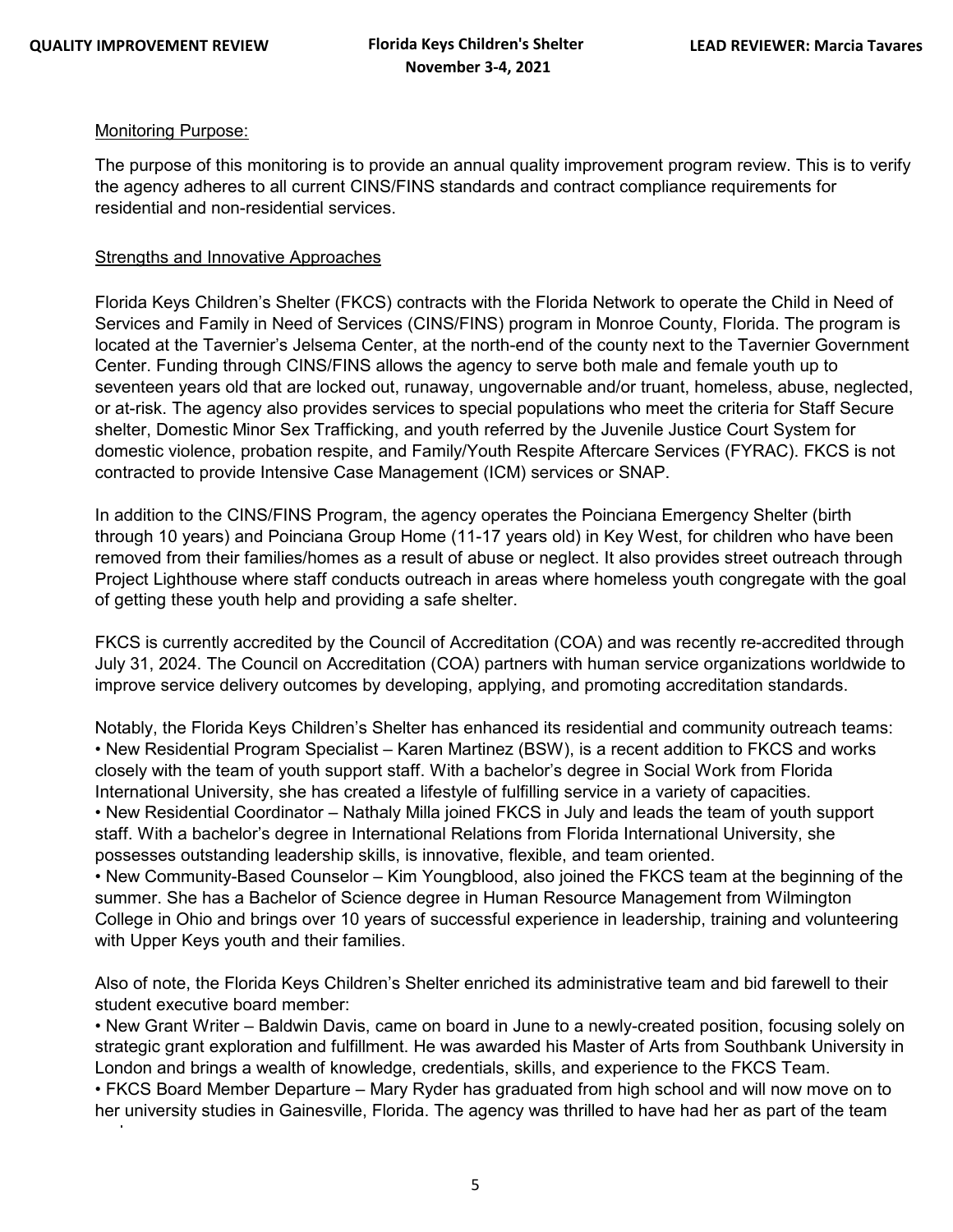Monitoring Purpose:

The purpose of this monitoring is to provide an annual quality improvement program review. This is to verify the agency adheres to all current CINS/FINS standards and contract compliance requirements for residential and non-residential services.

Strengths and Innovative Approaches

Florida Keys Children's Shelter (FKCS) contracts with the Florida Network to operate the Child in Need of Services and Family in Need of Services (CINS/FINS) program in Monroe County, Florida. The program is located at the Tavernier's Jelsema Center, at the north-end of the county next to the Tavernier Government Center. Funding through CINS/FINS allows the agency to serve both male and female youth up to seventeen years old that are locked out, runaway, ungovernable and/or truant, homeless, abuse, neglected, or at-risk. The agency also provides services to special populations who meet the criteria for Staff Secure shelter, Domestic Minor Sex Trafficking, and youth referred by the Juvenile Justice Court System for domestic violence, probation respite, and Family/Youth Respite Aftercare Services (FYRAC). FKCS is not contracted to provide Intensive Case Management (ICM) services or SNAP.

In addition to the CINS/FINS Program, the agency operates the Poinciana Emergency Shelter (birth through 10 years) and Poinciana Group Home (11-17 years old) in Key West, for children who have been removed from their families/homes as a result of abuse or neglect. It also provides street outreach through Project Lighthouse where staff conducts outreach in areas where homeless youth congregate with the goal of getting these youth help and providing a safe shelter.

FKCS is currently accredited by the Council of Accreditation (COA) and was recently re-accredited through July 31, 2024. The Council on Accreditation (COA) partners with human service organizations worldwide to improve service delivery outcomes by developing, applying, and promoting accreditation standards.

Notably, the Florida Keys Children's Shelter has enhanced its residential and community outreach teams:

- New Residential Program Specialist – Karen Martinez (BSW), is a recent addition to FKCS and works closely with the team of youth support staff. With a bachelor's degree in Social Work from Florida International University, she has created a lifestyle of fulfilling service in a variety of capacities.
- New Residential Coordinator – Nathaly Milla joined FKCS in July and leads the team of youth support staff. With a bachelor's degree in International Relations from Florida International University, she possesses outstanding leadership skills, is innovative, flexible, and team oriented.
- New Community-Based Counselor – Kim Youngblood, also joined the FKCS team at the beginning of the summer. She has a Bachelor of Science degree in Human Resource Management from Wilmington College in Ohio and brings over 10 years of successful experience in leadership, training and volunteering with Upper Keys youth and their families.

Also of note, the Florida Keys Children's Shelter enriched its administrative team and bid farewell to their student executive board member:

- New Grant Writer – Baldwin Davis, came on board in June to a newly-created position, focusing solely on strategic grant exploration and fulfillment. He was awarded his Master of Arts from Southbank University in London and brings a wealth of knowledge, credentials, skills, and experience to the FKCS Team.
- FKCS Board Member Departure – Mary Ryder has graduated from high school and will now move on to her university studies in Gainesville, Florida. The agency was thrilled to have had her as part of the team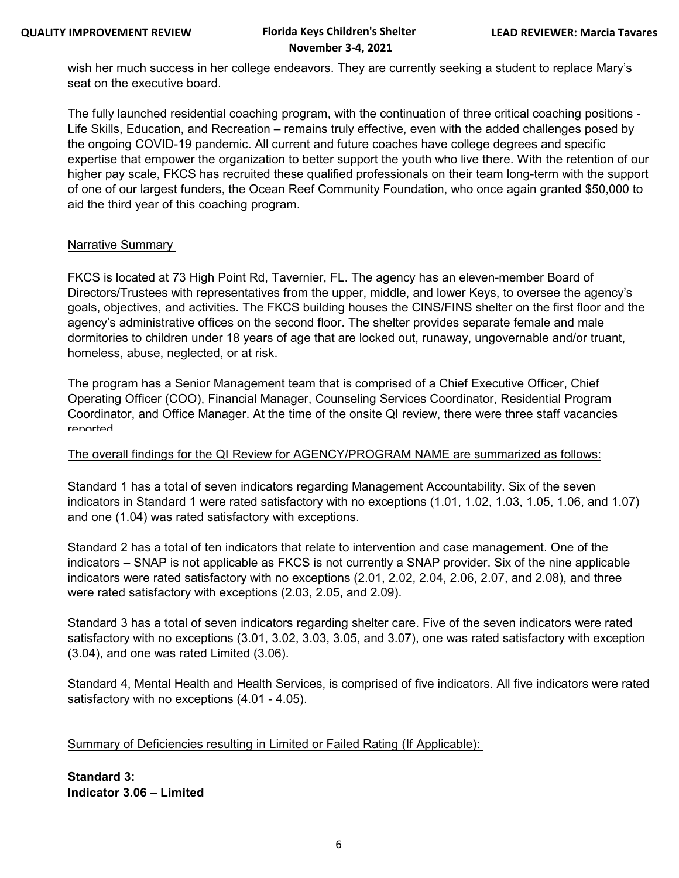wish her much success in her college endeavors. They are currently seeking a student to replace Mary's seat on the executive board.

The fully launched residential coaching program, with the continuation of three critical coaching positions - Life Skills, Education, and Recreation – remains truly effective, even with the added challenges posed by the ongoing COVID-19 pandemic. All current and future coaches have college degrees and specific expertise that empower the organization to better support the youth who live there. With the retention of our higher pay scale, FKCS has recruited these qualified professionals on their team long-term with the support of one of our largest funders, the Ocean Reef Community Foundation, who once again granted $50,000 to aid the third year of this coaching program.

Narrative Summary

FKCS is located at 73 High Point Rd, Tavernier, FL. The agency has an eleven-member Board of Directors/Trustees with representatives from the upper, middle, and lower Keys, to oversee the agency's goals, objectives, and activities. The FKCS building houses the CINS/FINS shelter on the first floor and the agency's administrative offices on the second floor. The shelter provides separate female and male dormitories to children under 18 years of age that are locked out, runaway, ungovernable and/or truant, homeless, abuse, neglected, or at risk.

The program has a Senior Management team that is comprised of a Chief Executive Officer, Chief Operating Officer (COO), Financial Manager, Counseling Services Coordinator, Residential Program Coordinator, and Office Manager. At the time of the onsite QI review, there were three staff vacancies reported

The overall findings for the QI Review for AGENCY/PROGRAM NAME are summarized as follows:

Standard 1 has a total of seven indicators regarding Management Accountability. Six of the seven indicators in Standard 1 were rated satisfactory with no exceptions (1.01, 1.02, 1.03, 1.05, 1.06, and 1.07) and one (1.04) was rated satisfactory with exceptions.

Standard 2 has a total of ten indicators that relate to intervention and case management. One of the indicators – SNAP is not applicable as FKCS is not currently a SNAP provider. Six of the nine applicable indicators were rated satisfactory with no exceptions (2.01, 2.02, 2.04, 2.06, 2.07, and 2.08), and three were rated satisfactory with exceptions (2.03, 2.05, and 2.09).

Standard 3 has a total of seven indicators regarding shelter care. Five of the seven indicators were rated satisfactory with no exceptions (3.01, 3.02, 3.03, 3.05, and 3.07), one was rated satisfactory with exception (3.04), and one was rated Limited (3.06).

Standard 4, Mental Health and Health Services, is comprised of five indicators. All five indicators were rated satisfactory with no exceptions (4.01 - 4.05).

Summary of Deficiencies resulting in Limited or Failed Rating (If Applicable):

**Standard 3:**
**Indicator 3.06 – Limited**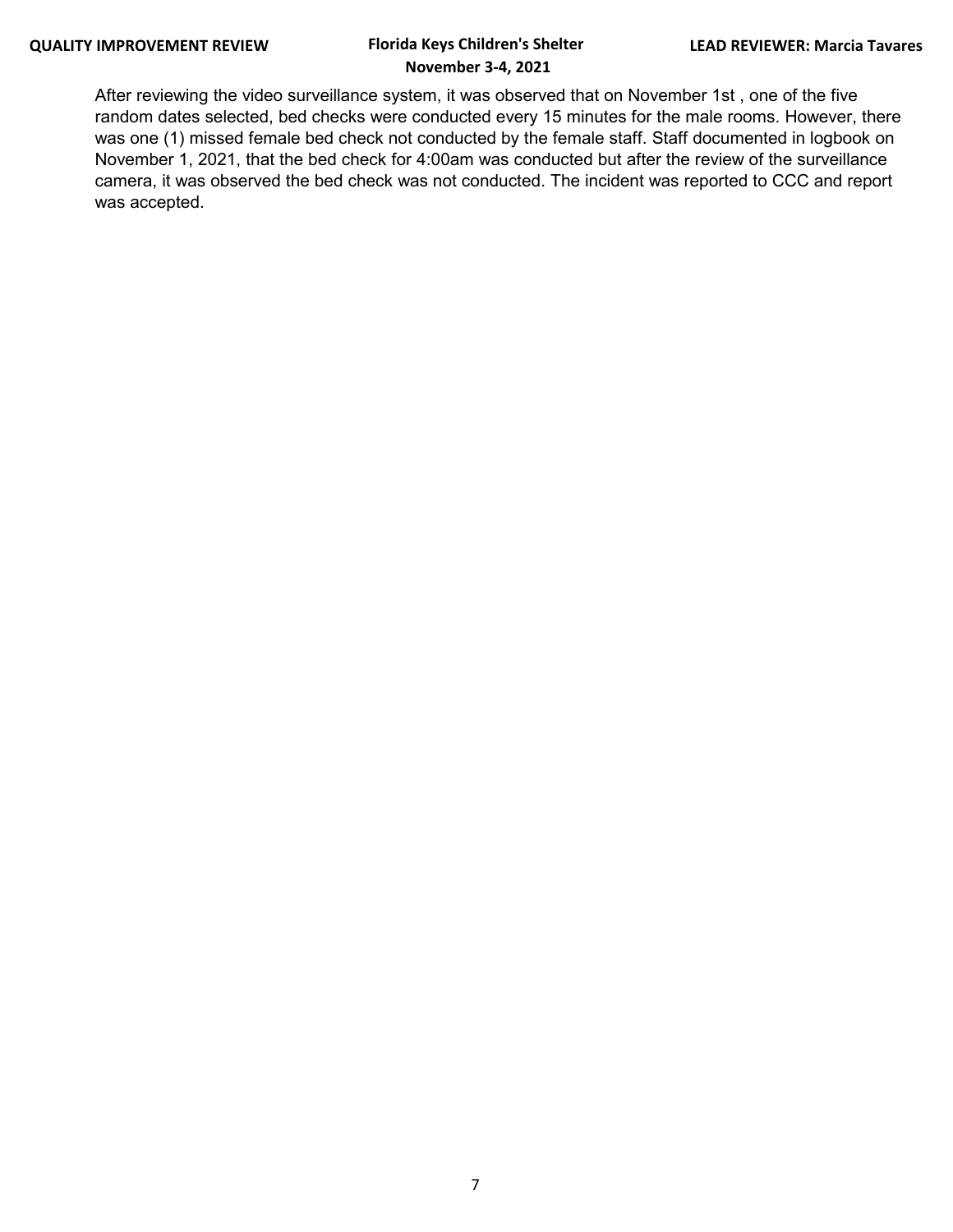After reviewing the video surveillance system, it was observed that on November 1st , one of the five random dates selected, bed checks were conducted every 15 minutes for the male rooms. However, there was one (1) missed female bed check not conducted by the female staff. Staff documented in logbook on November 1, 2021, that the bed check for 4:00am was conducted but after the review of the surveillance camera, it was observed the bed check was not conducted. The incident was reported to CCC and report was accepted.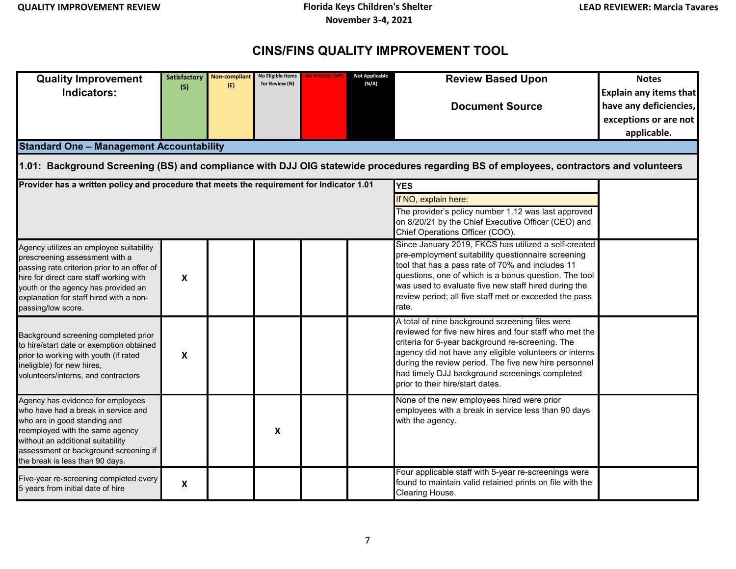# CINS/FINS QUALITY IMPROVEMENT TOOL

| Quality Improvement Indicators: | Satisfactory (S) | Non-compliant (E) | No Eligible Items for Review (N) | No Practice (NP) | Not Applicable (N/A) | Review Based Upon Document Source | Notes Explain any items that have any deficiencies, exceptions or are not applicable. |
|---|---|---|---|---|---|---|---|
| **Standard One – Management Accountability** | | | | | | | |
| **1.01: Background Screening (BS) and compliance with DJJ OIG statewide procedures regarding BS of employees, contractors and volunteers** | | | | | | | |
| **Provider has a written policy and procedure that meets the requirement for Indicator 1.01** | | | | | | **YES**<br>If NO, explain here:<br>The provider's policy number 1.12 was last approved on 8/20/21 by the Chief Executive Officer (CEO) and Chief Operations Officer (COO). | |
| Agency utilizes an employee suitability prescreening assessment with a passing rate criterion prior to an offer of hire for direct care staff working with youth or the agency has provided an explanation for staff hired with a non-passing/low score. | X | | | | | Since January 2019, FKCS has utilized a self-created pre-employment suitability questionnaire screening tool that has a pass rate of 70% and includes 11 questions, one of which is a bonus question. The tool was used to evaluate five new staff hired during the review period; all five staff met or exceeded the pass rate. | |
| Background screening completed prior to hire/start date or exemption obtained prior to working with youth (if rated ineligible) for new hires, volunteers/interns, and contractors | X | | | | | A total of nine background screening files were reviewed for five new hires and four staff who met the criteria for 5-year background re-screening. The agency did not have any eligible volunteers or interns during the review period. The five new hire personnel had timely DJJ background screenings completed prior to their hire/start dates. | |
| Agency has evidence for employees who have had a break in service and who are in good standing and reemployed with the same agency without an additional suitability assessment or background screening if the break is less than 90 days. | | | X | | | None of the new employees hired were prior employees with a break in service less than 90 days with the agency. | |
| Five-year re-screening completed every 5 years from initial date of hire | X | | | | | Four applicable staff with 5-year re-screenings were found to maintain valid retained prints on file with the Clearing House. | |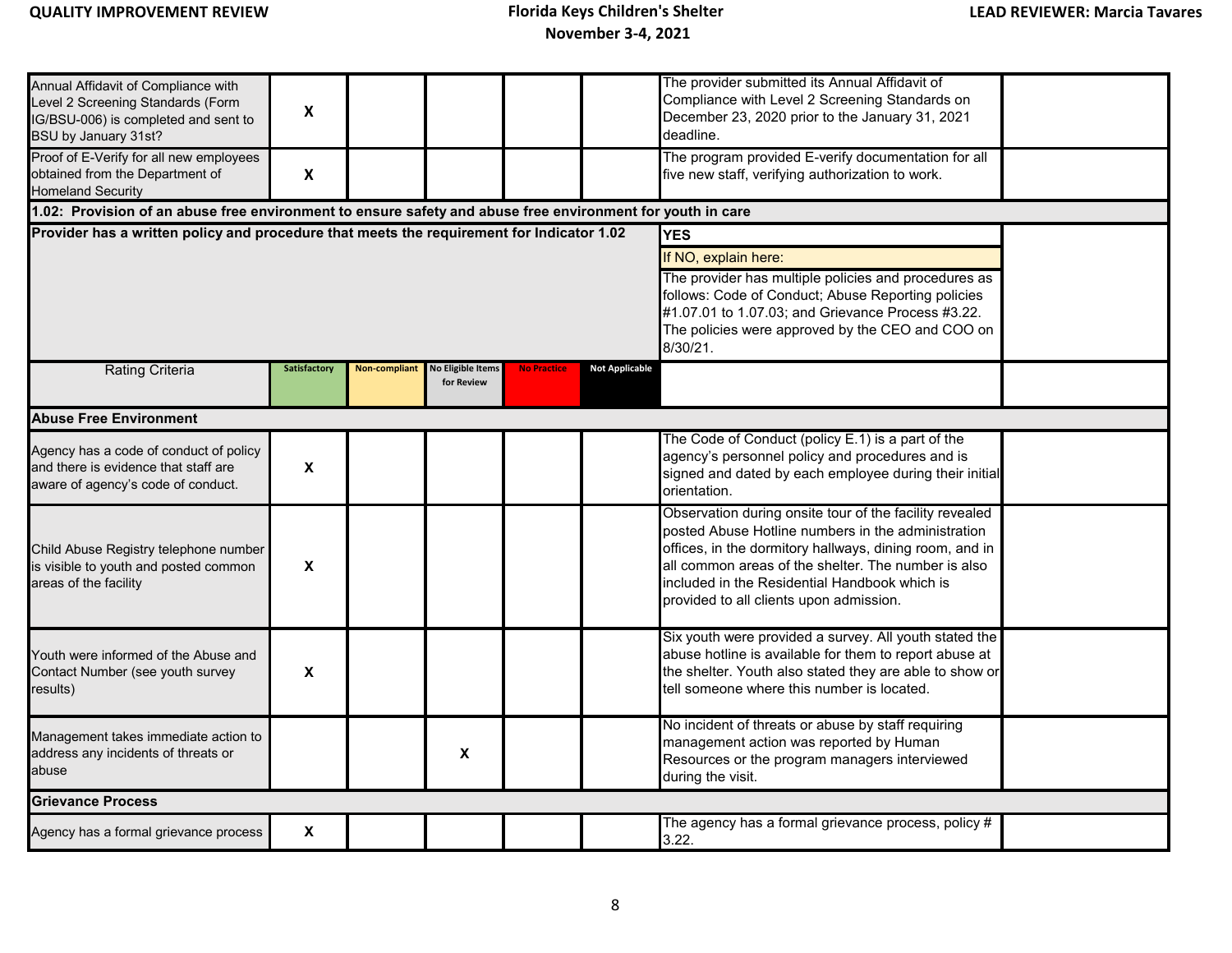| | | | | | | | |
|---|---|---|---|---|---|---|---|
| Annual Affidavit of Compliance with Level 2 Screening Standards (Form IG/BSU-006) is completed and sent to BSU by January 31st? | X | | | | | The provider submitted its Annual Affidavit of Compliance with Level 2 Screening Standards on December 23, 2020 prior to the January 31, 2021 deadline. | |
| Proof of E-Verify for all new employees obtained from the Department of Homeland Security | X | | | | | The program provided E-verify documentation for all five new staff, verifying authorization to work. | |
| **1.02: Provision of an abuse free environment to ensure safety and abuse free environment for youth in care** | | | | | | | |
| **Provider has a written policy and procedure that meets the requirement for Indicator 1.02** | | | | | | **YES**<br>If NO, explain here:<br>The provider has multiple policies and procedures as follows: Code of Conduct; Abuse Reporting policies #1.07.01 to 1.07.03; and Grievance Process #3.22. The policies were approved by the CEO and COO on 8/30/21. | |
| Rating Criteria | Satisfactory | Non-compliant | No Eligible Items for Review | No Practice | Not Applicable | | |
| **Abuse Free Environment** | | | | | | | |
| Agency has a code of conduct of policy and there is evidence that staff are aware of agency's code of conduct. | X | | | | | The Code of Conduct (policy E.1) is a part of the agency's personnel policy and procedures and is signed and dated by each employee during their initial orientation. | |
| Child Abuse Registry telephone number is visible to youth and posted common areas of the facility | X | | | | | Observation during onsite tour of the facility revealed posted Abuse Hotline numbers in the administration offices, in the dormitory hallways, dining room, and in all common areas of the shelter. The number is also included in the Residential Handbook which is provided to all clients upon admission. | |
| Youth were informed of the Abuse and Contact Number (see youth survey results) | X | | | | | Six youth were provided a survey. All youth stated the abuse hotline is available for them to report abuse at the shelter. Youth also stated they are able to show or tell someone where this number is located. | |
| Management takes immediate action to address any incidents of threats or abuse | | | X | | | No incident of threats or abuse by staff requiring management action was reported by Human Resources or the program managers interviewed during the visit. | |
| **Grievance Process** | | | | | | | |
| Agency has a formal grievance process | X | | | | | The agency has a formal grievance process, policy # 3.22. | |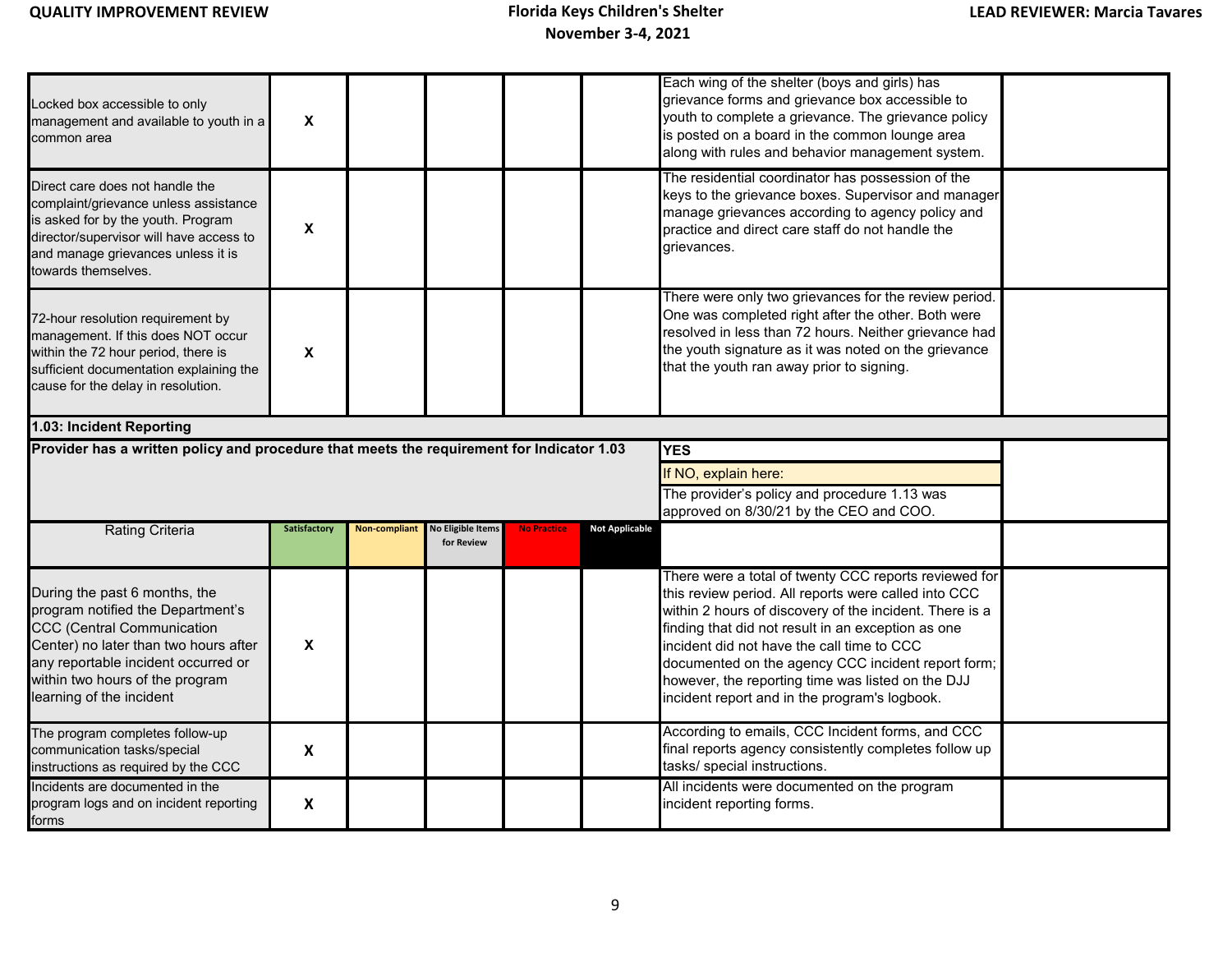| | | | | | | | |
|---|---|---|---|---|---|---|---|
| Locked box accessible to only management and available to youth in a common area | X | | | | | Each wing of the shelter (boys and girls) has grievance forms and grievance box accessible to youth to complete a grievance. The grievance policy is posted on a board in the common lounge area along with rules and behavior management system. | |
| Direct care does not handle the complaint/grievance unless assistance is asked for by the youth. Program director/supervisor will have access to and manage grievances unless it is towards themselves. | X | | | | | The residential coordinator has possession of the keys to the grievance boxes. Supervisor and manager manage grievances according to agency policy and practice and direct care staff do not handle the grievances. | |
| 72-hour resolution requirement by management. If this does NOT occur within the 72 hour period, there is sufficient documentation explaining the cause for the delay in resolution. | X | | | | | There were only two grievances for the review period. One was completed right after the other. Both were resolved in less than 72 hours. Neither grievance had the youth signature as it was noted on the grievance that the youth ran away prior to signing. | |

**1.03: Incident Reporting**

| | | | | | | | |
|---|---|---|---|---|---|---|---|
| **Provider has a written policy and procedure that meets the requirement for Indicator 1.03** | | | | | | **YES**<br>If NO, explain here:<br>The provider's policy and procedure 1.13 was approved on 8/30/21 by the CEO and COO. | |
| Rating Criteria | Satisfactory | Non-compliant | No Eligible Items for Review | No Practice | Not Applicable | | |
| During the past 6 months, the program notified the Department's CCC (Central Communication Center) no later than two hours after any reportable incident occurred or within two hours of the program learning of the incident | X | | | | | There were a total of twenty CCC reports reviewed for this review period. All reports were called into CCC within 2 hours of discovery of the incident. There is a finding that did not result in an exception as one incident did not have the call time to CCC documented on the agency CCC incident report form; however, the reporting time was listed on the DJJ incident report and in the program's logbook. | |
| The program completes follow-up communication tasks/special instructions as required by the CCC | X | | | | | According to emails, CCC Incident forms, and CCC final reports agency consistently completes follow up tasks/ special instructions. | |
| Incidents are documented in the program logs and on incident reporting forms | X | | | | | All incidents were documented on the program incident reporting forms. | |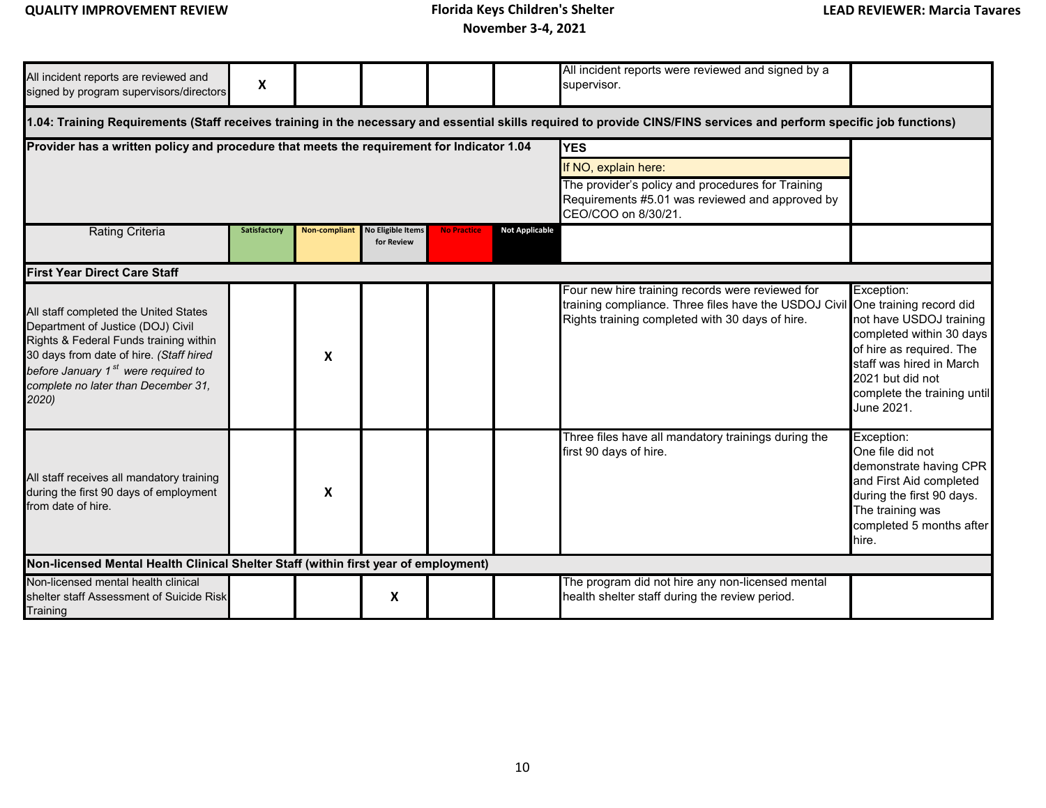| | Satisfactory | Non-compliant | No Eligible Items for Review | No Practice | Not Applicable | | |
|---|---|---|---|---|---|---|---|
| All incident reports are reviewed and signed by program supervisors/directors | X | | | | | All incident reports were reviewed and signed by a supervisor. | |
| **1.04: Training Requirements (Staff receives training in the necessary and essential skills required to provide CINS/FINS services and perform specific job functions)** | | | | | | | |
| **Provider has a written policy and procedure that meets the requirement for Indicator 1.04** | | | | | | **YES**<br>If NO, explain here:<br>The provider's policy and procedures for Training Requirements #5.01 was reviewed and approved by CEO/COO on 8/30/21. | |
| Rating Criteria | Satisfactory | Non-compliant | No Eligible Items for Review | No Practice | Not Applicable | | |
| **First Year Direct Care Staff** | | | | | | | |
| All staff completed the United States Department of Justice (DOJ) Civil Rights & Federal Funds training within 30 days from date of hire. *(Staff hired before January 1st were required to complete no later than December 31, 2020)* | | X | | | | Four new hire training records were reviewed for training compliance. Three files have the USDOJ Civil Rights training completed with 30 days of hire. | Exception:<br>One training record did not have USDOJ training completed within 30 days of hire as required. The staff was hired in March 2021 but did not complete the training until June 2021. |
| All staff receives all mandatory training during the first 90 days of employment from date of hire. | | X | | | | Three files have all mandatory trainings during the first 90 days of hire. | Exception:<br>One file did not demonstrate having CPR and First Aid completed during the first 90 days. The training was completed 5 months after hire. |
| **Non-licensed Mental Health Clinical Shelter Staff (within first year of employment)** | | | | | | | |
| Non-licensed mental health clinical shelter staff Assessment of Suicide Risk Training | | | X | | | The program did not hire any non-licensed mental health shelter staff during the review period. | |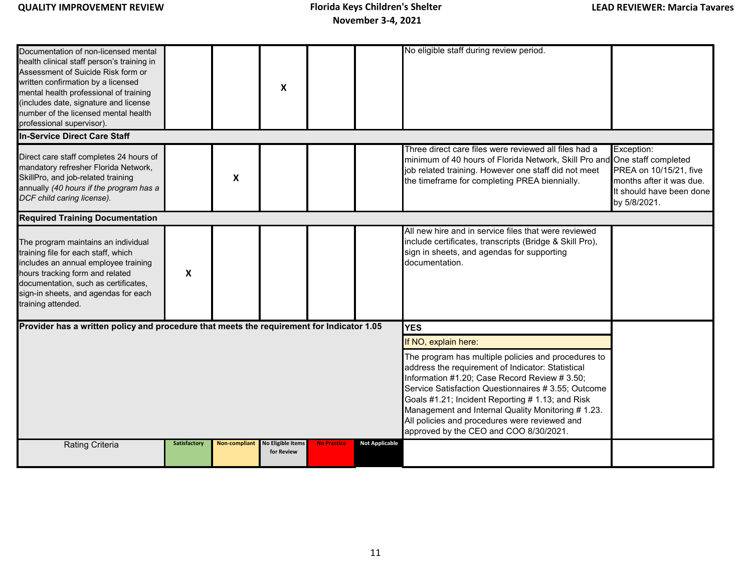| Indicator | Satisfactory | Non-compliant | No Eligible Items for Review | No Practice | Not Applicable | Comments | Exceptions |
|---|---|---|---|---|---|---|---|
| Documentation of non-licensed mental health clinical staff person's training in Assessment of Suicide Risk form or written confirmation by a licensed mental health professional of training (includes date, signature and license number of the licensed mental health professional supervisor). | | | X | | | No eligible staff during review period. | |
| **In-Service Direct Care Staff** | | | | | | | |
| Direct care staff completes 24 hours of mandatory refresher Florida Network, SkillPro, and job-related training annually *(40 hours if the program has a DCF child caring license).* | | X | | | | Three direct care files were reviewed all files had a minimum of 40 hours of Florida Network, Skill Pro and job related training. However one staff did not meet the timeframe for completing PREA biennially. | Exception: One staff completed PREA on 10/15/21, five months after it was due. It should have been done by 5/8/2021. |
| **Required Training Documentation** | | | | | | | |
| The program maintains an individual training file for each staff, which includes an annual employee training hours tracking form and related documentation, such as certificates, sign-in sheets, and agendas for each training attended. | X | | | | | All new hire and in service files that were reviewed include certificates, transcripts (Bridge & Skill Pro), sign in sheets, and agendas for supporting documentation. | |
| **Provider has a written policy and procedure that meets the requirement for Indicator 1.05** | | | | | | **YES**<br>If NO, explain here:<br>The program has multiple policies and procedures to address the requirement of Indicator: Statistical Information #1.20; Case Record Review # 3.50; Service Satisfaction Questionnaires # 3.55; Outcome Goals #1.21; Incident Reporting # 1.13; and Risk Management and Internal Quality Monitoring # 1.23. All policies and procedures were reviewed and approved by the CEO and COO 8/30/2021. | |
| Rating Criteria | Satisfactory | Non-compliant | No Eligible Items for Review | No Practice | Not Applicable | | |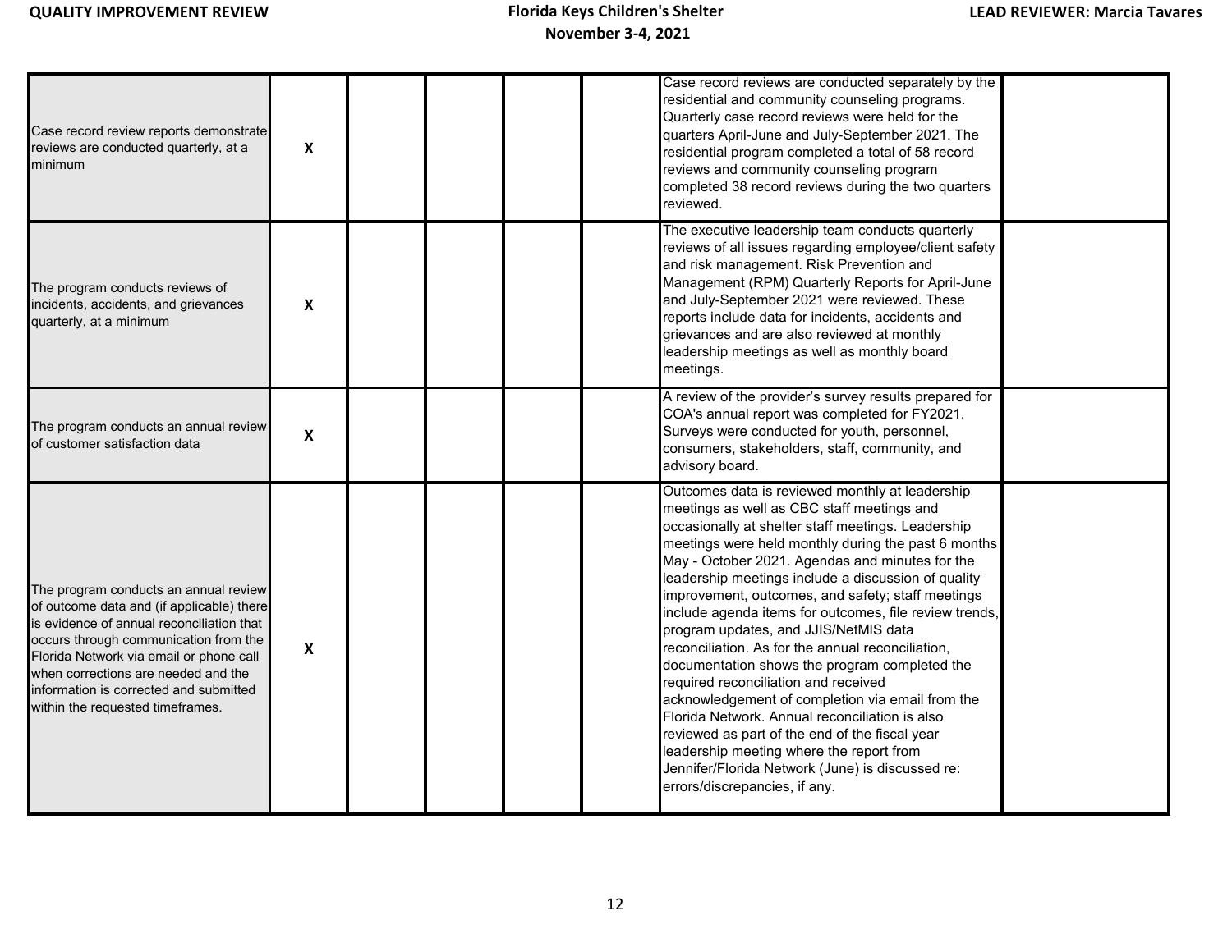| | | | | | | | |
|---|---|---|---|---|---|---|---|
| Case record review reports demonstrate reviews are conducted quarterly, at a minimum | X | | | | | Case record reviews are conducted separately by the residential and community counseling programs. Quarterly case record reviews were held for the quarters April-June and July-September 2021. The residential program completed a total of 58 record reviews and community counseling program completed 38 record reviews during the two quarters reviewed. | |
| The program conducts reviews of incidents, accidents, and grievances quarterly, at a minimum | X | | | | | The executive leadership team conducts quarterly reviews of all issues regarding employee/client safety and risk management. Risk Prevention and Management (RPM) Quarterly Reports for April-June and July-September 2021 were reviewed. These reports include data for incidents, accidents and grievances and are also reviewed at monthly leadership meetings as well as monthly board meetings. | |
| The program conducts an annual review of customer satisfaction data | X | | | | | A review of the provider's survey results prepared for COA's annual report was completed for FY2021. Surveys were conducted for youth, personnel, consumers, stakeholders, staff, community, and advisory board. | |
| The program conducts an annual review of outcome data and (if applicable) there is evidence of annual reconciliation that occurs through communication from the Florida Network via email or phone call when corrections are needed and the information is corrected and submitted within the requested timeframes. | X | | | | | Outcomes data is reviewed monthly at leadership meetings as well as CBC staff meetings and occasionally at shelter staff meetings. Leadership meetings were held monthly during the past 6 months May - October 2021. Agendas and minutes for the leadership meetings include a discussion of quality improvement, outcomes, and safety; staff meetings include agenda items for outcomes, file review trends, program updates, and JJIS/NetMIS data reconciliation. As for the annual reconciliation, documentation shows the program completed the required reconciliation and received acknowledgement of completion via email from the Florida Network. Annual reconciliation is also reviewed as part of the end of the fiscal year leadership meeting where the report from Jennifer/Florida Network (June) is discussed re: errors/discrepancies, if any. | |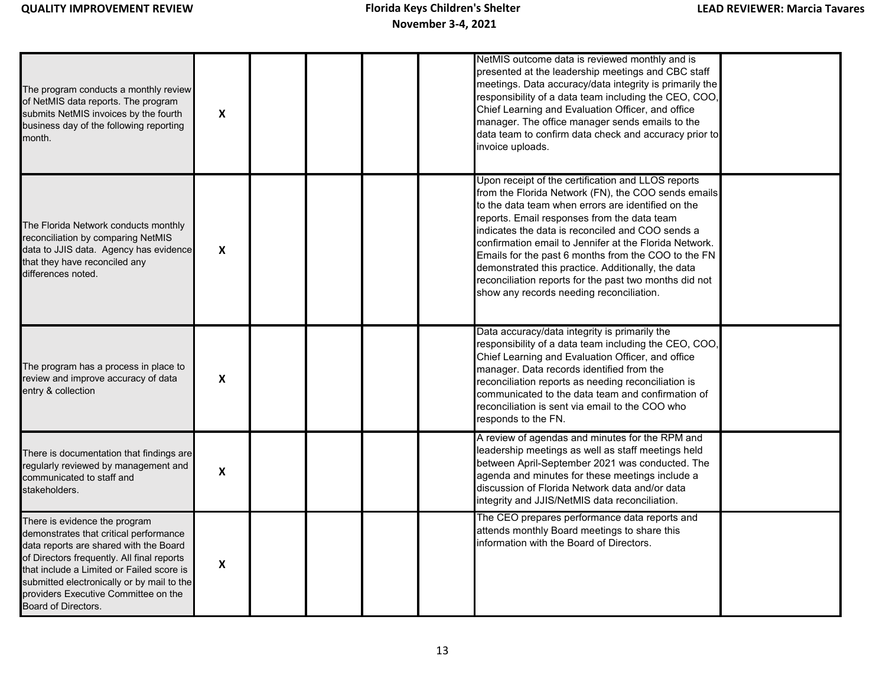| | | | | | | | |
|---|---|---|---|---|---|---|---|
| The program conducts a monthly review of NetMIS data reports. The program submits NetMIS invoices by the fourth business day of the following reporting month. | X | | | | | NetMIS outcome data is reviewed monthly and is presented at the leadership meetings and CBC staff meetings. Data accuracy/data integrity is primarily the responsibility of a data team including the CEO, COO, Chief Learning and Evaluation Officer, and office manager. The office manager sends emails to the data team to confirm data check and accuracy prior to invoice uploads. | |
| The Florida Network conducts monthly reconciliation by comparing NetMIS data to JJIS data. Agency has evidence that they have reconciled any differences noted. | X | | | | | Upon receipt of the certification and LLOS reports from the Florida Network (FN), the COO sends emails to the data team when errors are identified on the reports. Email responses from the data team indicates the data is reconciled and COO sends a confirmation email to Jennifer at the Florida Network. Emails for the past 6 months from the COO to the FN demonstrated this practice. Additionally, the data reconciliation reports for the past two months did not show any records needing reconciliation. | |
| The program has a process in place to review and improve accuracy of data entry & collection | X | | | | | Data accuracy/data integrity is primarily the responsibility of a data team including the CEO, COO, Chief Learning and Evaluation Officer, and office manager. Data records identified from the reconciliation reports as needing reconciliation is communicated to the data team and confirmation of reconciliation is sent via email to the COO who responds to the FN. | |
| There is documentation that findings are regularly reviewed by management and communicated to staff and stakeholders. | X | | | | | A review of agendas and minutes for the RPM and leadership meetings as well as staff meetings held between April-September 2021 was conducted. The agenda and minutes for these meetings include a discussion of Florida Network data and/or data integrity and JJIS/NetMIS data reconciliation. | |
| There is evidence the program demonstrates that critical performance data reports are shared with the Board of Directors frequently. All final reports that include a Limited or Failed score is submitted electronically or by mail to the providers Executive Committee on the Board of Directors. | X | | | | | The CEO prepares performance data reports and attends monthly Board meetings to share this information with the Board of Directors. | |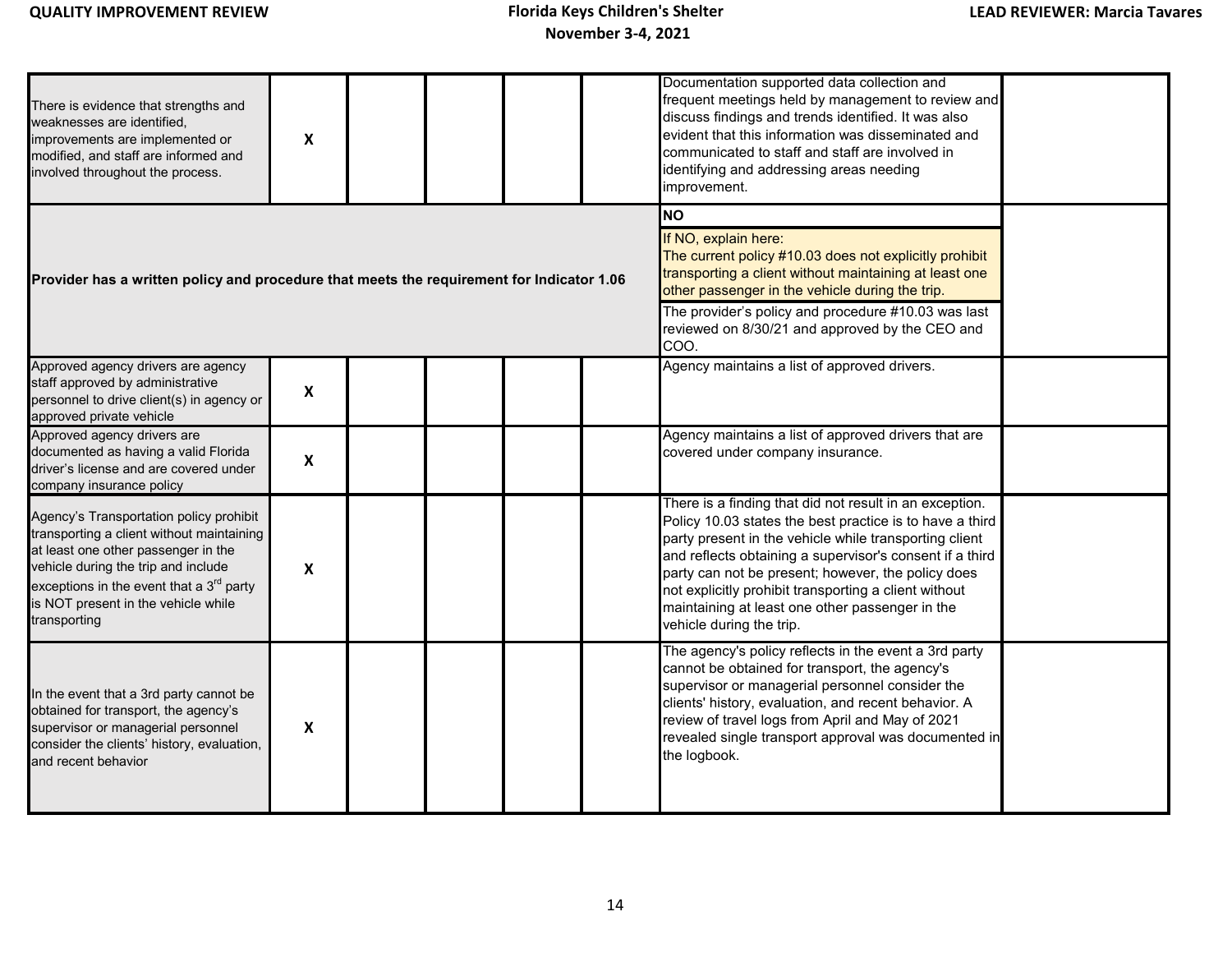| | | | | | | | |
|---|---|---|---|---|---|---|---|
| There is evidence that strengths and weaknesses are identified, improvements are implemented or modified, and staff are informed and involved throughout the process. | X | | | | | Documentation supported data collection and frequent meetings held by management to review and discuss findings and trends identified. It was also evident that this information was disseminated and communicated to staff and staff are involved in identifying and addressing areas needing improvement. | |
| **Provider has a written policy and procedure that meets the requirement for Indicator 1.06** | | | | | | **NO**<br>If NO, explain here:<br>The current policy #10.03 does not explicitly prohibit transporting a client without maintaining at least one other passenger in the vehicle during the trip.<br>The provider's policy and procedure #10.03 was last reviewed on 8/30/21 and approved by the CEO and COO. | |
| Approved agency drivers are agency staff approved by administrative personnel to drive client(s) in agency or approved private vehicle | X | | | | | Agency maintains a list of approved drivers. | |
| Approved agency drivers are documented as having a valid Florida driver's license and are covered under company insurance policy | X | | | | | Agency maintains a list of approved drivers that are covered under company insurance. | |
| Agency's Transportation policy prohibit transporting a client without maintaining at least one other passenger in the vehicle during the trip and include exceptions in the event that a 3rd party is NOT present in the vehicle while transporting | X | | | | | There is a finding that did not result in an exception. Policy 10.03 states the best practice is to have a third party present in the vehicle while transporting client and reflects obtaining a supervisor's consent if a third party can not be present; however, the policy does not explicitly prohibit transporting a client without maintaining at least one other passenger in the vehicle during the trip. | |
| In the event that a 3rd party cannot be obtained for transport, the agency's supervisor or managerial personnel consider the clients' history, evaluation, and recent behavior | X | | | | | The agency's policy reflects in the event a 3rd party cannot be obtained for transport, the agency's supervisor or managerial personnel consider the clients' history, evaluation, and recent behavior. A review of travel logs from April and May of 2021 revealed single transport approval was documented in the logbook. | |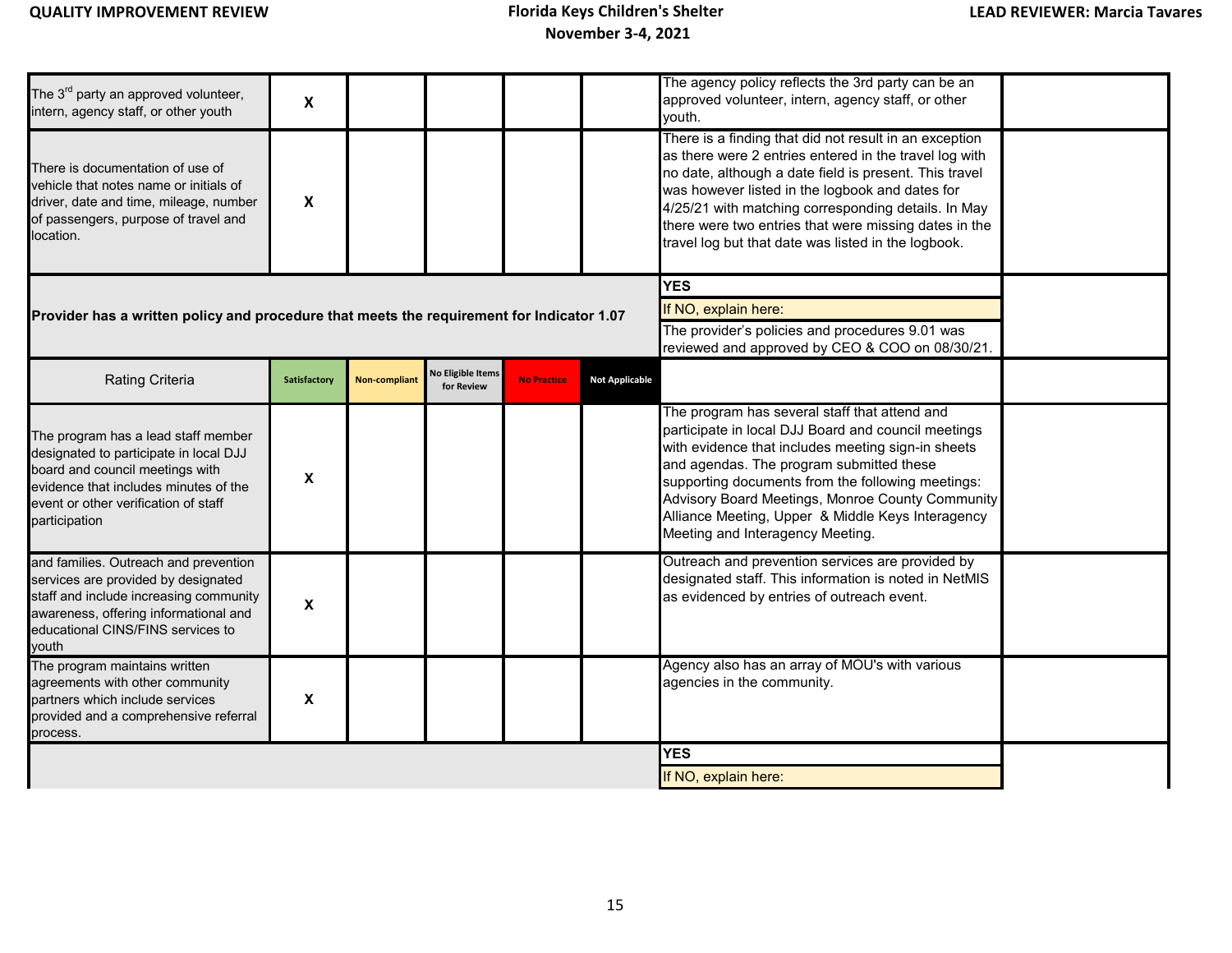| | | | | | | | |
|---|---|---|---|---|---|---|---|
| The 3rd party an approved volunteer, intern, agency staff, or other youth | X | | | | | The agency policy reflects the 3rd party can be an approved volunteer, intern, agency staff, or other youth. | |
| There is documentation of use of vehicle that notes name or initials of driver, date and time, mileage, number of passengers, purpose of travel and location. | X | | | | | There is a finding that did not result in an exception as there were 2 entries entered in the travel log with no date, although a date field is present. This travel was however listed in the logbook and dates for 4/25/21 with matching corresponding details. In May there were two entries that were missing dates in the travel log but that date was listed in the logbook. | |
| **Provider has a written policy and procedure that meets the requirement for Indicator 1.07** | | | | | | **YES**<br>If NO, explain here:<br>The provider's policies and procedures 9.01 was reviewed and approved by CEO & COO on 08/30/21. | |
| Rating Criteria | Satisfactory | Non-compliant | No Eligible Items for Review | No Practice | Not Applicable | | |
| The program has a lead staff member designated to participate in local DJJ board and council meetings with evidence that includes minutes of the event or other verification of staff participation | X | | | | | The program has several staff that attend and participate in local DJJ Board and council meetings with evidence that includes meeting sign-in sheets and agendas. The program submitted these supporting documents from the following meetings: Advisory Board Meetings, Monroe County Community Alliance Meeting, Upper & Middle Keys Interagency Meeting and Interagency Meeting. | |
| and families. Outreach and prevention services are provided by designated staff and include increasing community awareness, offering informational and educational CINS/FINS services to youth | X | | | | | Outreach and prevention services are provided by designated staff. This information is noted in NetMIS as evidenced by entries of outreach event. | |
| The program maintains written agreements with other community partners which include services provided and a comprehensive referral process. | X | | | | | Agency also has an array of MOU's with various agencies in the community. | |
| | | | | | | **YES**<br>If NO, explain here: | |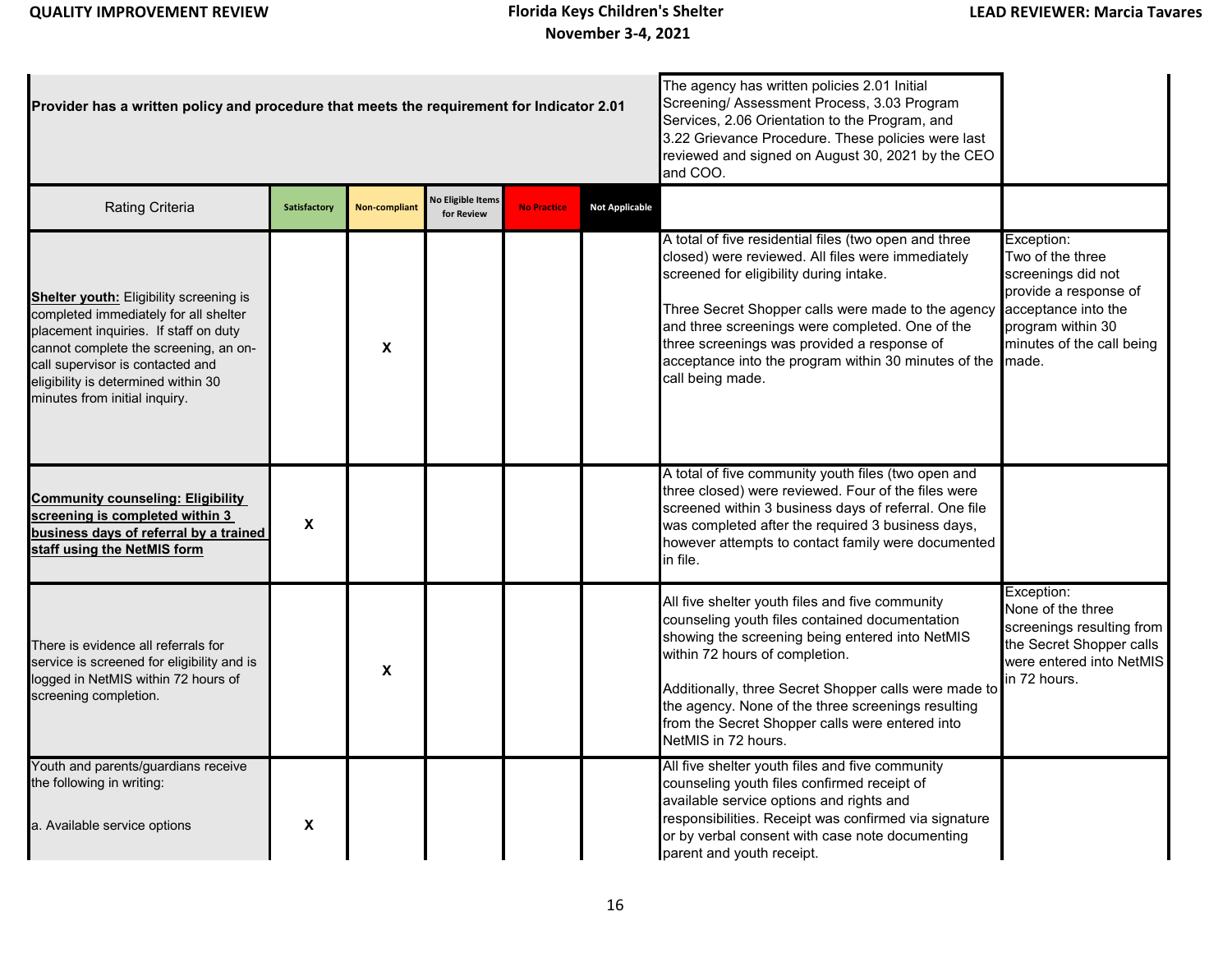| Provider has a written policy and procedure that meets the requirement for Indicator 2.01 | | | | | | The agency has written policies 2.01 Initial Screening/ Assessment Process, 3.03 Program Services, 2.06 Orientation to the Program, and 3.22 Grievance Procedure. These policies were last reviewed and signed on August 30, 2021 by the CEO and COO. | |
|---|---|---|---|---|---|---|---|
| Rating Criteria | Satisfactory | Non-compliant | No Eligible Items for Review | No Practice | Not Applicable | | |
| **Shelter youth:** Eligibility screening is completed immediately for all shelter placement inquiries. If staff on duty cannot complete the screening, an on-call supervisor is contacted and eligibility is determined within 30 minutes from initial inquiry. | | X | | | | A total of five residential files (two open and three closed) were reviewed. All files were immediately screened for eligibility during intake.<br><br>Three Secret Shopper calls were made to the agency and three screenings were completed. One of the three screenings was provided a response of acceptance into the program within 30 minutes of the call being made. | Exception:<br>Two of the three screenings did not provide a response of acceptance into the program within 30 minutes of the call being made. |
| **Community counseling: Eligibility screening is completed within 3 business days of referral by a trained staff using the NetMIS form** | X | | | | | A total of five community youth files (two open and three closed) were reviewed. Four of the files were screened within 3 business days of referral. One file was completed after the required 3 business days, however attempts to contact family were documented in file. | |
| There is evidence all referrals for service is screened for eligibility and is logged in NetMIS within 72 hours of screening completion. | | X | | | | All five shelter youth files and five community counseling youth files contained documentation showing the screening being entered into NetMIS within 72 hours of completion.<br><br>Additionally, three Secret Shopper calls were made to the agency. None of the three screenings resulting from the Secret Shopper calls were entered into NetMIS in 72 hours. | Exception:<br>None of the three screenings resulting from the Secret Shopper calls were entered into NetMIS in 72 hours. |
| Youth and parents/guardians receive the following in writing:<br><br>a. Available service options | X | | | | | All five shelter youth files and five community counseling youth files confirmed receipt of available service options and rights and responsibilities. Receipt was confirmed via signature or by verbal consent with case note documenting parent and youth receipt. | |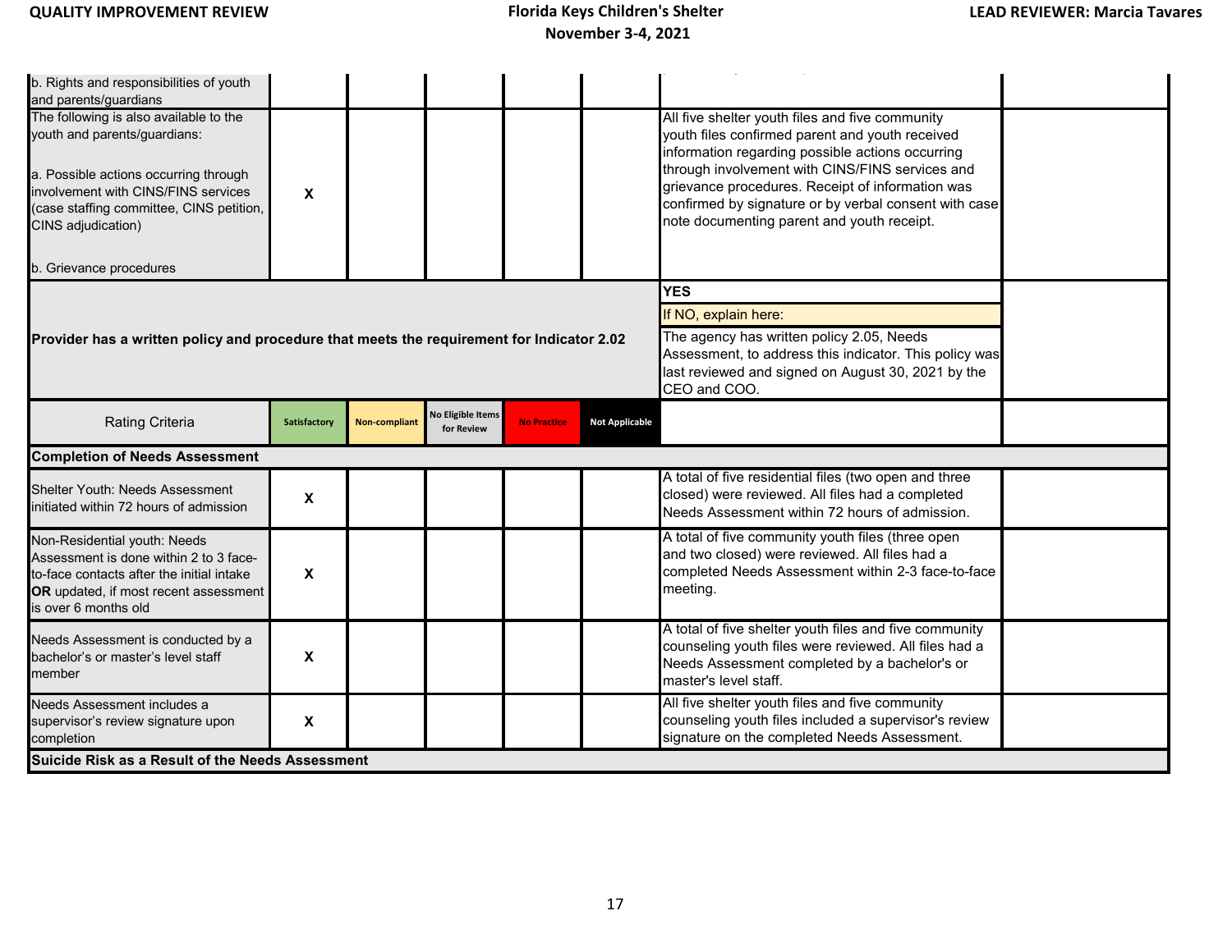| | | | | | | | |
|---|---|---|---|---|---|---|---|
| b. Rights and responsibilities of youth and parents/guardians | | | | | | | |
| The following is also available to the youth and parents/guardians:<br><br>a. Possible actions occurring through involvement with CINS/FINS services (case staffing committee, CINS petition, CINS adjudication)<br><br>b. Grievance procedures | X | | | | | All five shelter youth files and five community youth files confirmed parent and youth received information regarding possible actions occurring through involvement with CINS/FINS services and grievance procedures. Receipt of information was confirmed by signature or by verbal consent with case note documenting parent and youth receipt. | |
| **Provider has a written policy and procedure that meets the requirement for Indicator 2.02** | | | | | | **YES**<br>If NO, explain here:<br>The agency has written policy 2.05, Needs Assessment, to address this indicator. This policy was last reviewed and signed on August 30, 2021 by the CEO and COO. | |
| Rating Criteria | Satisfactory | Non-compliant | No Eligible Items for Review | No Practice | Not Applicable | | |
| **Completion of Needs Assessment** | | | | | | | |
| Shelter Youth: Needs Assessment initiated within 72 hours of admission | X | | | | | A total of five residential files (two open and three closed) were reviewed. All files had a completed Needs Assessment within 72 hours of admission. | |
| Non-Residential youth: Needs Assessment is done within 2 to 3 face-to-face contacts after the initial intake **OR** updated, if most recent assessment is over 6 months old | X | | | | | A total of five community youth files (three open and two closed) were reviewed. All files had a completed Needs Assessment within 2-3 face-to-face meeting. | |
| Needs Assessment is conducted by a bachelor's or master's level staff member | X | | | | | A total of five shelter youth files and five community counseling youth files were reviewed. All files had a Needs Assessment completed by a bachelor's or master's level staff. | |
| Needs Assessment includes a supervisor's review signature upon completion | X | | | | | All five shelter youth files and five community counseling youth files included a supervisor's review signature on the completed Needs Assessment. | |
| **Suicide Risk as a Result of the Needs Assessment** | | | | | | | |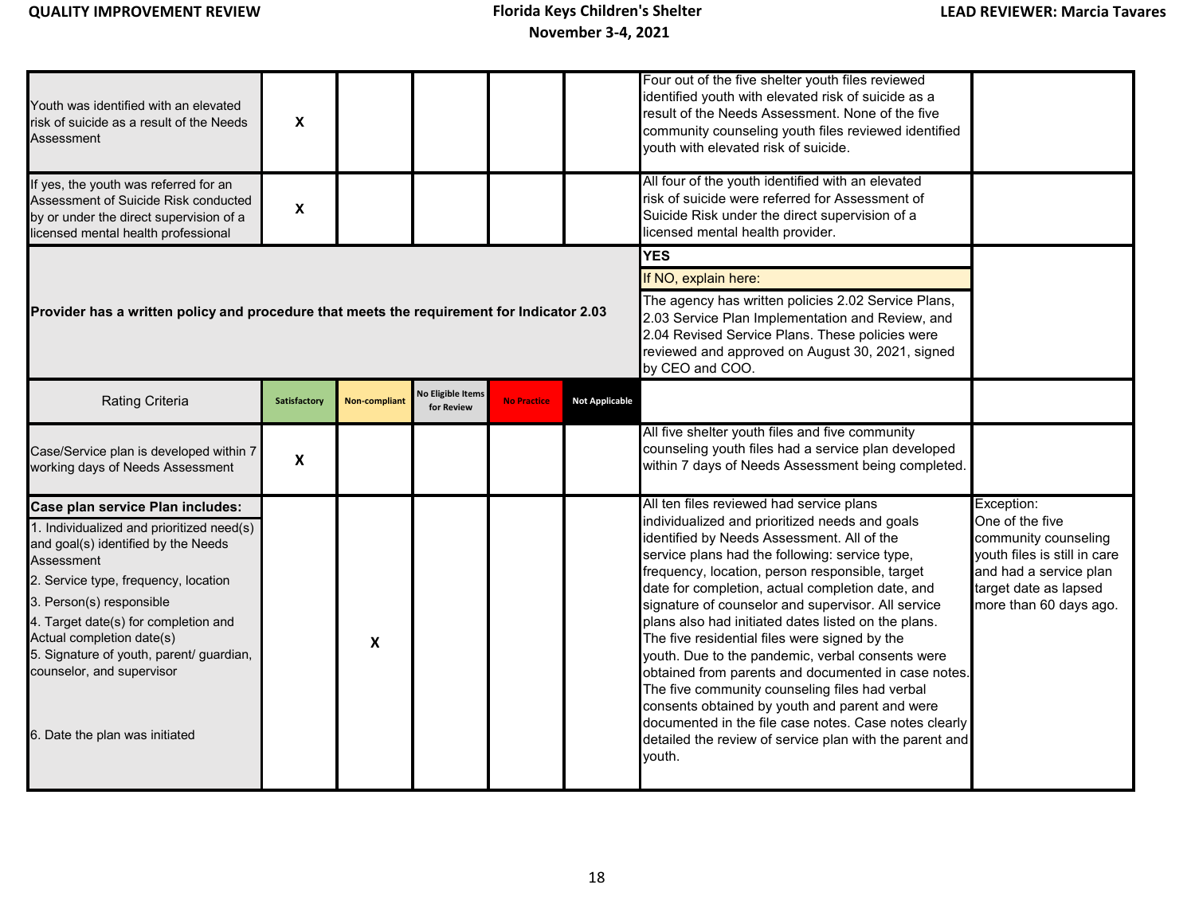| | | | | | | | |
|---|---|---|---|---|---|---|---|
| Youth was identified with an elevated risk of suicide as a result of the Needs Assessment | X | | | | | Four out of the five shelter youth files reviewed identified youth with elevated risk of suicide as a result of the Needs Assessment. None of the five community counseling youth files reviewed identified youth with elevated risk of suicide. | |
| If yes, the youth was referred for an Assessment of Suicide Risk conducted by or under the direct supervision of a licensed mental health professional | X | | | | | All four of the youth identified with an elevated risk of suicide were referred for Assessment of Suicide Risk under the direct supervision of a licensed mental health provider. | |
| **Provider has a written policy and procedure that meets the requirement for Indicator 2.03** | | | | | | **YES**<br>If NO, explain here:<br>The agency has written policies 2.02 Service Plans, 2.03 Service Plan Implementation and Review, and 2.04 Revised Service Plans. These policies were reviewed and approved on August 30, 2021, signed by CEO and COO. | |
| Rating Criteria | Satisfactory | Non-compliant | No Eligible Items for Review | No Practice | Not Applicable | | |
| Case/Service plan is developed within 7 working days of Needs Assessment | X | | | | | All five shelter youth files and five community counseling youth files had a service plan developed within 7 days of Needs Assessment being completed. | |
| **Case plan service Plan includes:**<br>1. Individualized and prioritized need(s) and goal(s) identified by the Needs Assessment<br>2. Service type, frequency, location<br>3. Person(s) responsible<br>4. Target date(s) for completion and Actual completion date(s)<br>5. Signature of youth, parent/ guardian, counselor, and supervisor<br>6. Date the plan was initiated | | X | | | | All ten files reviewed had service plans individualized and prioritized needs and goals identified by Needs Assessment. All of the service plans had the following: service type, frequency, location, person responsible, target date for completion, actual completion date, and signature of counselor and supervisor. All service plans also had initiated dates listed on the plans. The five residential files were signed by the youth. Due to the pandemic, verbal consents were obtained from parents and documented in case notes. The five community counseling files had verbal consents obtained by youth and parent and were documented in the file case notes. Case notes clearly detailed the review of service plan with the parent and youth. | Exception:<br>One of the five community counseling youth files is still in care and had a service plan target date as lapsed more than 60 days ago. |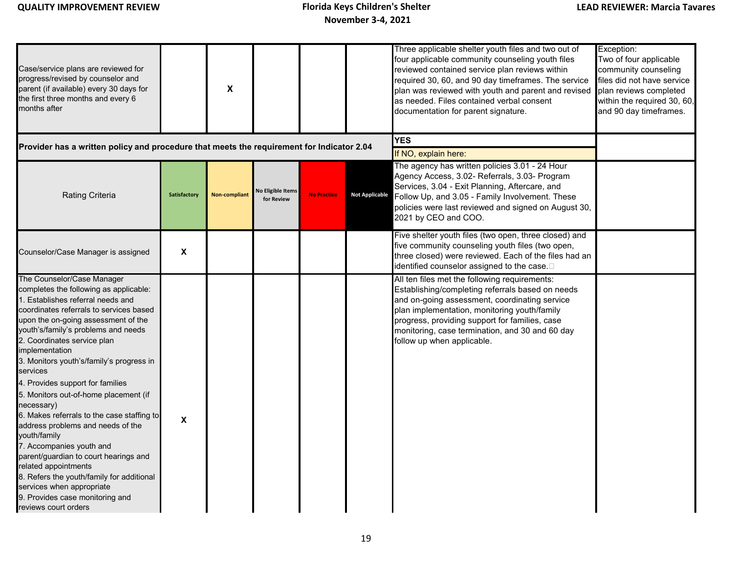| | | | | | | | |
|---|---|---|---|---|---|---|---|
| Case/service plans are reviewed for progress/revised by counselor and parent (if available) every 30 days for the first three months and every 6 months after | | X | | | | Three applicable shelter youth files and two out of four applicable community counseling youth files reviewed contained service plan reviews within required 30, 60, and 90 day timeframes. The service plan was reviewed with youth and parent and revised as needed. Files contained verbal consent documentation for parent signature. | Exception: Two of four applicable community counseling files did not have service plan reviews completed within the required 30, 60, and 90 day timeframes. |
| **Provider has a written policy and procedure that meets the requirement for Indicator 2.04** | | | | | | **YES** If NO, explain here: | |
| Rating Criteria | **Satisfactory** | **Non-compliant** | **No Eligible Items for Review** | **No Practice** | **Not Applicable** | The agency has written policies 3.01 - 24 Hour Agency Access, 3.02- Referrals, 3.03- Program Services, 3.04 - Exit Planning, Aftercare, and Follow Up, and 3.05 - Family Involvement. These policies were last reviewed and signed on August 30, 2021 by CEO and COO. | |
| Counselor/Case Manager is assigned | X | | | | | Five shelter youth files (two open, three closed) and five community counseling youth files (two open, three closed) were reviewed. Each of the files had an identified counselor assigned to the case. | |
| The Counselor/Case Manager completes the following as applicable:<br>1. Establishes referral needs and coordinates referrals to services based upon the on-going assessment of the youth's/family's problems and needs<br>2. Coordinates service plan implementation<br>3. Monitors youth's/family's progress in services<br>4. Provides support for families<br>5. Monitors out-of-home placement (if necessary)<br>6. Makes referrals to the case staffing to address problems and needs of the youth/family<br>7. Accompanies youth and parent/guardian to court hearings and related appointments<br>8. Refers the youth/family for additional services when appropriate<br>9. Provides case monitoring and reviews court orders | X | | | | | All ten files met the following requirements: Establishing/completing referrals based on needs and on-going assessment, coordinating service plan implementation, monitoring youth/family progress, providing support for families, case monitoring, case termination, and 30 and 60 day follow up when applicable. | |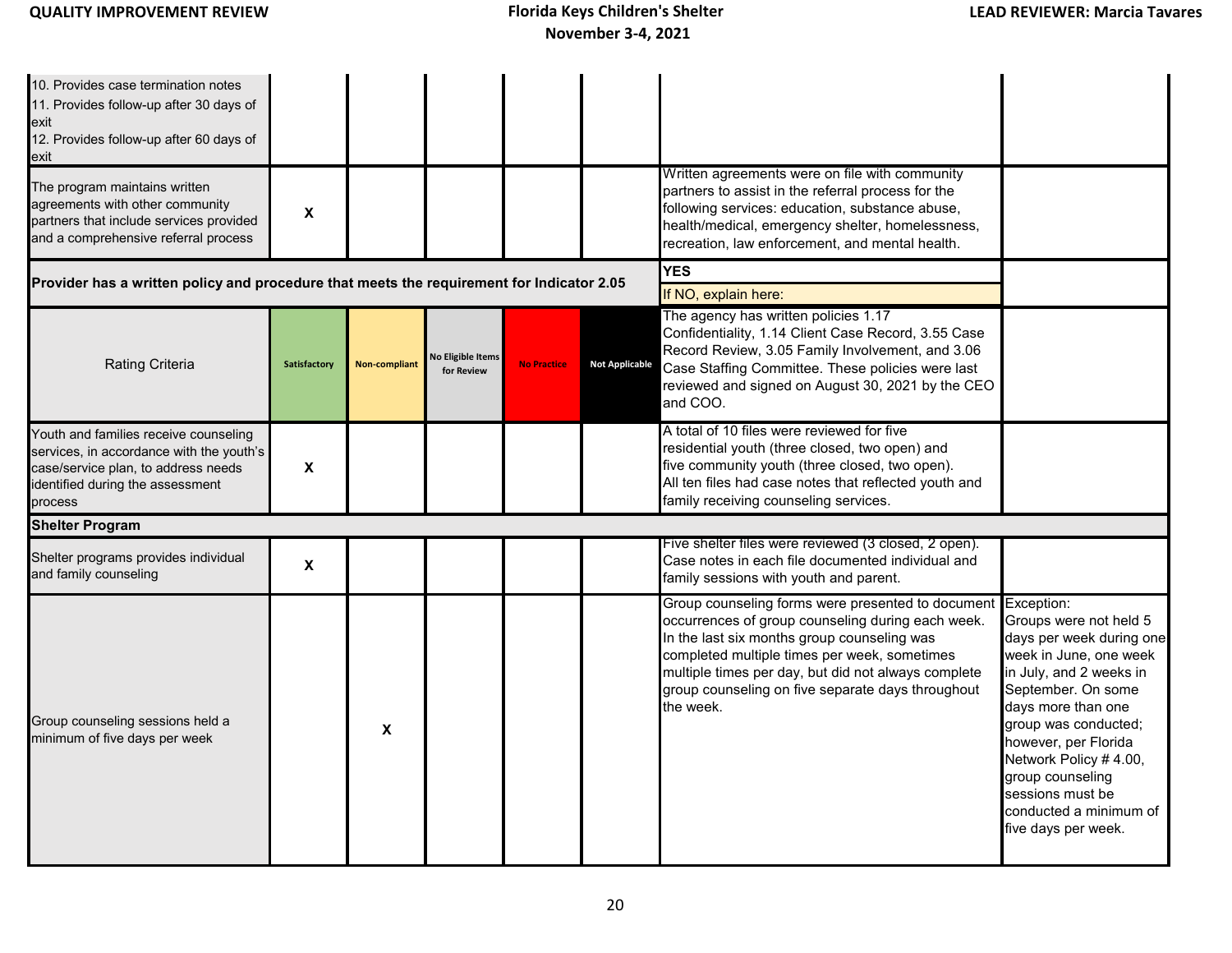| | | | | | | | |
|---|---|---|---|---|---|---|---|
| 10. Provides case termination notes<br>11. Provides follow-up after 30 days of exit<br>12. Provides follow-up after 60 days of exit | | | | | | | |
| The program maintains written agreements with other community partners that include services provided and a comprehensive referral process | X | | | | | Written agreements were on file with community partners to assist in the referral process for the following services: education, substance abuse, health/medical, emergency shelter, homelessness, recreation, law enforcement, and mental health. | |
| **Provider has a written policy and procedure that meets the requirement for Indicator 2.05** | | | | | | **YES**<br>If NO, explain here: | |
| Rating Criteria | Satisfactory | Non-compliant | No Eligible Items for Review | No Practice | Not Applicable | The agency has written policies 1.17 Confidentiality, 1.14 Client Case Record, 3.55 Case Record Review, 3.05 Family Involvement, and 3.06 Case Staffing Committee. These policies were last reviewed and signed on August 30, 2021 by the CEO and COO. | |
| Youth and families receive counseling services, in accordance with the youth's case/service plan, to address needs identified during the assessment process | X | | | | | A total of 10 files were reviewed for five residential youth (three closed, two open) and five community youth (three closed, two open). All ten files had case notes that reflected youth and family receiving counseling services. | |
| **Shelter Program** | | | | | | | |
| Shelter programs provides individual and family counseling | X | | | | | Five shelter files were reviewed (3 closed, 2 open). Case notes in each file documented individual and family sessions with youth and parent. | |
| Group counseling sessions held a minimum of five days per week | | X | | | | Group counseling forms were presented to document occurrences of group counseling during each week. In the last six months group counseling was completed multiple times per week, sometimes multiple times per day, but did not always complete group counseling on five separate days throughout the week. | Exception:<br>Groups were not held 5 days per week during one week in June, one week in July, and 2 weeks in September. On some days more than one group was conducted; however, per Florida Network Policy # 4.00, group counseling sessions must be conducted a minimum of five days per week. |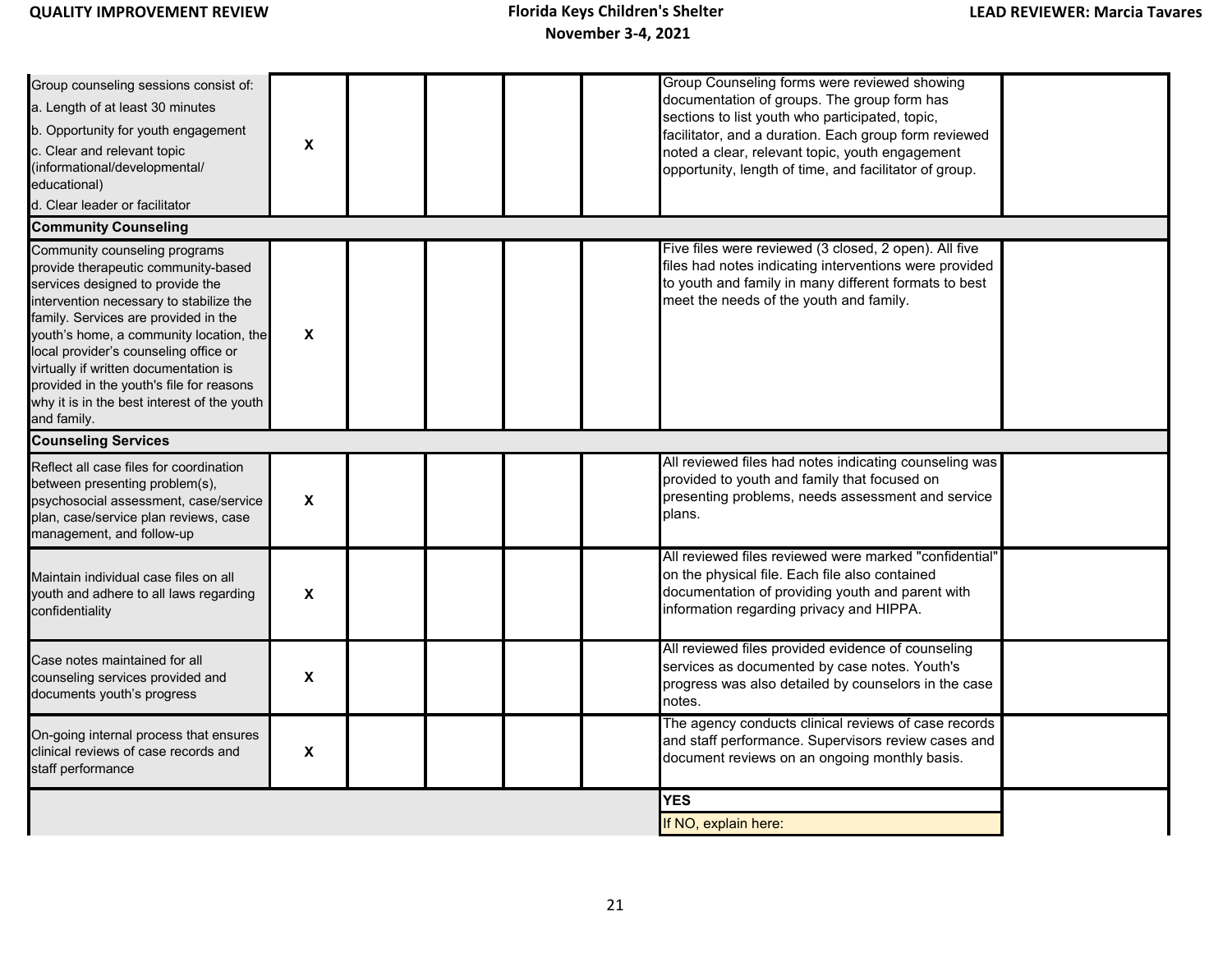| | | | | | | | |
|---|---|---|---|---|---|---|---|
| Group counseling sessions consist of:<br>a. Length of at least 30 minutes<br>b. Opportunity for youth engagement<br>c. Clear and relevant topic (informational/developmental/ educational)<br>d. Clear leader or facilitator | X | | | | | Group Counseling forms were reviewed showing documentation of groups. The group form has sections to list youth who participated, topic, facilitator, and a duration. Each group form reviewed noted a clear, relevant topic, youth engagement opportunity, length of time, and facilitator of group. | |
| **Community Counseling** | | | | | | | |
| Community counseling programs provide therapeutic community-based services designed to provide the intervention necessary to stabilize the family. Services are provided in the youth's home, a community location, the local provider's counseling office or virtually if written documentation is provided in the youth's file for reasons why it is in the best interest of the youth and family. | X | | | | | Five files were reviewed (3 closed, 2 open). All five files had notes indicating interventions were provided to youth and family in many different formats to best meet the needs of the youth and family. | |
| **Counseling Services** | | | | | | | |
| Reflect all case files for coordination between presenting problem(s), psychosocial assessment, case/service plan, case/service plan reviews, case management, and follow-up | X | | | | | All reviewed files had notes indicating counseling was provided to youth and family that focused on presenting problems, needs assessment and service plans. | |
| Maintain individual case files on all youth and adhere to all laws regarding confidentiality | X | | | | | All reviewed files reviewed were marked "confidential" on the physical file. Each file also contained documentation of providing youth and parent with information regarding privacy and HIPPA. | |
| Case notes maintained for all counseling services provided and documents youth's progress | X | | | | | All reviewed files provided evidence of counseling services as documented by case notes. Youth's progress was also detailed by counselors in the case notes. | |
| On-going internal process that ensures clinical reviews of case records and staff performance | X | | | | | The agency conducts clinical reviews of case records and staff performance. Supervisors review cases and document reviews on an ongoing monthly basis. | |
| | | | | | | **YES** | |
| | | | | | | If NO, explain here: | |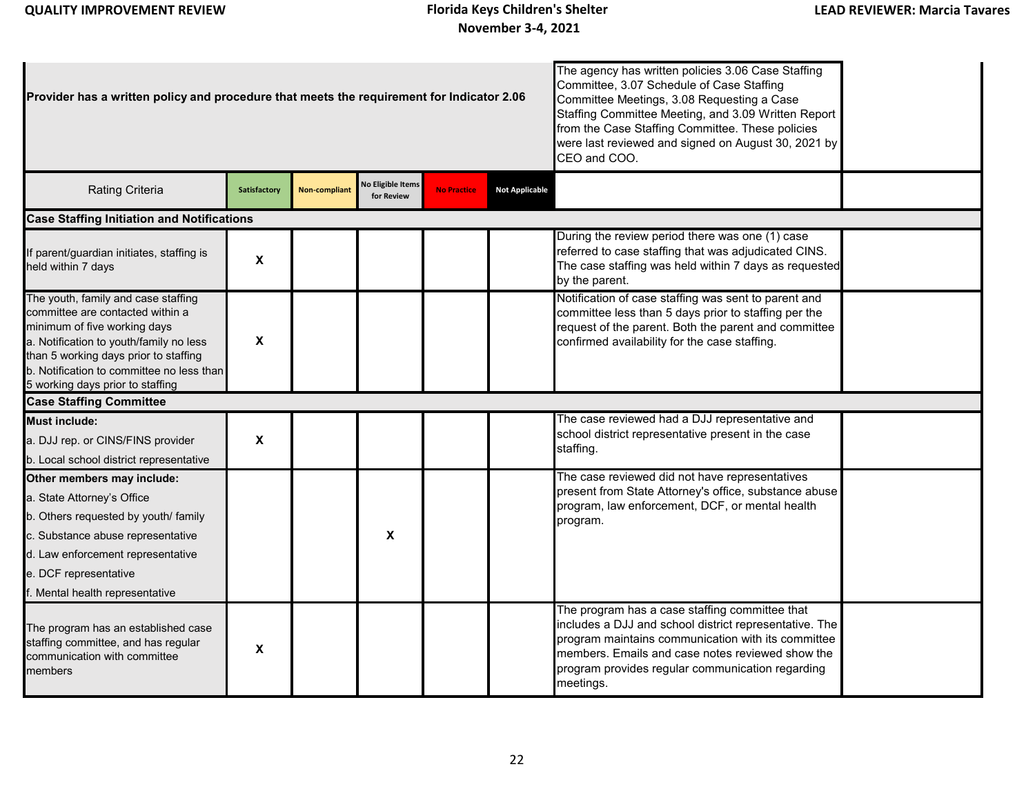| Provider has a written policy and procedure that meets the requirement for Indicator 2.06 | | | | | | The agency has written policies 3.06 Case Staffing Committee, 3.07 Schedule of Case Staffing Committee Meetings, 3.08 Requesting a Case Staffing Committee Meeting, and 3.09 Written Report from the Case Staffing Committee. These policies were last reviewed and signed on August 30, 2021 by CEO and COO. | |
|---|---|---|---|---|---|---|---|
| Rating Criteria | Satisfactory | Non-compliant | No Eligible Items for Review | No Practice | Not Applicable | | |
| **Case Staffing Initiation and Notifications** | | | | | | | |
| If parent/guardian initiates, staffing is held within 7 days | X | | | | | During the review period there was one (1) case referred to case staffing that was adjudicated CINS. The case staffing was held within 7 days as requested by the parent. | |
| The youth, family and case staffing committee are contacted within a minimum of five working days<br>a. Notification to youth/family no less than 5 working days prior to staffing<br>b. Notification to committee no less than 5 working days prior to staffing | X | | | | | Notification of case staffing was sent to parent and committee less than 5 days prior to staffing per the request of the parent. Both the parent and committee confirmed availability for the case staffing. | |
| **Case Staffing Committee** | | | | | | | |
| **Must include:**<br>a. DJJ rep. or CINS/FINS provider<br>b. Local school district representative | X | | | | | The case reviewed had a DJJ representative and school district representative present in the case staffing. | |
| **Other members may include:**<br>a. State Attorney's Office<br>b. Others requested by youth/ family<br>c. Substance abuse representative<br>d. Law enforcement representative<br>e. DCF representative<br>f. Mental health representative | | | X | | | The case reviewed did not have representatives present from State Attorney's office, substance abuse program, law enforcement, DCF, or mental health program. | |
| The program has an established case staffing committee, and has regular communication with committee members | X | | | | | The program has a case staffing committee that includes a DJJ and school district representative. The program maintains communication with its committee members. Emails and case notes reviewed show the program provides regular communication regarding meetings. | |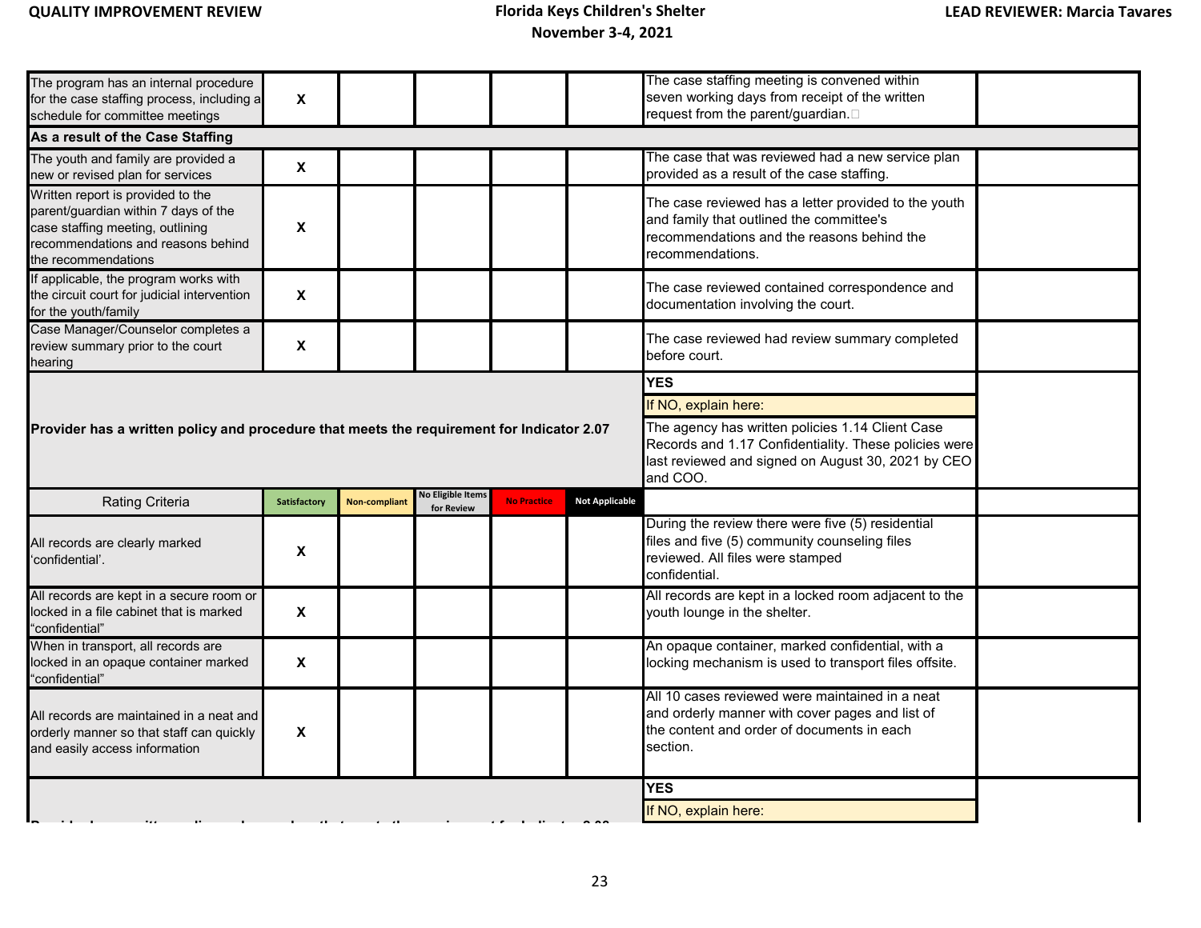| | | | | | | | |
|---|---|---|---|---|---|---|---|
| The program has an internal procedure for the case staffing process, including a schedule for committee meetings | X | | | | | The case staffing meeting is convened within seven working days from receipt of the written request from the parent/guardian. | |
| **As a result of the Case Staffing** | | | | | | | |
| The youth and family are provided a new or revised plan for services | X | | | | | The case that was reviewed had a new service plan provided as a result of the case staffing. | |
| Written report is provided to the parent/guardian within 7 days of the case staffing meeting, outlining recommendations and reasons behind the recommendations | X | | | | | The case reviewed has a letter provided to the youth and family that outlined the committee's recommendations and the reasons behind the recommendations. | |
| If applicable, the program works with the circuit court for judicial intervention for the youth/family | X | | | | | The case reviewed contained correspondence and documentation involving the court. | |
| Case Manager/Counselor completes a review summary prior to the court hearing | X | | | | | The case reviewed had review summary completed before court. | |
| **Provider has a written policy and procedure that meets the requirement for Indicator 2.07** | | | | | | **YES**<br>If NO, explain here:<br>The agency has written policies 1.14 Client Case Records and 1.17 Confidentiality. These policies were last reviewed and signed on August 30, 2021 by CEO and COO. | |
| Rating Criteria | Satisfactory | Non-compliant | No Eligible Items for Review | No Practice | Not Applicable | | |
| All records are clearly marked 'confidential'. | X | | | | | During the review there were five (5) residential files and five (5) community counseling files reviewed. All files were stamped confidential. | |
| All records are kept in a secure room or locked in a file cabinet that is marked "confidential" | X | | | | | All records are kept in a locked room adjacent to the youth lounge in the shelter. | |
| When in transport, all records are locked in an opaque container marked "confidential" | X | | | | | An opaque container, marked confidential, with a locking mechanism is used to transport files offsite. | |
| All records are maintained in a neat and orderly manner so that staff can quickly and easily access information | X | | | | | All 10 cases reviewed were maintained in a neat and orderly manner with cover pages and list of the content and order of documents in each section. | |
| | | | | | | **YES**<br>If NO, explain here: | |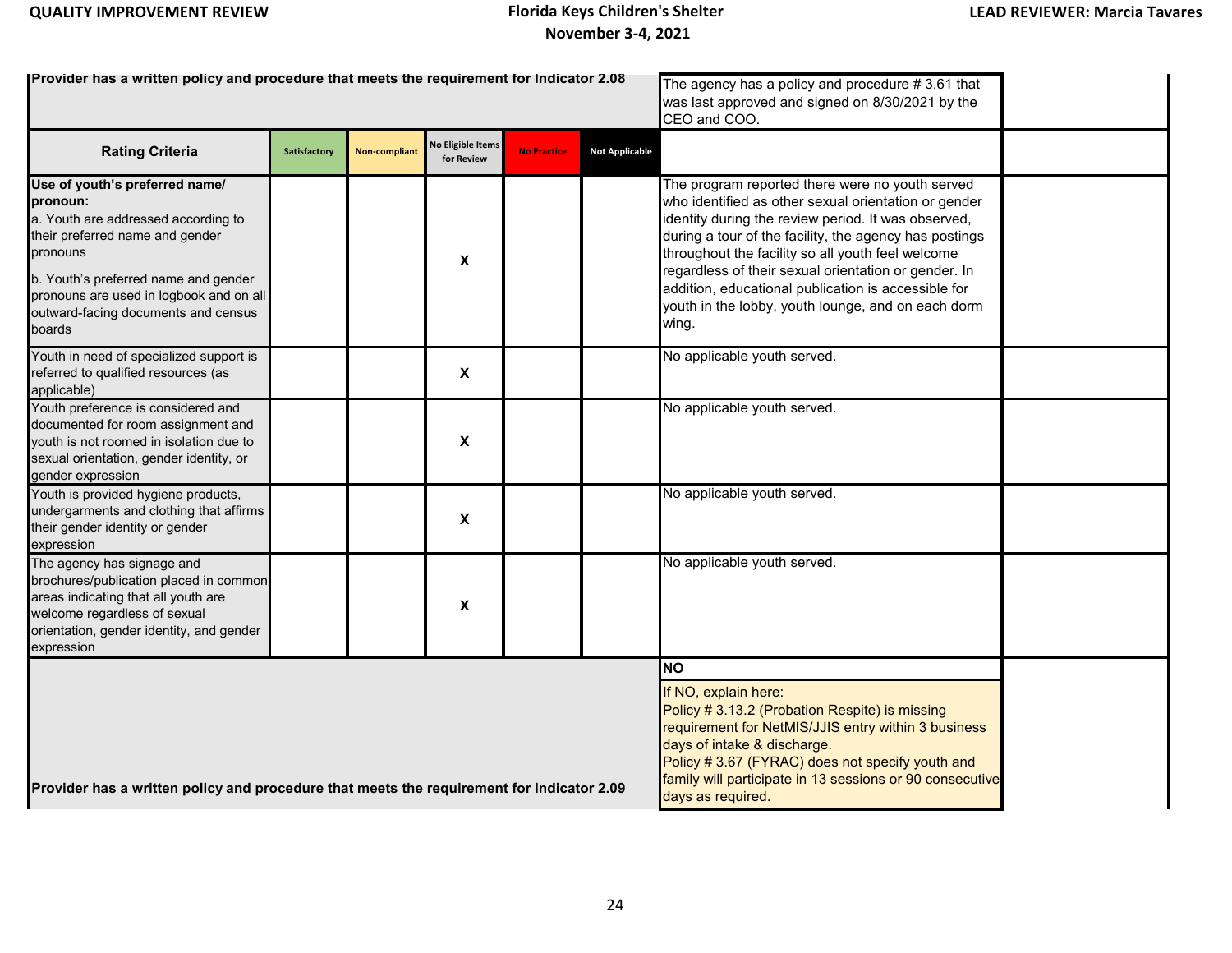| Provider has a written policy and procedure that meets the requirement for Indicator 2.08 | | | | | | The agency has a policy and procedure # 3.61 that was last approved and signed on 8/30/2021 by the CEO and COO. | |
|---|---|---|---|---|---|---|---|
| **Rating Criteria** | **Satisfactory** | **Non-compliant** | **No Eligible Items for Review** | **No Practice** | **Not Applicable** | | |
| **Use of youth's preferred name/ pronoun:**<br>a. Youth are addressed according to their preferred name and gender pronouns<br>b. Youth's preferred name and gender pronouns are used in logbook and on all outward-facing documents and census boards | | | X | | | The program reported there were no youth served who identified as other sexual orientation or gender identity during the review period. It was observed, during a tour of the facility, the agency has postings throughout the facility so all youth feel welcome regardless of their sexual orientation or gender. In addition, educational publication is accessible for youth in the lobby, youth lounge, and on each dorm wing. | |
| Youth in need of specialized support is referred to qualified resources (as applicable) | | | X | | | No applicable youth served. | |
| Youth preference is considered and documented for room assignment and youth is not roomed in isolation due to sexual orientation, gender identity, or gender expression | | | X | | | No applicable youth served. | |
| Youth is provided hygiene products, undergarments and clothing that affirms their gender identity or gender expression | | | X | | | No applicable youth served. | |
| The agency has signage and brochures/publication placed in common areas indicating that all youth are welcome regardless of sexual orientation, gender identity, and gender expression | | | X | | | No applicable youth served. | |
| | | | | | | **NO** | |
| Provider has a written policy and procedure that meets the requirement for Indicator 2.09 | | | | | | If NO, explain here:<br>Policy # 3.13.2 (Probation Respite) is missing requirement for NetMIS/JJIS entry within 3 business days of intake & discharge.<br>Policy # 3.67 (FYRAC) does not specify youth and family will participate in 13 sessions or 90 consecutive days as required. | |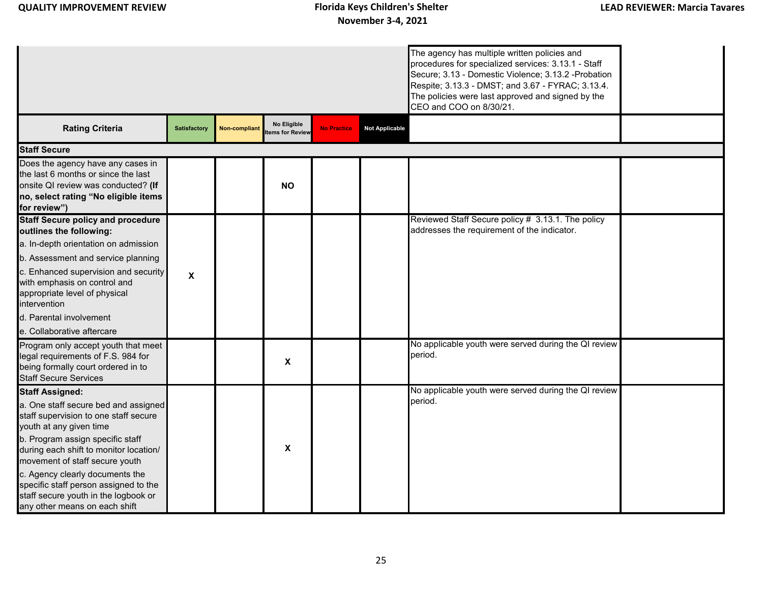| | | | | | | | |
|---|---|---|---|---|---|---|---|
| | | | | | | The agency has multiple written policies and procedures for specialized services: 3.13.1 - Staff Secure; 3.13 - Domestic Violence; 3.13.2 -Probation Respite; 3.13.3 - DMST; and 3.67 - FYRAC; 3.13.4. The policies were last approved and signed by the CEO and COO on 8/30/21. | |
| **Rating Criteria** | Satisfactory | Non-compliant | No Eligible Items for Review | No Practice | Not Applicable | | |
| **Staff Secure** | | | | | | | |
| Does the agency have any cases in the last 6 months or since the last onsite QI review was conducted? **(If no, select rating "No eligible items for review")** | | | **NO** | | | | |
| **Staff Secure policy and procedure outlines the following:** a. In-depth orientation on admission b. Assessment and service planning c. Enhanced supervision and security with emphasis on control and appropriate level of physical intervention d. Parental involvement e. Collaborative aftercare | **X** | | | | | Reviewed Staff Secure policy # 3.13.1. The policy addresses the requirement of the indicator. | |
| Program only accept youth that meet legal requirements of F.S. 984 for being formally court ordered in to Staff Secure Services | | | **X** | | | No applicable youth were served during the QI review period. | |
| **Staff Assigned:** a. One staff secure bed and assigned staff supervision to one staff secure youth at any given time b. Program assign specific staff during each shift to monitor location/ movement of staff secure youth c. Agency clearly documents the specific staff person assigned to the staff secure youth in the logbook or any other means on each shift | | | **X** | | | No applicable youth were served during the QI review period. | |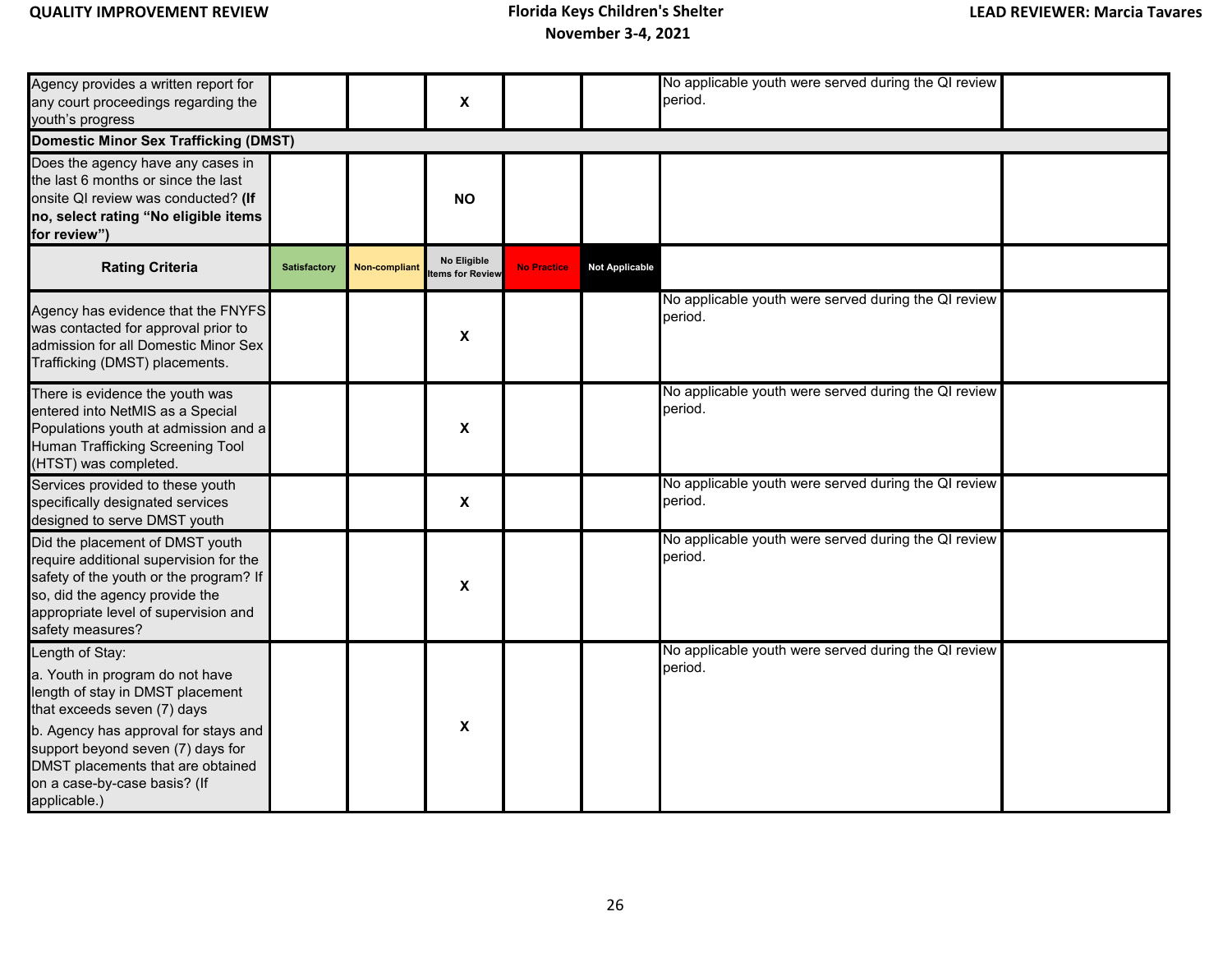| | | | | | | | |
|---|---|---|---|---|---|---|---|
| Agency provides a written report for any court proceedings regarding the youth's progress | | | X | | | No applicable youth were served during the QI review period. | |
| **Domestic Minor Sex Trafficking (DMST)** | | | | | | | |
| Does the agency have any cases in the last 6 months or since the last onsite QI review was conducted? **(If no, select rating "No eligible items for review")** | | | **NO** | | | | |
| **Rating Criteria** | Satisfactory | Non-compliant | No Eligible Items for Review | No Practice | Not Applicable | | |
| Agency has evidence that the FNYFS was contacted for approval prior to admission for all Domestic Minor Sex Trafficking (DMST) placements. | | | X | | | No applicable youth were served during the QI review period. | |
| There is evidence the youth was entered into NetMIS as a Special Populations youth at admission and a Human Trafficking Screening Tool (HTST) was completed. | | | X | | | No applicable youth were served during the QI review period. | |
| Services provided to these youth specifically designated services designed to serve DMST youth | | | X | | | No applicable youth were served during the QI review period. | |
| Did the placement of DMST youth require additional supervision for the safety of the youth or the program? If so, did the agency provide the appropriate level of supervision and safety measures? | | | X | | | No applicable youth were served during the QI review period. | |
| Length of Stay:<br>a. Youth in program do not have length of stay in DMST placement that exceeds seven (7) days<br>b. Agency has approval for stays and support beyond seven (7) days for DMST placements that are obtained on a case-by-case basis? (If applicable.) | | | X | | | No applicable youth were served during the QI review period. | |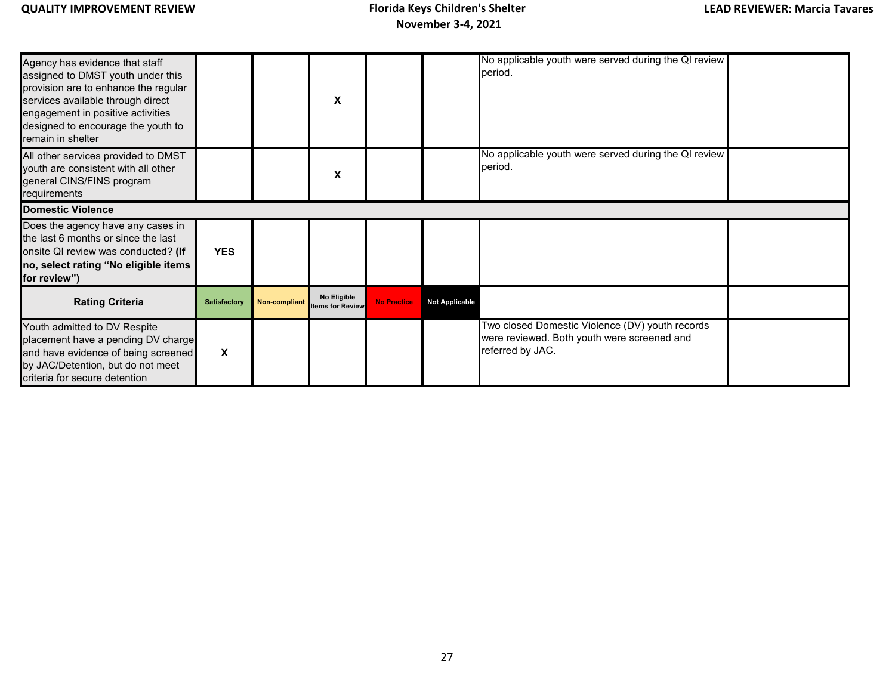| | | | | | | | |
|---|---|---|---|---|---|---|---|
| Agency has evidence that staff assigned to DMST youth under this provision are to enhance the regular services available through direct engagement in positive activities designed to encourage the youth to remain in shelter | | | X | | | No applicable youth were served during the QI review period. | |
| All other services provided to DMST youth are consistent with all other general CINS/FINS program requirements | | | X | | | No applicable youth were served during the QI review period. | |
| **Domestic Violence** | | | | | | | |
| Does the agency have any cases in the last 6 months or since the last onsite QI review was conducted? **(If no, select rating "No eligible items for review")** | **YES** | | | | | | |
| **Rating Criteria** | **Satisfactory** | **Non-compliant** | **No Eligible Items for Review** | **No Practice** | **Not Applicable** | | |
| Youth admitted to DV Respite placement have a pending DV charge and have evidence of being screened by JAC/Detention, but do not meet criteria for secure detention | X | | | | | Two closed Domestic Violence (DV) youth records were reviewed. Both youth were screened and referred by JAC. | |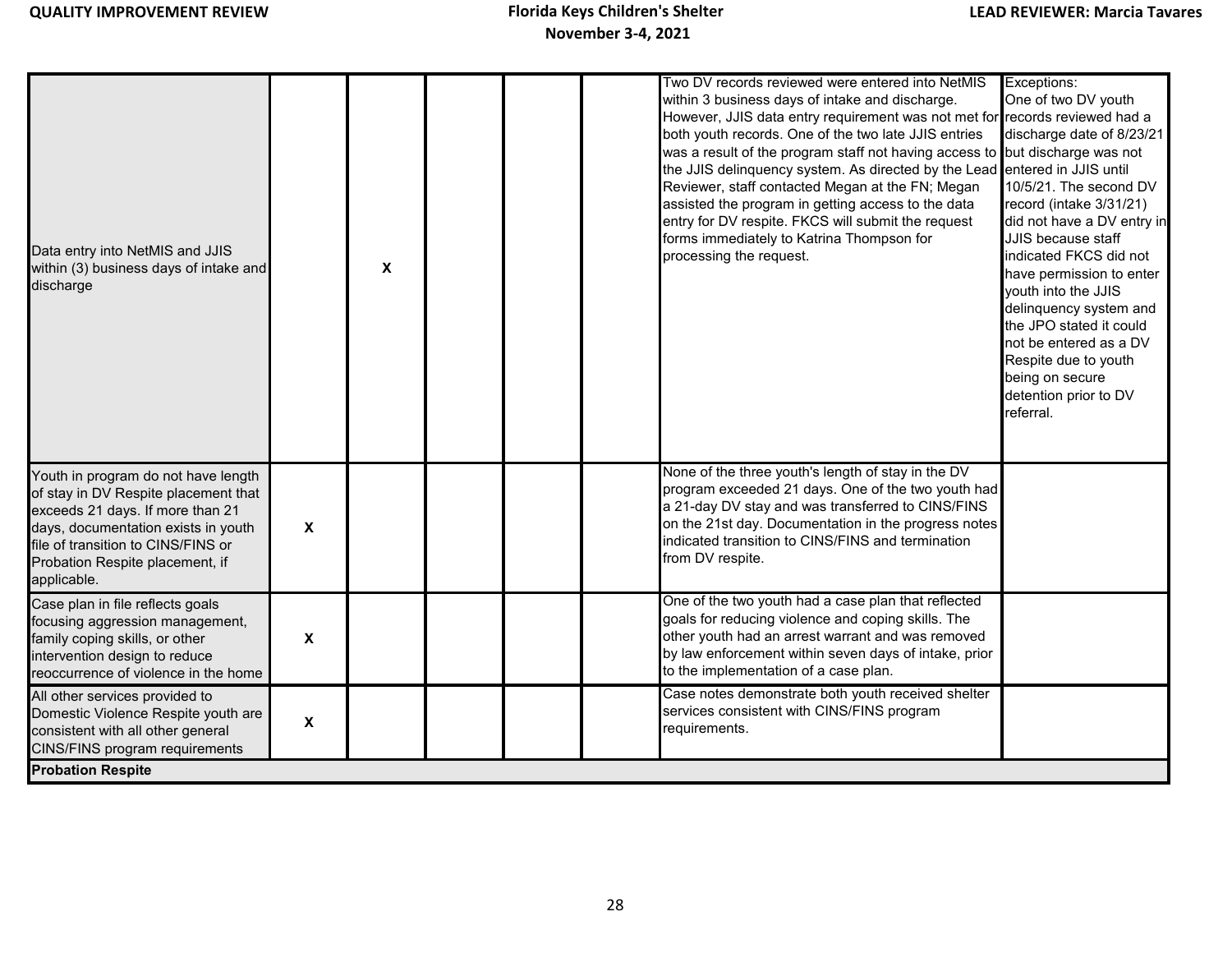| | | | | | | | |
|---|---|---|---|---|---|---|---|
| Data entry into NetMIS and JJIS within (3) business days of intake and discharge | | X | | | | Two DV records reviewed were entered into NetMIS within 3 business days of intake and discharge. However, JJIS data entry requirement was not met for both youth records. One of the two late JJIS entries was a result of the program staff not having access to the JJIS delinquency system. As directed by the Lead Reviewer, staff contacted Megan at the FN; Megan assisted the program in getting access to the data entry for DV respite. FKCS will submit the request forms immediately to Katrina Thompson for processing the request. | Exceptions: One of two DV youth records reviewed had a discharge date of 8/23/21 but discharge was not entered in JJIS until 10/5/21. The second DV record (intake 3/31/21) did not have a DV entry in JJIS because staff indicated FKCS did not have permission to enter youth into the JJIS delinquency system and the JPO stated it could not be entered as a DV Respite due to youth being on secure detention prior to DV referral. |
| Youth in program do not have length of stay in DV Respite placement that exceeds 21 days. If more than 21 days, documentation exists in youth file of transition to CINS/FINS or Probation Respite placement, if applicable. | X | | | | | None of the three youth's length of stay in the DV program exceeded 21 days. One of the two youth had a 21-day DV stay and was transferred to CINS/FINS on the 21st day. Documentation in the progress notes indicated transition to CINS/FINS and termination from DV respite. | |
| Case plan in file reflects goals focusing aggression management, family coping skills, or other intervention design to reduce reoccurrence of violence in the home | X | | | | | One of the two youth had a case plan that reflected goals for reducing violence and coping skills. The other youth had an arrest warrant and was removed by law enforcement within seven days of intake, prior to the implementation of a case plan. | |
| All other services provided to Domestic Violence Respite youth are consistent with all other general CINS/FINS program requirements | X | | | | | Case notes demonstrate both youth received shelter services consistent with CINS/FINS program requirements. | |
| **Probation Respite** | | | | | | | |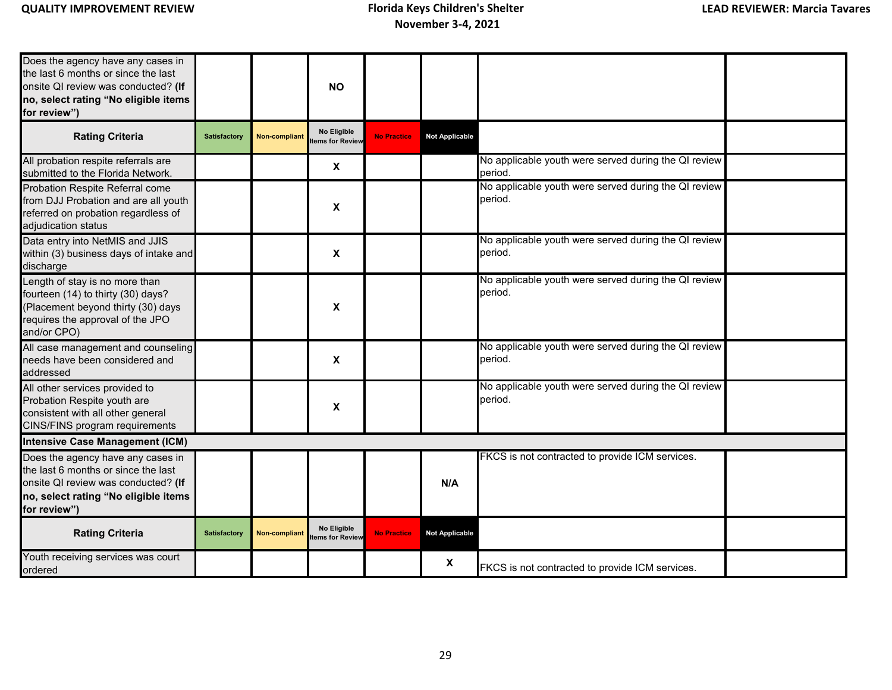| | | | | | | | |
|---|---|---|---|---|---|---|---|
| Does the agency have any cases in the last 6 months or since the last onsite QI review was conducted? **(If no, select rating "No eligible items for review")** | | | **NO** | | | | |
| **Rating Criteria** | Satisfactory | Non-compliant | No Eligible Items for Review | No Practice | Not Applicable | | |
| All probation respite referrals are submitted to the Florida Network. | | | **X** | | | No applicable youth were served during the QI review period. | |
| Probation Respite Referral come from DJJ Probation and are all youth referred on probation regardless of adjudication status | | | **X** | | | No applicable youth were served during the QI review period. | |
| Data entry into NetMIS and JJIS within (3) business days of intake and discharge | | | **X** | | | No applicable youth were served during the QI review period. | |
| Length of stay is no more than fourteen (14) to thirty (30) days? (Placement beyond thirty (30) days requires the approval of the JPO and/or CPO) | | | **X** | | | No applicable youth were served during the QI review period. | |
| All case management and counseling needs have been considered and addressed | | | **X** | | | No applicable youth were served during the QI review period. | |
| All other services provided to Probation Respite youth are consistent with all other general CINS/FINS program requirements | | | **X** | | | No applicable youth were served during the QI review period. | |
| **Intensive Case Management (ICM)** | | | | | | | |
| Does the agency have any cases in the last 6 months or since the last onsite QI review was conducted? **(If no, select rating "No eligible items for review")** | | | | | **N/A** | FKCS is not contracted to provide ICM services. | |
| **Rating Criteria** | Satisfactory | Non-compliant | No Eligible Items for Review | No Practice | Not Applicable | | |
| Youth receiving services was court ordered | | | | | **X** | FKCS is not contracted to provide ICM services. | |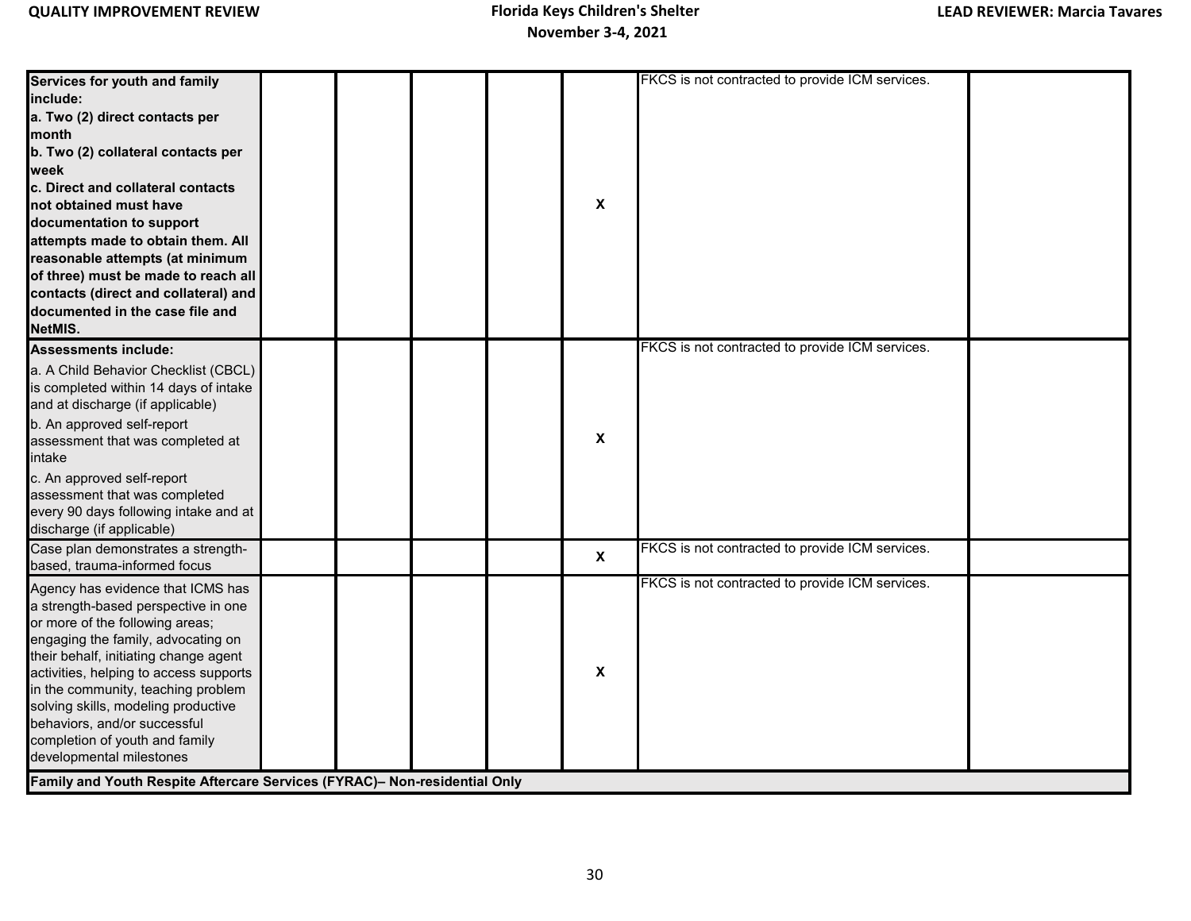| | | | | | | | |
|---|---|---|---|---|---|---|---|
| **Services for youth and family include:**<br>**a. Two (2) direct contacts per month**<br>**b. Two (2) collateral contacts per week**<br>**c. Direct and collateral contacts not obtained must have documentation to support attempts made to obtain them. All reasonable attempts (at minimum of three) must be made to reach all contacts (direct and collateral) and documented in the case file and NetMIS.** | | | | | **X** | FKCS is not contracted to provide ICM services. | |
| **Assessments include:**<br>a. A Child Behavior Checklist (CBCL) is completed within 14 days of intake and at discharge (if applicable)<br>b. An approved self-report assessment that was completed at intake<br>c. An approved self-report assessment that was completed every 90 days following intake and at discharge (if applicable) | | | | | **X** | FKCS is not contracted to provide ICM services. | |
| Case plan demonstrates a strength-based, trauma-informed focus | | | | | **X** | FKCS is not contracted to provide ICM services. | |
| Agency has evidence that ICMS has a strength-based perspective in one or more of the following areas; engaging the family, advocating on their behalf, initiating change agent activities, helping to access supports in the community, teaching problem solving skills, modeling productive behaviors, and/or successful completion of youth and family developmental milestones | | | | | **X** | FKCS is not contracted to provide ICM services. | |
| **Family and Youth Respite Aftercare Services (FYRAC)– Non-residential Only** | | | | | | | |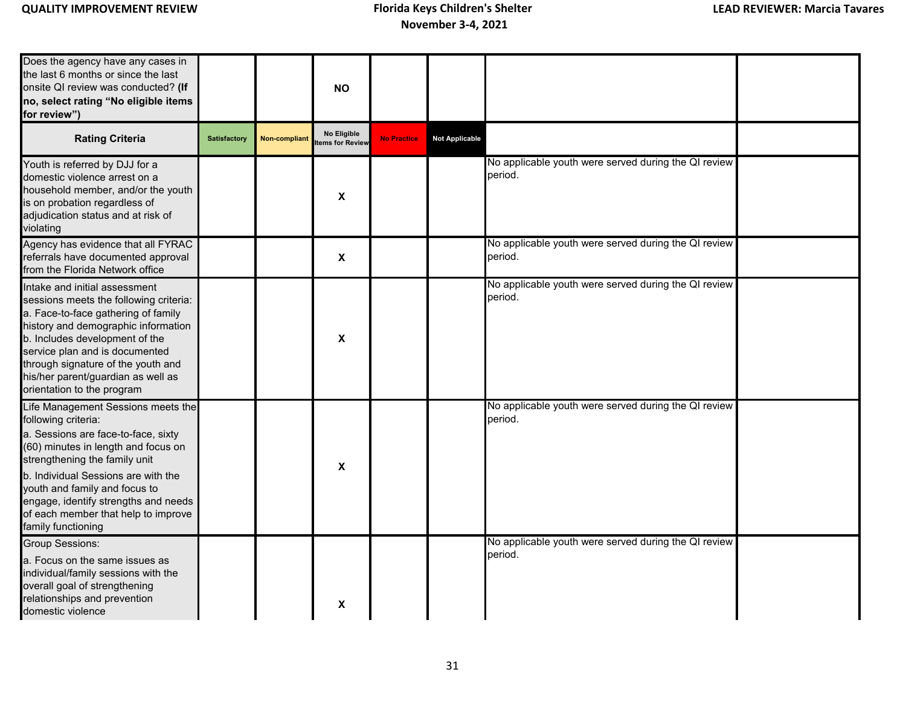| Does the agency have any cases in the last 6 months or since the last onsite QI review was conducted? **(If no, select rating "No eligible items for review")** | | | **NO** | | | | |
|---|---|---|---|---|---|---|---|
| **Rating Criteria** | Satisfactory | Non-compliant | No Eligible Items for Review | No Practice | Not Applicable | | |
| Youth is referred by DJJ for a domestic violence arrest on a household member, and/or the youth is on probation regardless of adjudication status and at risk of violating | | | X | | | No applicable youth were served during the QI review period. | |
| Agency has evidence that all FYRAC referrals have documented approval from the Florida Network office | | | X | | | No applicable youth were served during the QI review period. | |
| Intake and initial assessment sessions meets the following criteria:<br>a. Face-to-face gathering of family history and demographic information<br>b. Includes development of the service plan and is documented through signature of the youth and his/her parent/guardian as well as orientation to the program | | | X | | | No applicable youth were served during the QI review period. | |
| Life Management Sessions meets the following criteria:<br>a. Sessions are face-to-face, sixty (60) minutes in length and focus on strengthening the family unit<br>b. Individual Sessions are with the youth and family and focus to engage, identify strengths and needs of each member that help to improve family functioning | | | X | | | No applicable youth were served during the QI review period. | |
| Group Sessions:<br>a. Focus on the same issues as individual/family sessions with the overall goal of strengthening relationships and prevention domestic violence | | | X | | | No applicable youth were served during the QI review period. | |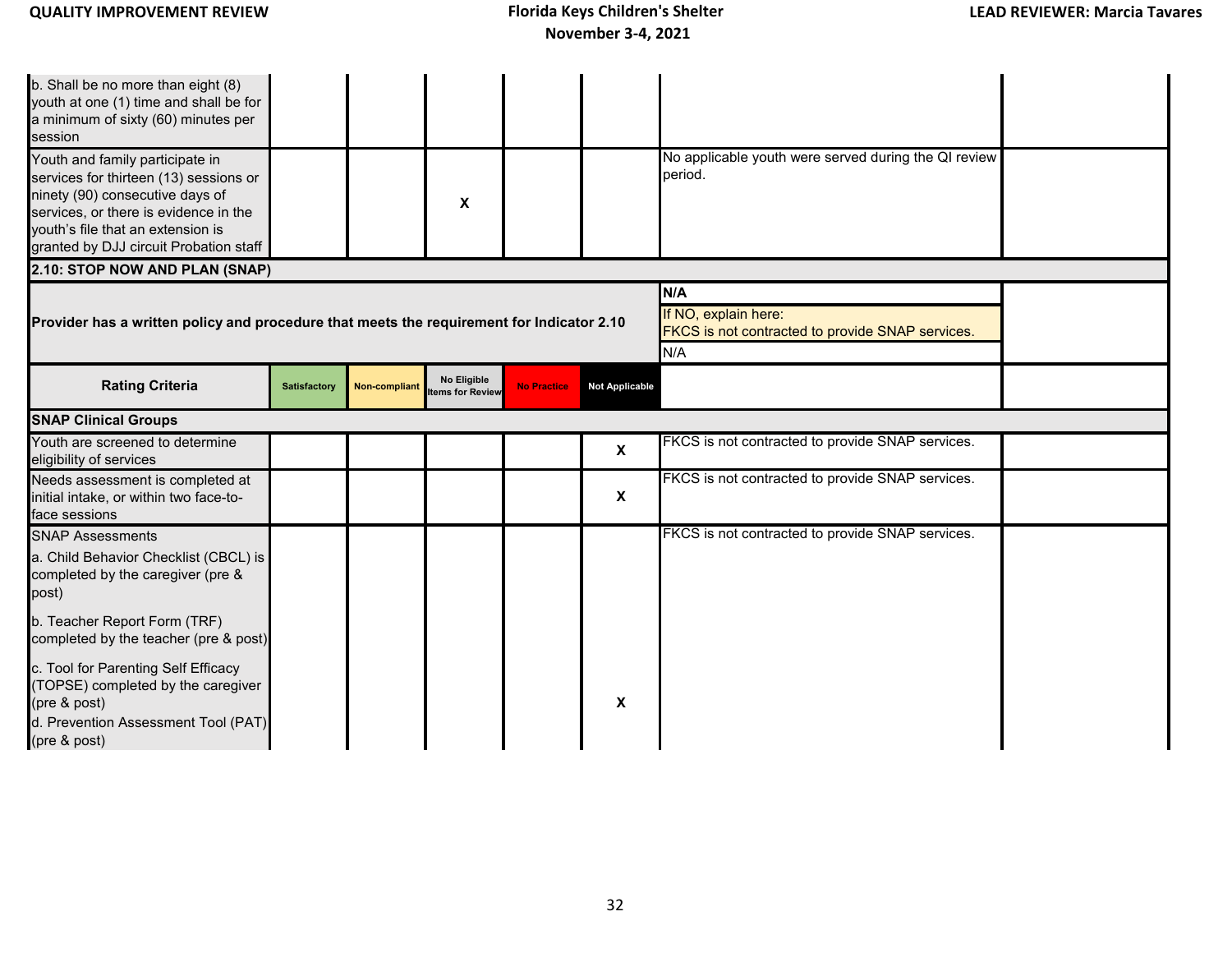| | | | | | | | |
|---|---|---|---|---|---|---|---|
| b. Shall be no more than eight (8) youth at one (1) time and shall be for a minimum of sixty (60) minutes per session | | | | | | | |
| Youth and family participate in services for thirteen (13) sessions or ninety (90) consecutive days of services, or there is evidence in the youth's file that an extension is granted by DJJ circuit Probation staff | | | X | | | No applicable youth were served during the QI review period. | |
| **2.10: STOP NOW AND PLAN (SNAP)** | | | | | | | |
| **Provider has a written policy and procedure that meets the requirement for Indicator 2.10** | | | | | | **N/A**<br>If NO, explain here:<br>FKCS is not contracted to provide SNAP services.<br>N/A | |
| **Rating Criteria** | **Satisfactory** | **Non-compliant** | **No Eligible Items for Review** | **No Practice** | **Not Applicable** | | |
| **SNAP Clinical Groups** | | | | | | | |
| Youth are screened to determine eligibility of services | | | | | X | FKCS is not contracted to provide SNAP services. | |
| Needs assessment is completed at initial intake, or within two face-to-face sessions | | | | | X | FKCS is not contracted to provide SNAP services. | |
| SNAP Assessments<br>a. Child Behavior Checklist (CBCL) is completed by the caregiver (pre & post)<br>b. Teacher Report Form (TRF) completed by the teacher (pre & post)<br>c. Tool for Parenting Self Efficacy (TOPSE) completed by the caregiver (pre & post)<br>d. Prevention Assessment Tool (PAT) (pre & post) | | | | | X | FKCS is not contracted to provide SNAP services. | |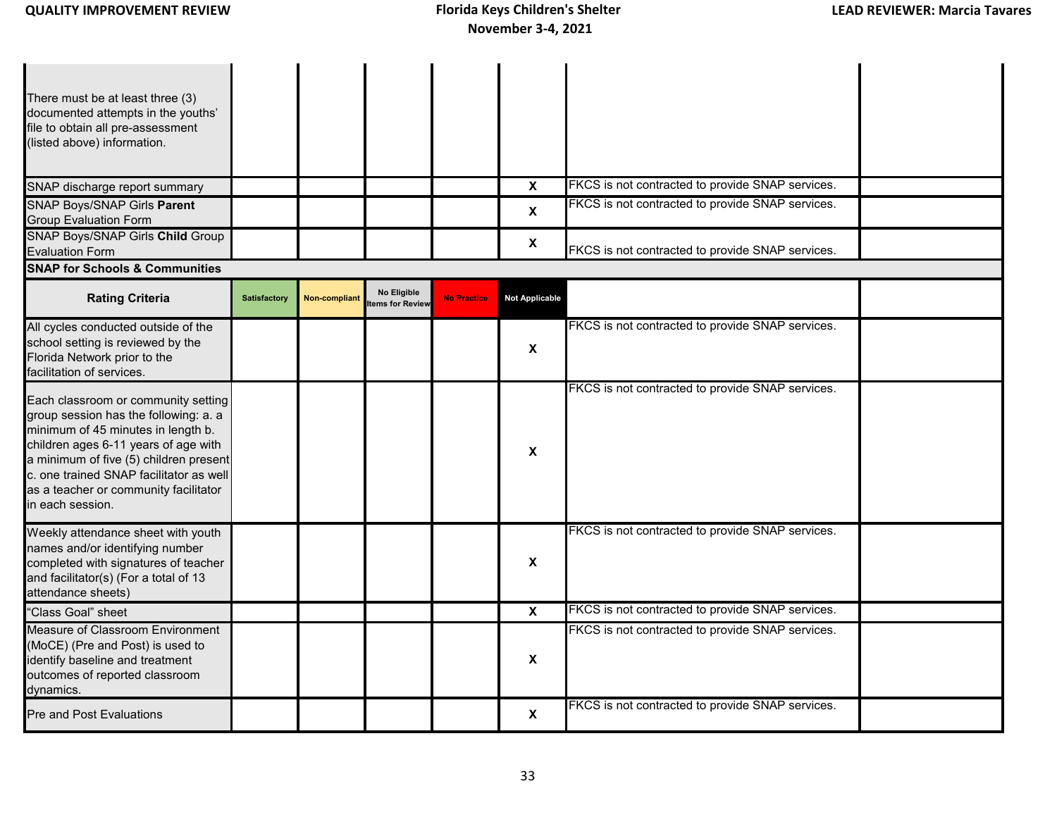| | | | | | | | |
|---|---|---|---|---|---|---|---|
| There must be at least three (3) documented attempts in the youths' file to obtain all pre-assessment (listed above) information. | | | | | | | |
| SNAP discharge report summary | | | | | X | FKCS is not contracted to provide SNAP services. | |
| SNAP Boys/SNAP Girls **Parent** Group Evaluation Form | | | | | X | FKCS is not contracted to provide SNAP services. | |
| SNAP Boys/SNAP Girls **Child** Group Evaluation Form | | | | | X | FKCS is not contracted to provide SNAP services. | |
| **SNAP for Schools & Communities** | | | | | | | |
| **Rating Criteria** | **Satisfactory** | **Non-compliant** | **No Eligible Items for Review** | **No Practice** | **Not Applicable** | | |
| All cycles conducted outside of the school setting is reviewed by the Florida Network prior to the facilitation of services. | | | | | X | FKCS is not contracted to provide SNAP services. | |
| Each classroom or community setting group session has the following: a. a minimum of 45 minutes in length b. children ages 6-11 years of age with a minimum of five (5) children present c. one trained SNAP facilitator as well as a teacher or community facilitator in each session. | | | | | X | FKCS is not contracted to provide SNAP services. | |
| Weekly attendance sheet with youth names and/or identifying number completed with signatures of teacher and facilitator(s) (For a total of 13 attendance sheets) | | | | | X | FKCS is not contracted to provide SNAP services. | |
| "Class Goal" sheet | | | | | X | FKCS is not contracted to provide SNAP services. | |
| Measure of Classroom Environment (MoCE) (Pre and Post) is used to identify baseline and treatment outcomes of reported classroom dynamics. | | | | | X | FKCS is not contracted to provide SNAP services. | |
| Pre and Post Evaluations | | | | | X | FKCS is not contracted to provide SNAP services. | |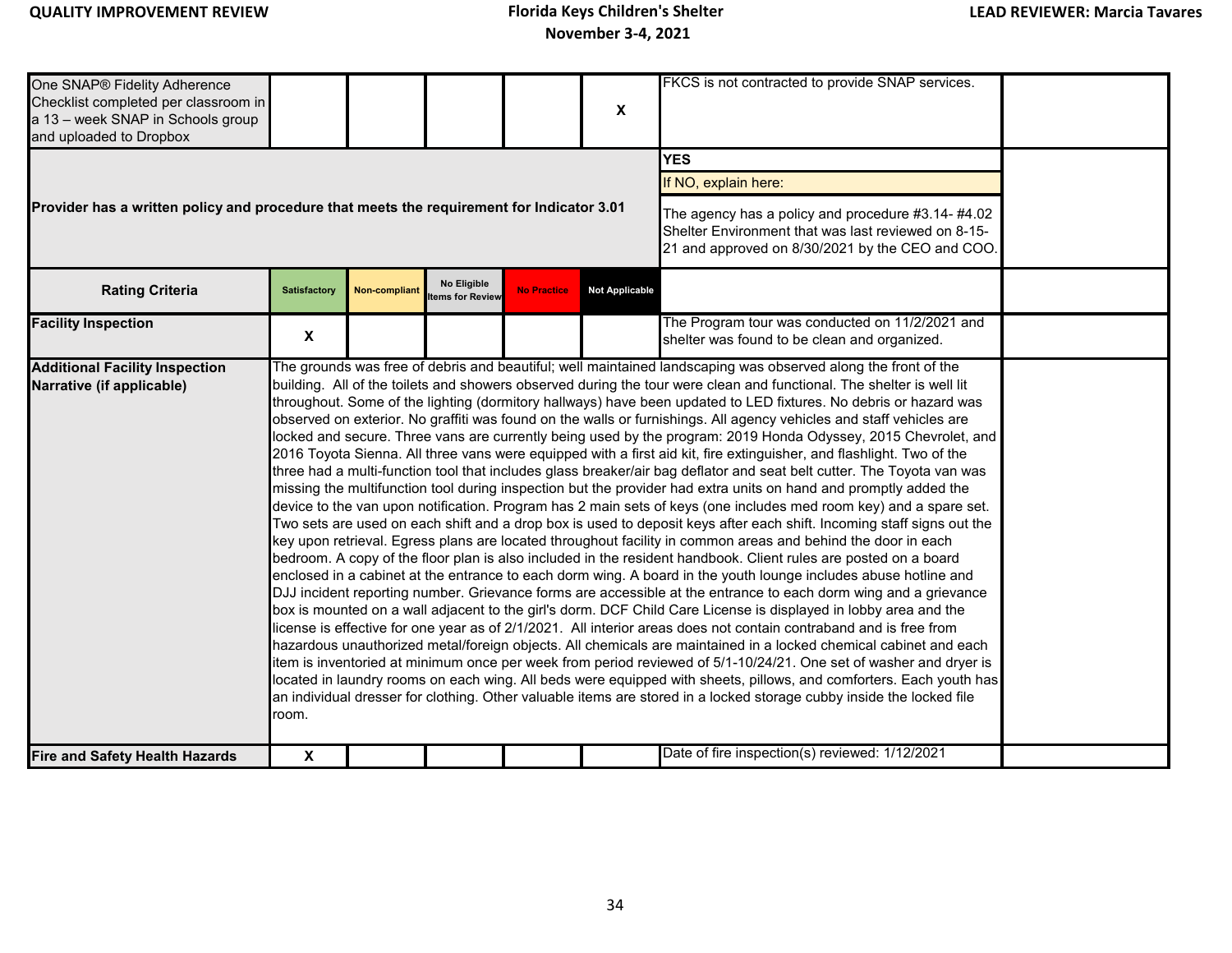| | | | | | | | |
|---|---|---|---|---|---|---|---|
| One SNAP® Fidelity Adherence Checklist completed per classroom in a 13 – week SNAP in Schools group and uploaded to Dropbox | | | | | X | FKCS is not contracted to provide SNAP services. | |
| **Provider has a written policy and procedure that meets the requirement for Indicator 3.01** | | | | | | **YES**<br>If NO, explain here:<br>The agency has a policy and procedure #3.14- #4.02 Shelter Environment that was last reviewed on 8-15-21 and approved on 8/30/2021 by the CEO and COO. | |
| **Rating Criteria** | **Satisfactory** | **Non-compliant** | **No Eligible Items for Review** | **No Practice** | **Not Applicable** | | |
| **Facility Inspection** | X | | | | | The Program tour was conducted on 11/2/2021 and shelter was found to be clean and organized. | |
| **Additional Facility Inspection Narrative (if applicable)** | The grounds was free of debris and beautiful; well maintained landscaping was observed along the front of the building. All of the toilets and showers observed during the tour were clean and functional. The shelter is well lit throughout. Some of the lighting (dormitory hallways) have been updated to LED fixtures. No debris or hazard was observed on exterior. No graffiti was found on the walls or furnishings. All agency vehicles and staff vehicles are locked and secure. Three vans are currently being used by the program: 2019 Honda Odyssey, 2015 Chevrolet, and 2016 Toyota Sienna. All three vans were equipped with a first aid kit, fire extinguisher, and flashlight. Two of the three had a multi-function tool that includes glass breaker/air bag deflator and seat belt cutter. The Toyota van was missing the multifunction tool during inspection but the provider had extra units on hand and promptly added the device to the van upon notification. Program has 2 main sets of keys (one includes med room key) and a spare set. Two sets are used on each shift and a drop box is used to deposit keys after each shift. Incoming staff signs out the key upon retrieval. Egress plans are located throughout facility in common areas and behind the door in each bedroom. A copy of the floor plan is also included in the resident handbook. Client rules are posted on a board enclosed in a cabinet at the entrance to each dorm wing. A board in the youth lounge includes abuse hotline and DJJ incident reporting number. Grievance forms are accessible at the entrance to each dorm wing and a grievance box is mounted on a wall adjacent to the girl's dorm. DCF Child Care License is displayed in lobby area and the license is effective for one year as of 2/1/2021. All interior areas does not contain contraband and is free from hazardous unauthorized metal/foreign objects. All chemicals are maintained in a locked chemical cabinet and each item is inventoried at minimum once per week from period reviewed of 5/1-10/24/21. One set of washer and dryer is located in laundry rooms on each wing. All beds were equipped with sheets, pillows, and comforters. Each youth has an individual dresser for clothing. Other valuable items are stored in a locked storage cubby inside the locked file room. | | | | | | |
| **Fire and Safety Health Hazards** | X | | | | | Date of fire inspection(s) reviewed: 1/12/2021 | |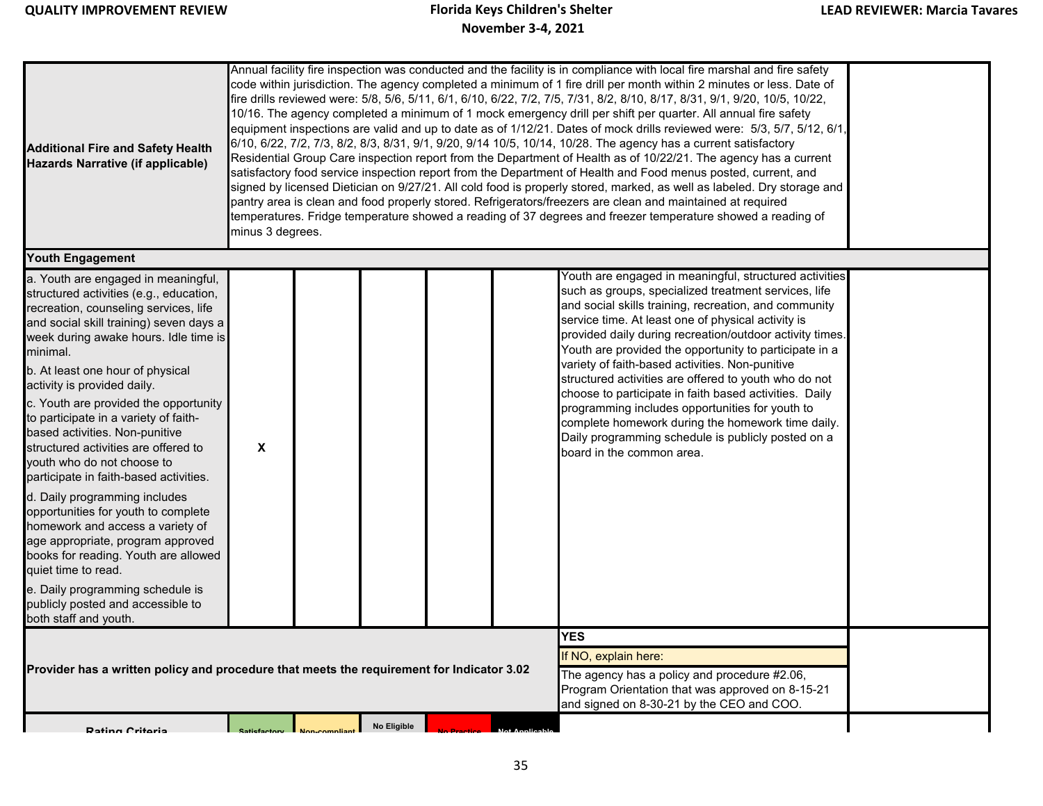| | | | | | | | |
|---|---|---|---|---|---|---|---|
| **Additional Fire and Safety Health Hazards Narrative (if applicable)** | Annual facility fire inspection was conducted and the facility is in compliance with local fire marshal and fire safety code within jurisdiction. The agency completed a minimum of 1 fire drill per month within 2 minutes or less. Date of fire drills reviewed were: 5/8, 5/6, 5/11, 6/1, 6/10, 6/22, 7/2, 7/5, 7/31, 8/2, 8/10, 8/17, 8/31, 9/1, 9/20, 10/5, 10/22, 10/16. The agency completed a minimum of 1 mock emergency drill per shift per quarter. All annual fire safety equipment inspections are valid and up to date as of 1/12/21. Dates of mock drills reviewed were: 5/3, 5/7, 5/12, 6/1, 6/10, 6/22, 7/2, 7/3, 8/2, 8/3, 8/31, 9/1, 9/20, 9/14 10/5, 10/14, 10/28. The agency has a current satisfactory Residential Group Care inspection report from the Department of Health as of 10/22/21. The agency has a current satisfactory food service inspection report from the Department of Health and Food menus posted, current, and signed by licensed Dietician on 9/27/21. All cold food is properly stored, marked, as well as labeled. Dry storage and pantry area is clean and food properly stored. Refrigerators/freezers are clean and maintained at required temperatures. Fridge temperature showed a reading of 37 degrees and freezer temperature showed a reading of minus 3 degrees. | | | | | | |
| **Youth Engagement** | | | | | | | |
| a. Youth are engaged in meaningful, structured activities (e.g., education, recreation, counseling services, life and social skill training) seven days a week during awake hours. Idle time is minimal.<br>b. At least one hour of physical activity is provided daily.<br>c. Youth are provided the opportunity to participate in a variety of faith-based activities. Non-punitive structured activities are offered to youth who do not choose to participate in faith-based activities.<br>d. Daily programming includes opportunities for youth to complete homework and access a variety of age appropriate, program approved books for reading. Youth are allowed quiet time to read.<br>e. Daily programming schedule is publicly posted and accessible to both staff and youth. | X | | | | | Youth are engaged in meaningful, structured activities such as groups, specialized treatment services, life and social skills training, recreation, and community service time. At least one of physical activity is provided daily during recreation/outdoor activity times. Youth are provided the opportunity to participate in a variety of faith-based activities. Non-punitive structured activities are offered to youth who do not choose to participate in faith based activities. Daily programming includes opportunities for youth to complete homework during the homework time daily. Daily programming schedule is publicly posted on a board in the common area. | |
| **Provider has a written policy and procedure that meets the requirement for Indicator 3.02** | | | | | | **YES**<br>If NO, explain here:<br>The agency has a policy and procedure #2.06, Program Orientation that was approved on 8-15-21 and signed on 8-30-21 by the CEO and COO. | |
| **Rating Criteria** | Satisfactory | Non-compliant | No Eligible | No Practice | Not Applicable | | |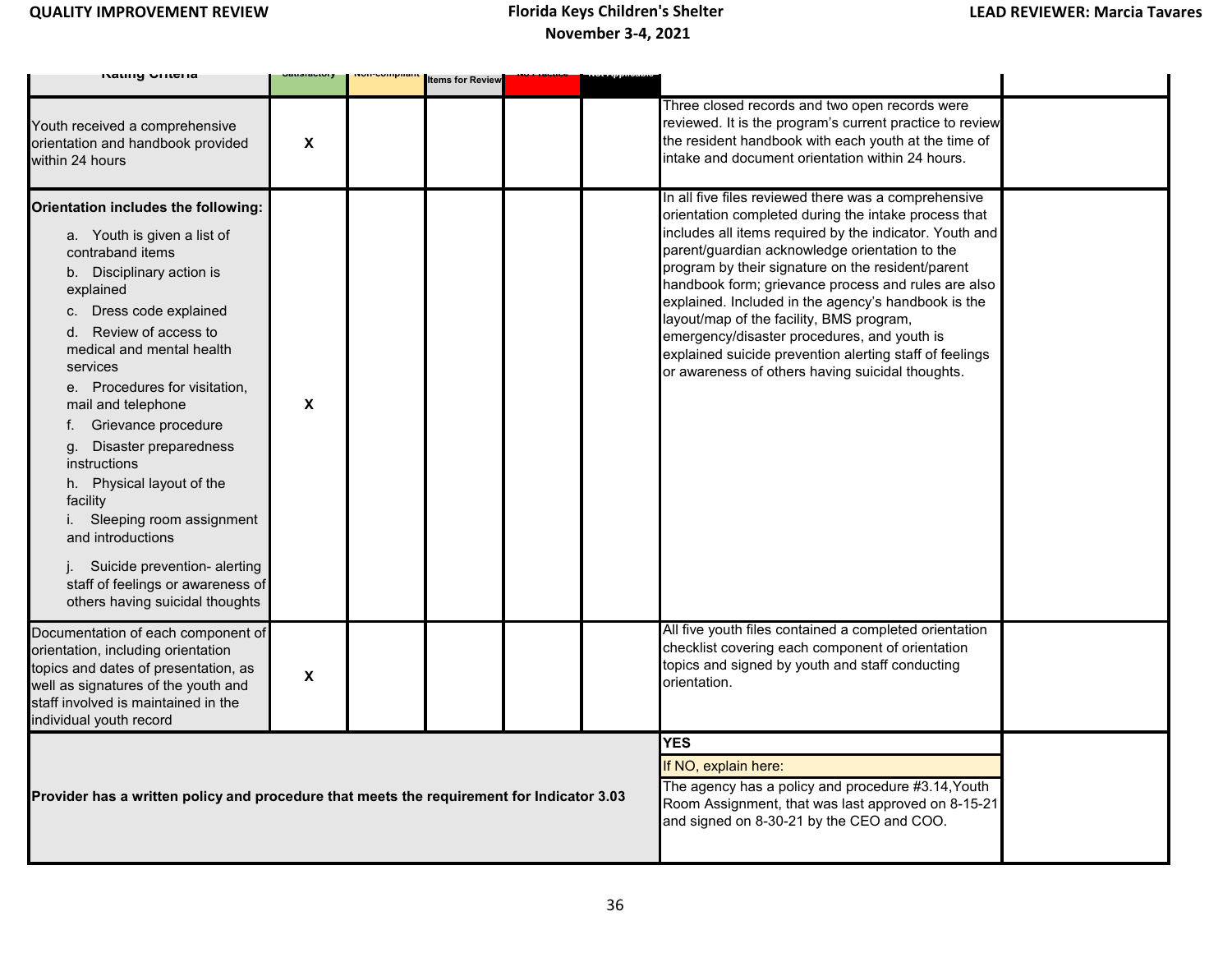| Rating Criteria | Satisfactory | Non-compliant | Items for Review | No Practice | Not Applicable | | |
|---|---|---|---|---|---|---|---|
| Youth received a comprehensive orientation and handbook provided within 24 hours | X | | | | | Three closed records and two open records were reviewed. It is the program's current practice to review the resident handbook with each youth at the time of intake and document orientation within 24 hours. | |
| **Orientation includes the following:**<br>a. Youth is given a list of contraband items<br>b. Disciplinary action is explained<br>c. Dress code explained<br>d. Review of access to medical and mental health services<br>e. Procedures for visitation, mail and telephone<br>f. Grievance procedure<br>g. Disaster preparedness instructions<br>h. Physical layout of the facility<br>i. Sleeping room assignment and introductions<br>j. Suicide prevention- alerting staff of feelings or awareness of others having suicidal thoughts | X | | | | | In all five files reviewed there was a comprehensive orientation completed during the intake process that includes all items required by the indicator. Youth and parent/guardian acknowledge orientation to the program by their signature on the resident/parent handbook form; grievance process and rules are also explained. Included in the agency's handbook is the layout/map of the facility, BMS program, emergency/disaster procedures, and youth is explained suicide prevention alerting staff of feelings or awareness of others having suicidal thoughts. | |
| Documentation of each component of orientation, including orientation topics and dates of presentation, as well as signatures of the youth and staff involved is maintained in the individual youth record | X | | | | | All five youth files contained a completed orientation checklist covering each component of orientation topics and signed by youth and staff conducting orientation. | |
| **Provider has a written policy and procedure that meets the requirement for Indicator 3.03** | | | | | | **YES**<br>If NO, explain here:<br>The agency has a policy and procedure #3.14,Youth Room Assignment, that was last approved on 8-15-21 and signed on 8-30-21 by the CEO and COO. | |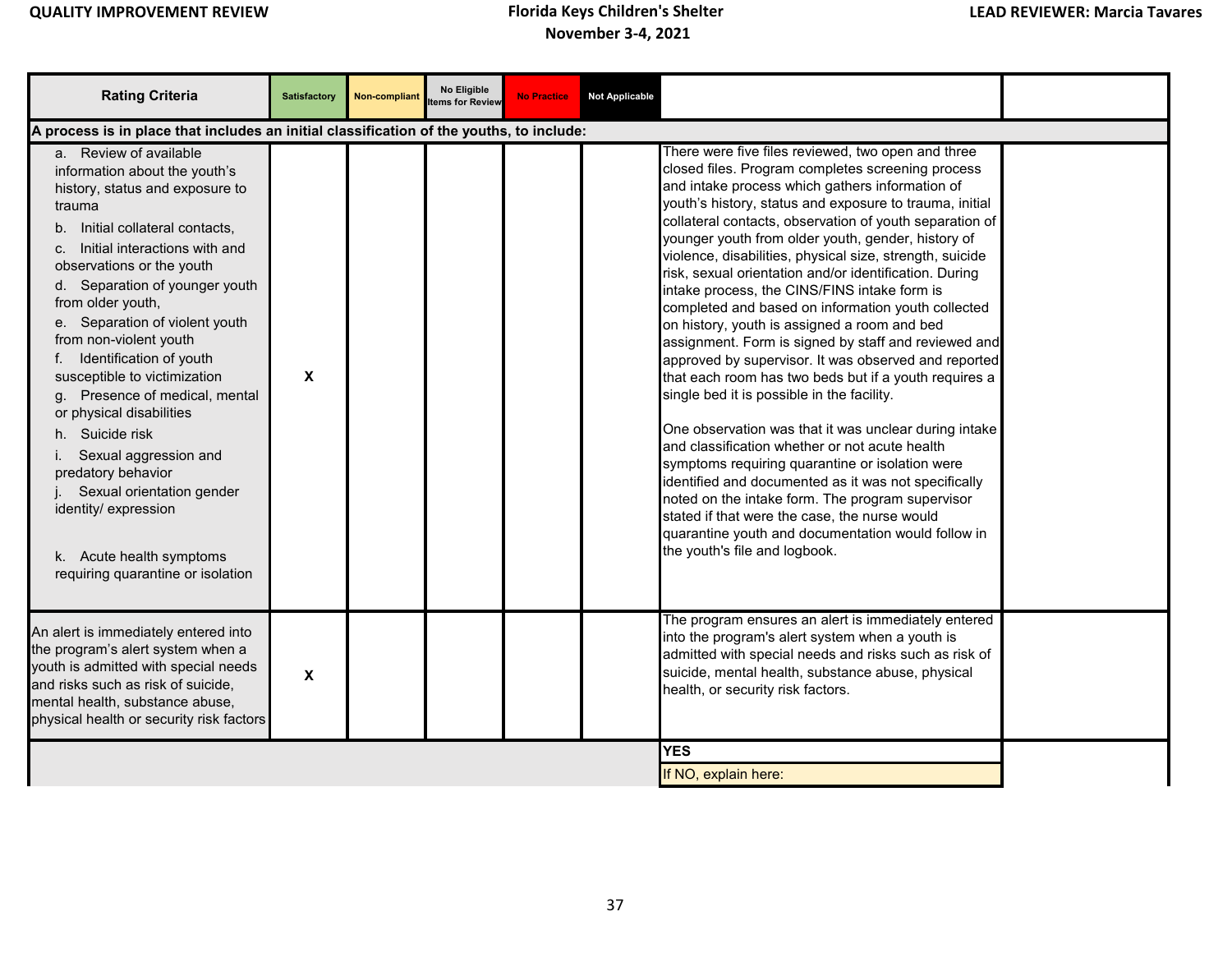| Rating Criteria | Satisfactory | Non-compliant | No Eligible Items for Review | No Practice | Not Applicable | | |
|---|---|---|---|---|---|---|---|
| **A process is in place that includes an initial classification of the youths, to include:** | | | | | | | |
| a. Review of available information about the youth's history, status and exposure to trauma<br>b. Initial collateral contacts,<br>c. Initial interactions with and observations or the youth<br>d. Separation of younger youth from older youth,<br>e. Separation of violent youth from non-violent youth<br>f. Identification of youth susceptible to victimization<br>g. Presence of medical, mental or physical disabilities<br>h. Suicide risk<br>i. Sexual aggression and predatory behavior<br>j. Sexual orientation gender identity/ expression<br>k. Acute health symptoms requiring quarantine or isolation | X | | | | | There were five files reviewed, two open and three closed files. Program completes screening process and intake process which gathers information of youth's history, status and exposure to trauma, initial collateral contacts, observation of youth separation of younger youth from older youth, gender, history of violence, disabilities, physical size, strength, suicide risk, sexual orientation and/or identification. During intake process, the CINS/FINS intake form is completed and based on information youth collected on history, youth is assigned a room and bed assignment. Form is signed by staff and reviewed and approved by supervisor. It was observed and reported that each room has two beds but if a youth requires a single bed it is possible in the facility.<br><br>One observation was that it was unclear during intake and classification whether or not acute health symptoms requiring quarantine or isolation were identified and documented as it was not specifically noted on the intake form. The program supervisor stated if that were the case, the nurse would quarantine youth and documentation would follow in the youth's file and logbook. | |
| An alert is immediately entered into the program's alert system when a youth is admitted with special needs and risks such as risk of suicide, mental health, substance abuse, physical health or security risk factors | X | | | | | The program ensures an alert is immediately entered into the program's alert system when a youth is admitted with special needs and risks such as risk of suicide, mental health, substance abuse, physical health, or security risk factors. | |
| | | | | | | **YES** | |
| | | | | | | If NO, explain here: | |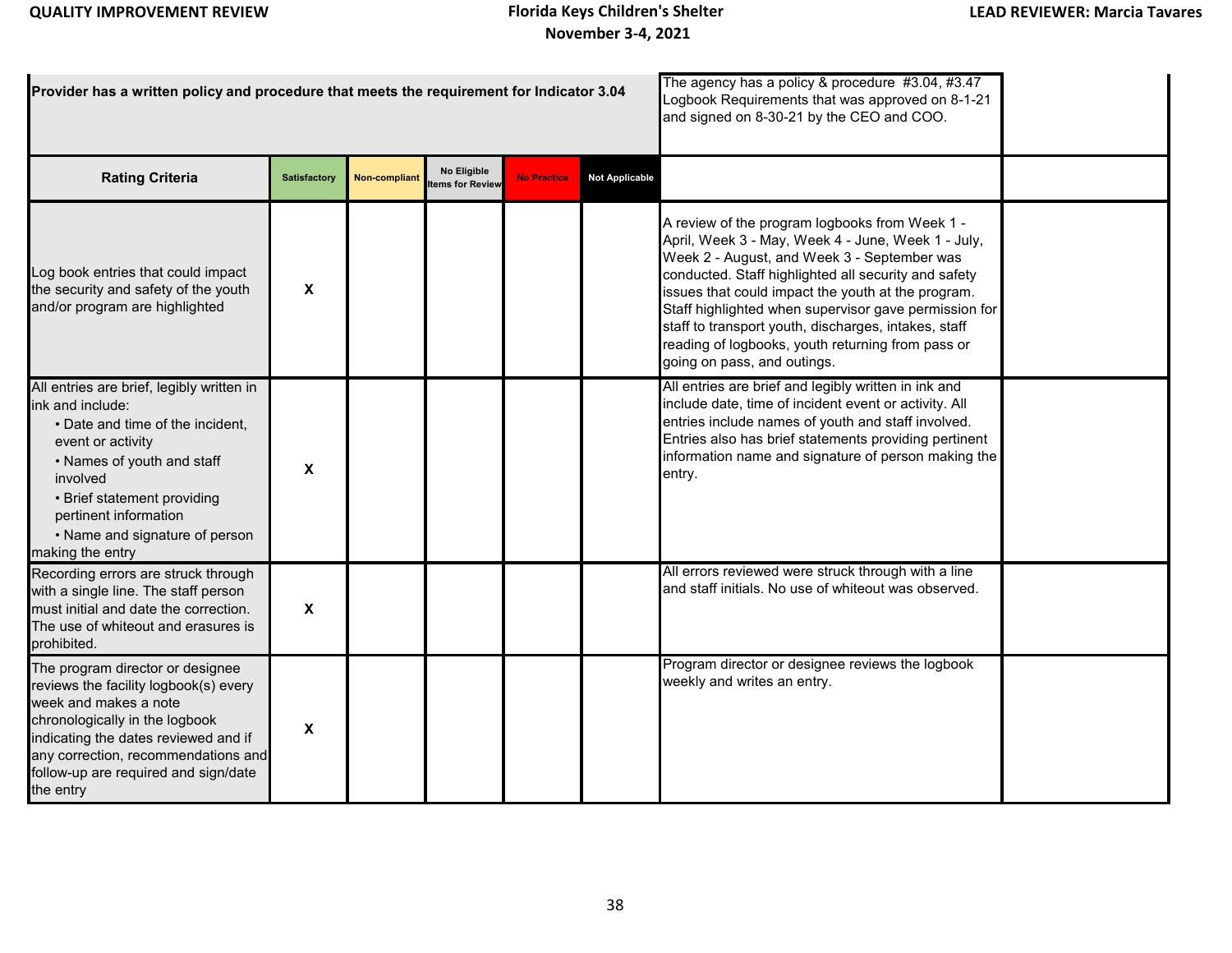| Provider has a written policy and procedure that meets the requirement for Indicator 3.04 | | | | | | The agency has a policy & procedure #3.04, #3.47 Logbook Requirements that was approved on 8-1-21 and signed on 8-30-21 by the CEO and COO. | |
|---|---|---|---|---|---|---|---|
| **Rating Criteria** | **Satisfactory** | **Non-compliant** | **No Eligible Items for Review** | **No Practice** | **Not Applicable** | | |
| Log book entries that could impact the security and safety of the youth and/or program are highlighted | X | | | | | A review of the program logbooks from Week 1 - April, Week 3 - May, Week 4 - June, Week 1 - July, Week 2 - August, and Week 3 - September was conducted. Staff highlighted all security and safety issues that could impact the youth at the program. Staff highlighted when supervisor gave permission for staff to transport youth, discharges, intakes, staff reading of logbooks, youth returning from pass or going on pass, and outings. | |
| All entries are brief, legibly written in ink and include:<br>• Date and time of the incident, event or activity<br>• Names of youth and staff involved<br>• Brief statement providing pertinent information<br>• Name and signature of person making the entry | X | | | | | All entries are brief and legibly written in ink and include date, time of incident event or activity. All entries include names of youth and staff involved. Entries also has brief statements providing pertinent information name and signature of person making the entry. | |
| Recording errors are struck through with a single line. The staff person must initial and date the correction. The use of whiteout and erasures is prohibited. | X | | | | | All errors reviewed were struck through with a line and staff initials. No use of whiteout was observed. | |
| The program director or designee reviews the facility logbook(s) every week and makes a note chronologically in the logbook indicating the dates reviewed and if any correction, recommendations and follow-up are required and sign/date the entry | X | | | | | Program director or designee reviews the logbook weekly and writes an entry. | |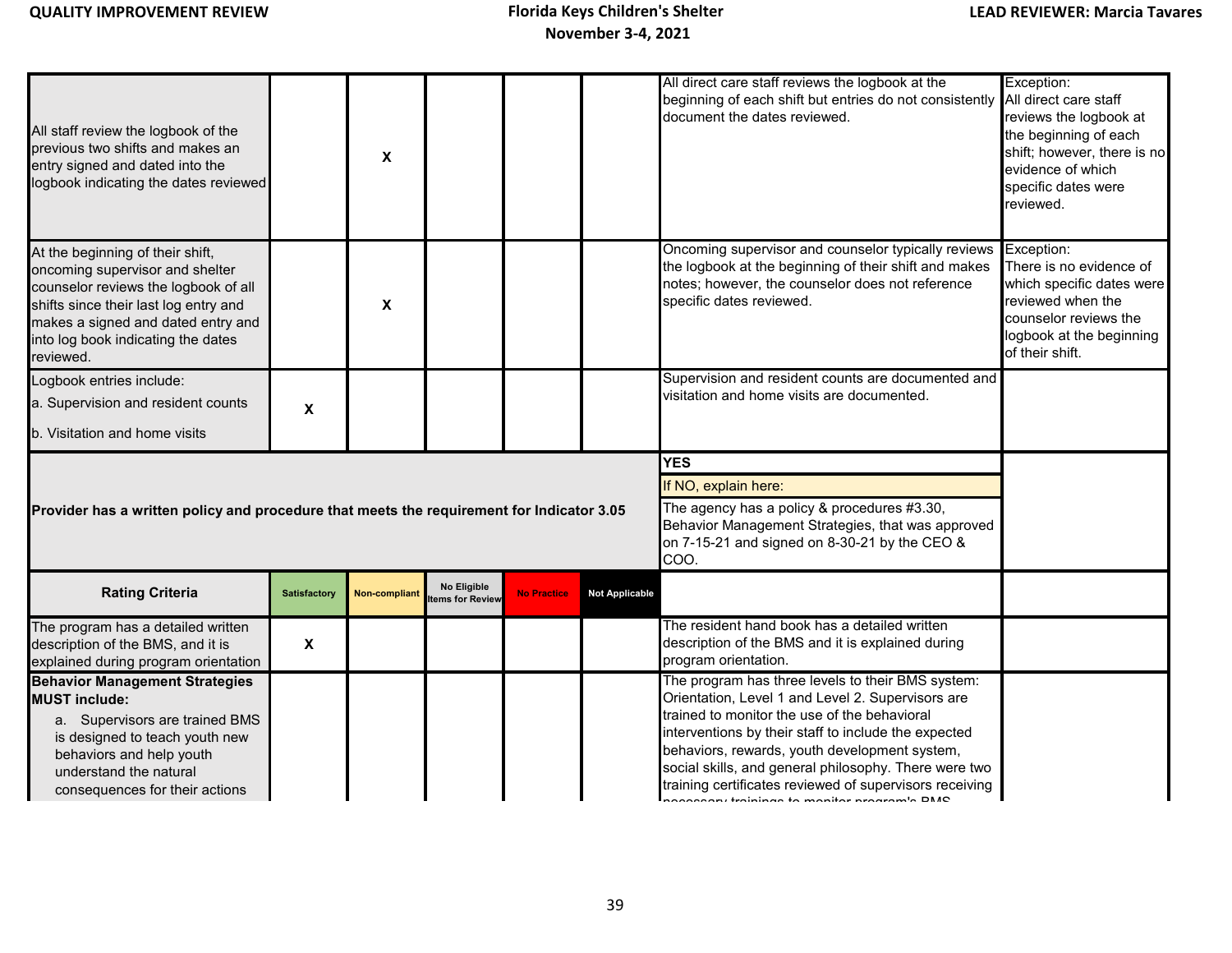| | | | | | | | |
|---|---|---|---|---|---|---|---|
| All staff review the logbook of the previous two shifts and makes an entry signed and dated into the logbook indicating the dates reviewed | | X | | | | All direct care staff reviews the logbook at the beginning of each shift but entries do not consistently document the dates reviewed. | Exception: All direct care staff reviews the logbook at the beginning of each shift; however, there is no evidence of which specific dates were reviewed. |
| At the beginning of their shift, oncoming supervisor and shelter counselor reviews the logbook of all shifts since their last log entry and makes a signed and dated entry and into log book indicating the dates reviewed. | | X | | | | Oncoming supervisor and counselor typically reviews the logbook at the beginning of their shift and makes notes; however, the counselor does not reference specific dates reviewed. | Exception: There is no evidence of which specific dates were reviewed when the counselor reviews the logbook at the beginning of their shift. |
| Logbook entries include:<br>a. Supervision and resident counts<br>b. Visitation and home visits | X | | | | | Supervision and resident counts are documented and visitation and home visits are documented. | |
| **Provider has a written policy and procedure that meets the requirement for Indicator 3.05** | | | | | | **YES**<br>If NO, explain here:<br>The agency has a policy & procedures #3.30, Behavior Management Strategies, that was approved on 7-15-21 and signed on 8-30-21 by the CEO & COO. | |
| **Rating Criteria** | **Satisfactory** | **Non-compliant** | **No Eligible Items for Review** | **No Practice** | **Not Applicable** | | |
| The program has a detailed written description of the BMS, and it is explained during program orientation | X | | | | | The resident hand book has a detailed written description of the BMS and it is explained during program orientation. | |
| **Behavior Management Strategies MUST include:**<br>a. Supervisors are trained BMS is designed to teach youth new behaviors and help youth understand the natural consequences for their actions | | | | | | The program has three levels to their BMS system: Orientation, Level 1 and Level 2. Supervisors are trained to monitor the use of the behavioral interventions by their staff to include the expected behaviors, rewards, youth development system, social skills, and general philosophy. There were two training certificates reviewed of supervisors receiving necessary trainings to monitor program's BMS | |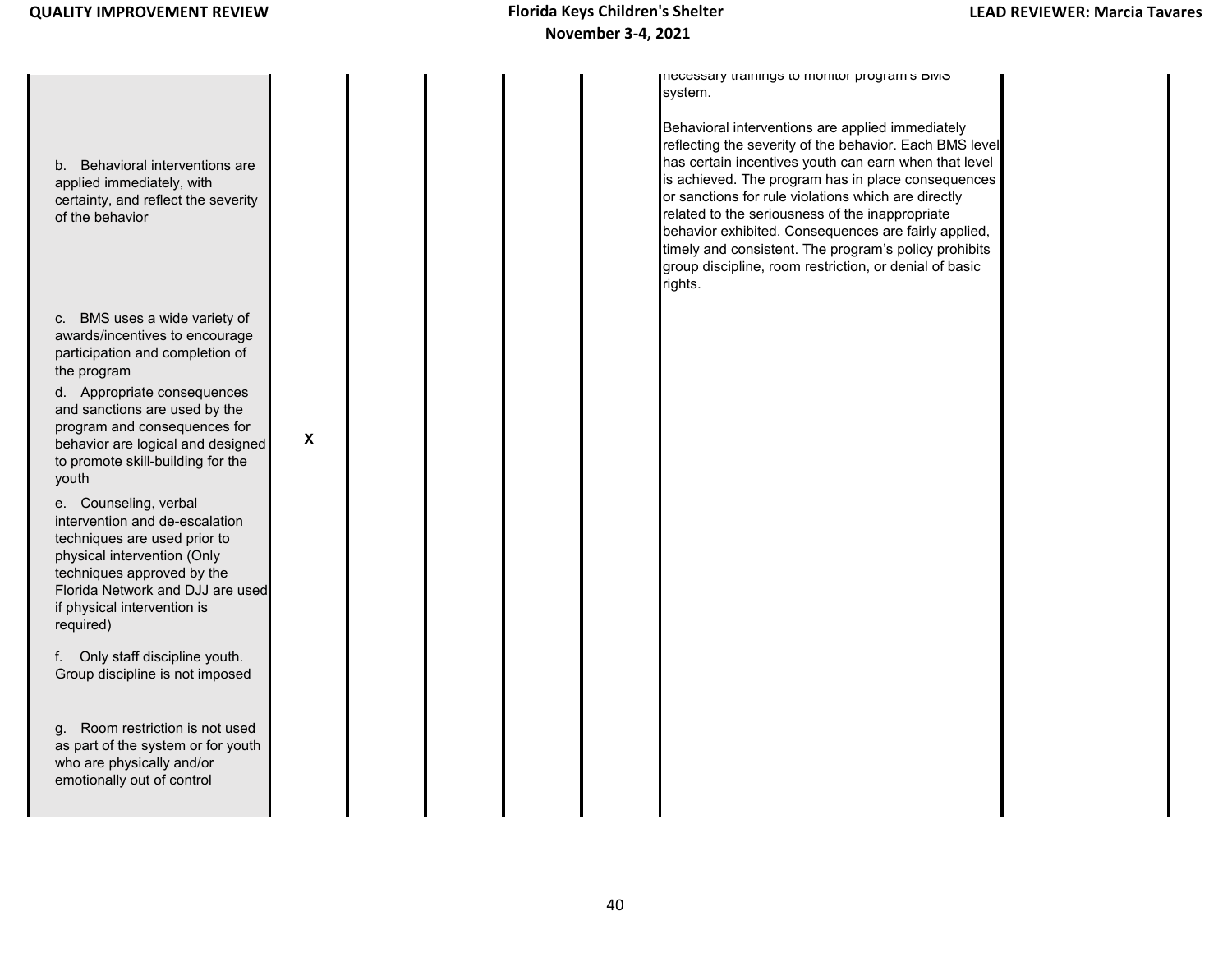| | | | | | | | |
|---|---|---|---|---|---|---|---|
| b. Behavioral interventions are applied immediately, with certainty, and reflect the severity of the behavior<br><br>c. BMS uses a wide variety of awards/incentives to encourage participation and completion of the program<br><br>d. Appropriate consequences and sanctions are used by the program and consequences for behavior are logical and designed to promote skill-building for the youth<br><br>e. Counseling, verbal intervention and de-escalation techniques are used prior to physical intervention (Only techniques approved by the Florida Network and DJJ are used if physical intervention is required)<br><br>f. Only staff discipline youth. Group discipline is not imposed<br><br>g. Room restriction is not used as part of the system or for youth who are physically and/or emotionally out of control | X | | | | necessary trainings to monitor program's BMS system.<br><br>Behavioral interventions are applied immediately reflecting the severity of the behavior. Each BMS level has certain incentives youth can earn when that level is achieved. The program has in place consequences or sanctions for rule violations which are directly related to the seriousness of the inappropriate behavior exhibited. Consequences are fairly applied, timely and consistent. The program's policy prohibits group discipline, room restriction, or denial of basic rights. | |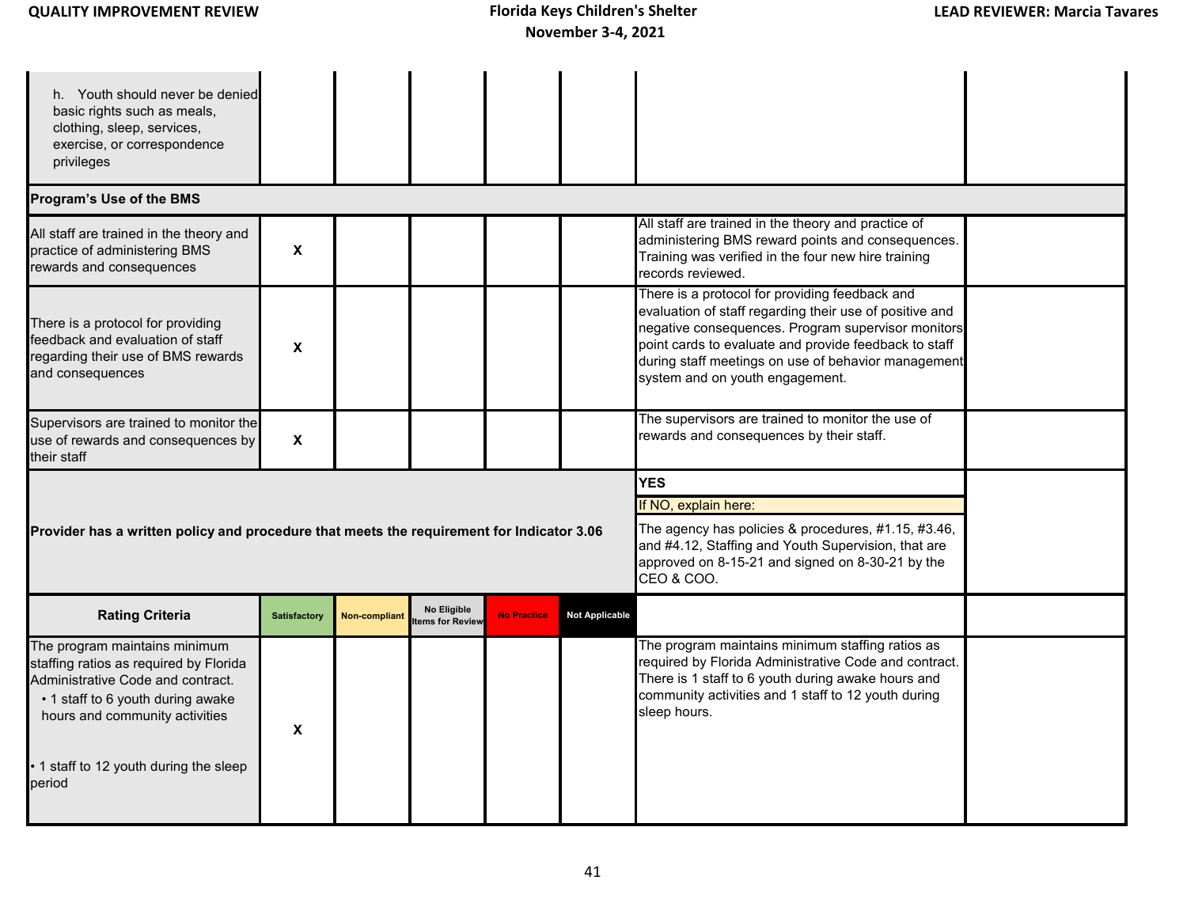| | | | | | | |
|---|---|---|---|---|---|---|
| h. Youth should never be denied basic rights such as meals, clothing, sleep, services, exercise, or correspondence privileges | | | | | | |
| **Program's Use of the BMS** | | | | | | |
| All staff are trained in the theory and practice of administering BMS rewards and consequences | X | | | | All staff are trained in the theory and practice of administering BMS reward points and consequences. Training was verified in the four new hire training records reviewed. | |
| There is a protocol for providing feedback and evaluation of staff regarding their use of BMS rewards and consequences | X | | | | There is a protocol for providing feedback and evaluation of staff regarding their use of positive and negative consequences. Program supervisor monitors point cards to evaluate and provide feedback to staff during staff meetings on use of behavior management system and on youth engagement. | |
| Supervisors are trained to monitor the use of rewards and consequences by their staff | X | | | | The supervisors are trained to monitor the use of rewards and consequences by their staff. | |
| **Provider has a written policy and procedure that meets the requirement for Indicator 3.06** | | | | | **YES**<br>If NO, explain here:<br>The agency has policies & procedures, #1.15, #3.46, and #4.12, Staffing and Youth Supervision, that are approved on 8-15-21 and signed on 8-30-21 by the CEO & COO. | |
| **Rating Criteria** | **Satisfactory** | **Non-compliant** | **No Eligible Items for Review** | **No Practice** | **Not Applicable** | | |
| The program maintains minimum staffing ratios as required by Florida Administrative Code and contract.<br>• 1 staff to 6 youth during awake hours and community activities<br>• 1 staff to 12 youth during the sleep period | X | | | | | The program maintains minimum staffing ratios as required by Florida Administrative Code and contract. There is 1 staff to 6 youth during awake hours and community activities and 1 staff to 12 youth during sleep hours. | |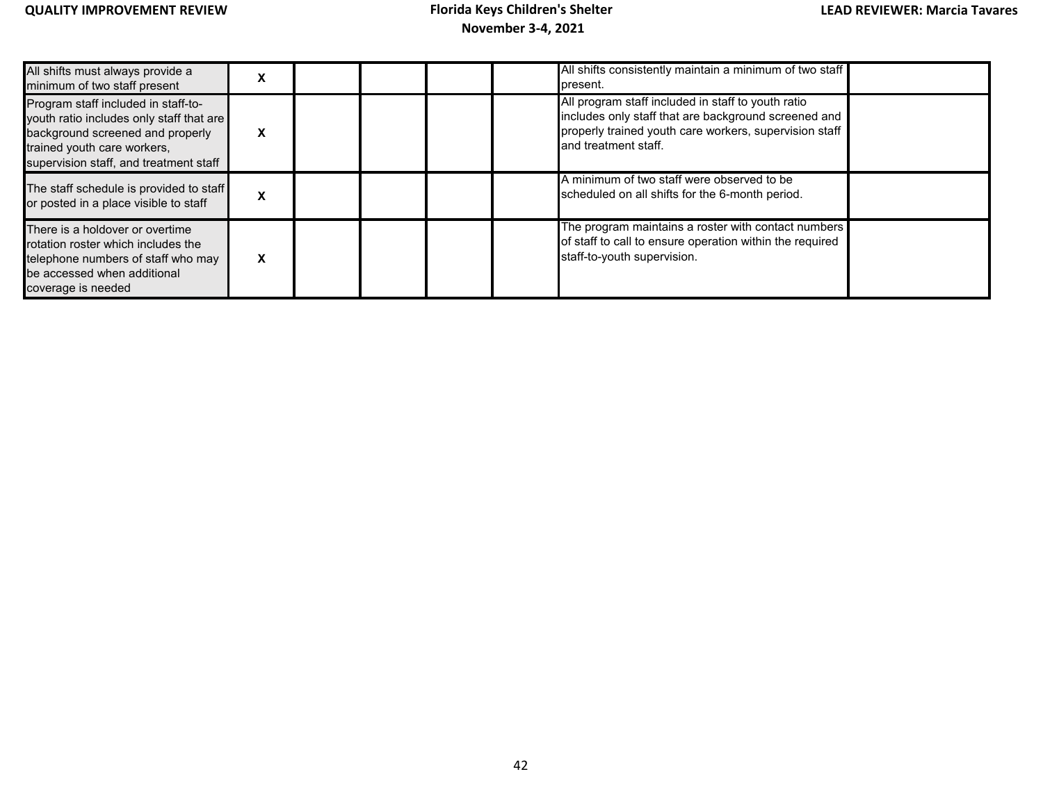| | | | | | | | |
|---|---|---|---|---|---|---|---|
| All shifts must always provide a minimum of two staff present | X | | | | | All shifts consistently maintain a minimum of two staff present. | |
| Program staff included in staff-to-youth ratio includes only staff that are background screened and properly trained youth care workers, supervision staff, and treatment staff | X | | | | | All program staff included in staff to youth ratio includes only staff that are background screened and properly trained youth care workers, supervision staff and treatment staff. | |
| The staff schedule is provided to staff or posted in a place visible to staff | X | | | | | A minimum of two staff were observed to be scheduled on all shifts for the 6-month period. | |
| There is a holdover or overtime rotation roster which includes the telephone numbers of staff who may be accessed when additional coverage is needed | X | | | | | The program maintains a roster with contact numbers of staff to call to ensure operation within the required staff-to-youth supervision. | |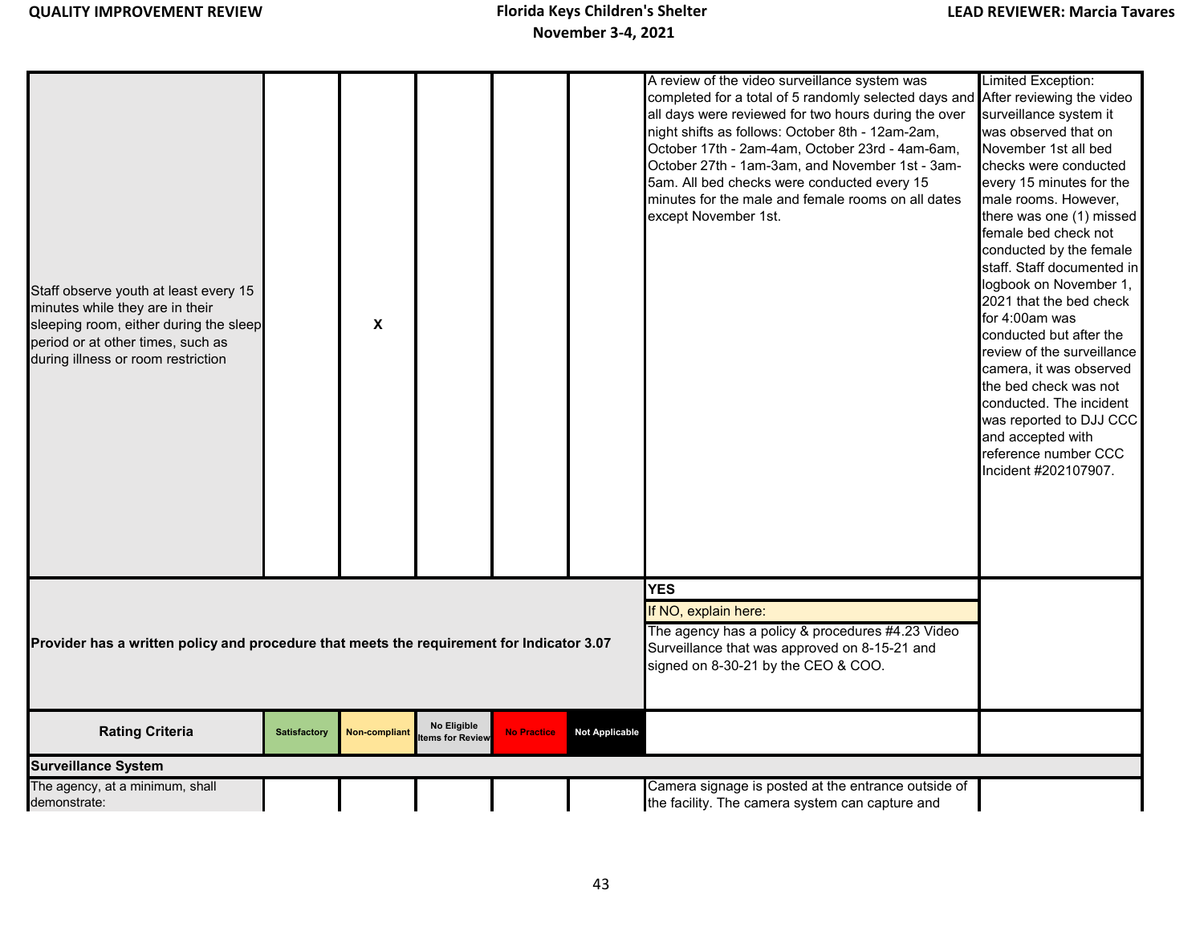| | Satisfactory | Non-compliant | No Eligible Items for Review | No Practice | Not Applicable | | |
|---|---|---|---|---|---|---|---|
| Staff observe youth at least every 15 minutes while they are in their sleeping room, either during the sleep period or at other times, such as during illness or room restriction | | X | | | | A review of the video surveillance system was completed for a total of 5 randomly selected days and all days were reviewed for two hours during the over night shifts as follows: October 8th - 12am-2am, October 17th - 2am-4am, October 23rd - 4am-6am, October 27th - 1am-3am, and November 1st - 3am-5am. All bed checks were conducted every 15 minutes for the male and female rooms on all dates except November 1st. | Limited Exception: After reviewing the video surveillance system it was observed that on November 1st all bed checks were conducted every 15 minutes for the male rooms. However, there was one (1) missed female bed check not conducted by the female staff. Staff documented in logbook on November 1, 2021 that the bed check for 4:00am was conducted but after the review of the surveillance camera, it was observed the bed check was not conducted. The incident was reported to DJJ CCC and accepted with reference number CCC Incident #202107907. |
| **Provider has a written policy and procedure that meets the requirement for Indicator 3.07** | | | | | | **YES**<br>If NO, explain here:<br>The agency has a policy & procedures #4.23 Video Surveillance that was approved on 8-15-21 and signed on 8-30-21 by the CEO & COO. | |
| **Rating Criteria** | **Satisfactory** | **Non-compliant** | **No Eligible Items for Review** | **No Practice** | **Not Applicable** | | |
| **Surveillance System** | | | | | | | |
| The agency, at a minimum, shall demonstrate: | | | | | | Camera signage is posted at the entrance outside of the facility. The camera system can capture and | |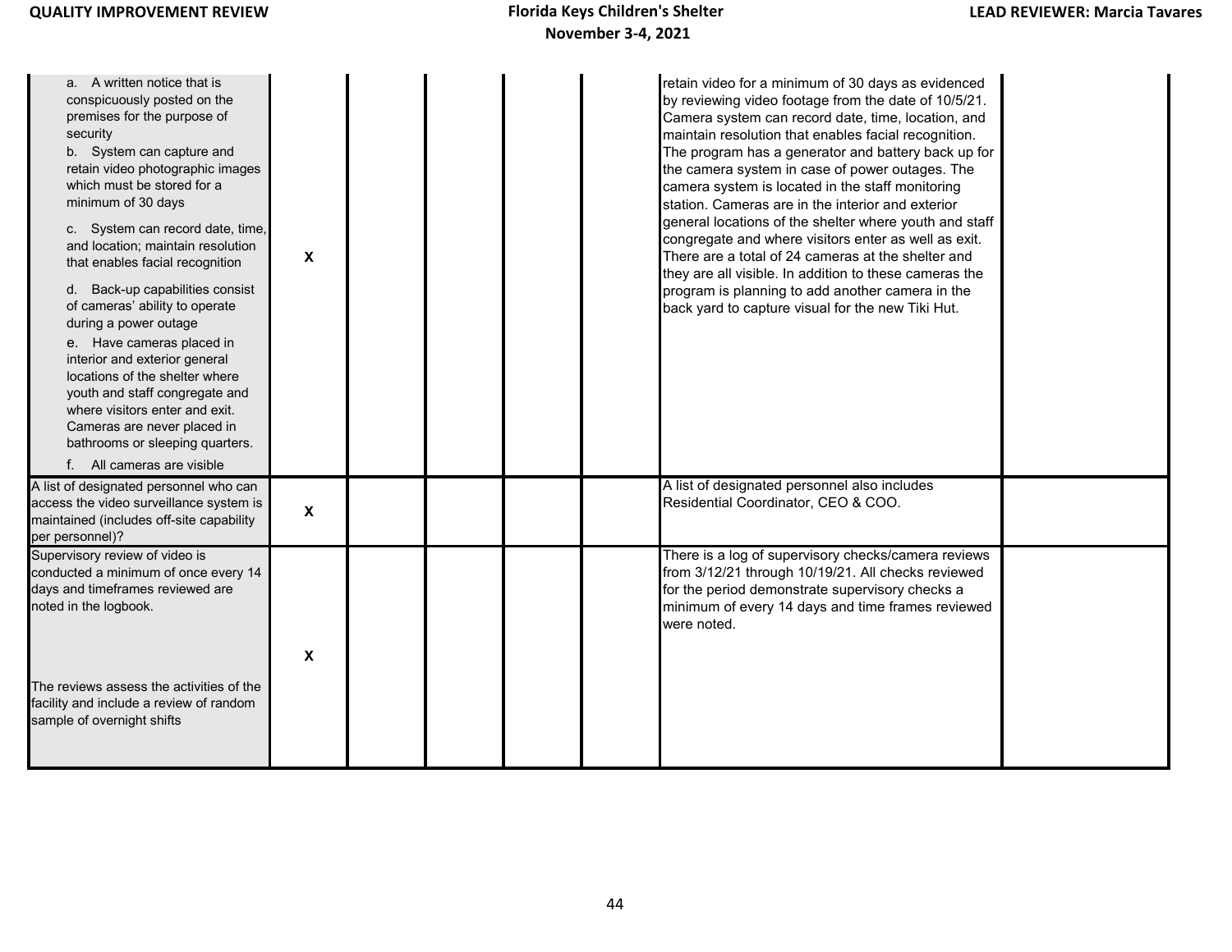| | | | | | | | |
|---|---|---|---|---|---|---|---|
| a. A written notice that is conspicuously posted on the premises for the purpose of security<br>b. System can capture and retain video photographic images which must be stored for a minimum of 30 days<br>c. System can record date, time, and location; maintain resolution that enables facial recognition<br>d. Back-up capabilities consist of cameras' ability to operate during a power outage<br>e. Have cameras placed in interior and exterior general locations of the shelter where youth and staff congregate and where visitors enter and exit. Cameras are never placed in bathrooms or sleeping quarters.<br>f. All cameras are visible | X | | | | | retain video for a minimum of 30 days as evidenced by reviewing video footage from the date of 10/5/21. Camera system can record date, time, location, and maintain resolution that enables facial recognition. The program has a generator and battery back up for the camera system in case of power outages. The camera system is located in the staff monitoring station. Cameras are in the interior and exterior general locations of the shelter where youth and staff congregate and where visitors enter as well as exit. There are a total of 24 cameras at the shelter and they are all visible. In addition to these cameras the program is planning to add another camera in the back yard to capture visual for the new Tiki Hut. | |
| A list of designated personnel who can access the video surveillance system is maintained (includes off-site capability per personnel)? | X | | | | | A list of designated personnel also includes Residential Coordinator, CEO & COO. | |
| Supervisory review of video is conducted a minimum of once every 14 days and timeframes reviewed are noted in the logbook.<br><br>The reviews assess the activities of the facility and include a review of random sample of overnight shifts | X | | | | | There is a log of supervisory checks/camera reviews from 3/12/21 through 10/19/21. All checks reviewed for the period demonstrate supervisory checks a minimum of every 14 days and time frames reviewed were noted. | |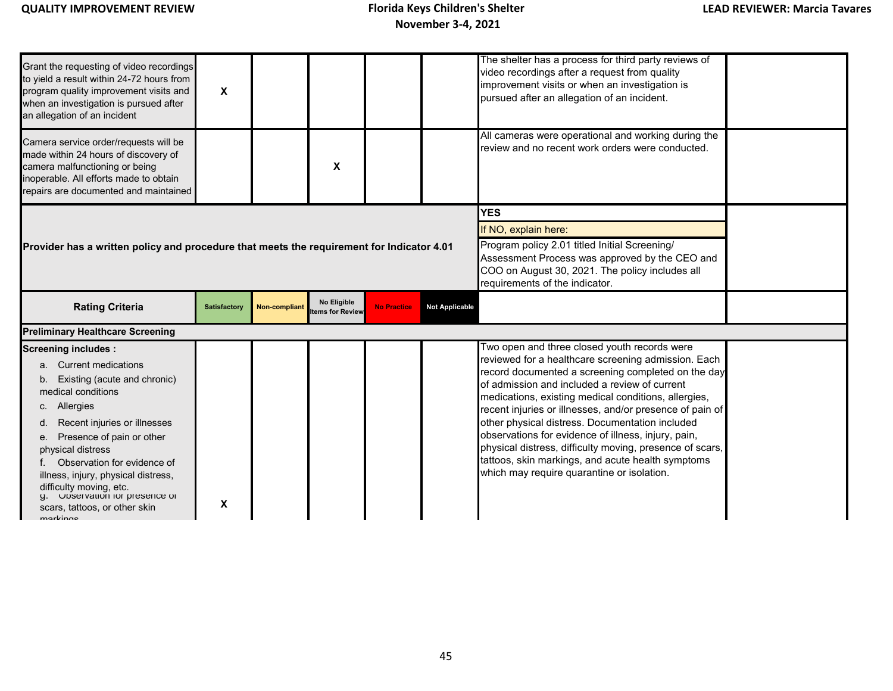| | | | | | | | |
|---|---|---|---|---|---|---|---|
| Grant the requesting of video recordings to yield a result within 24-72 hours from program quality improvement visits and when an investigation is pursued after an allegation of an incident | X | | | | | The shelter has a process for third party reviews of video recordings after a request from quality improvement visits or when an investigation is pursued after an allegation of an incident. | |
| Camera service order/requests will be made within 24 hours of discovery of camera malfunctioning or being inoperable. All efforts made to obtain repairs are documented and maintained | | | X | | | All cameras were operational and working during the review and no recent work orders were conducted. | |
| **Provider has a written policy and procedure that meets the requirement for Indicator 4.01** | | | | | | **YES**<br>If NO, explain here:<br>Program policy 2.01 titled Initial Screening/ Assessment Process was approved by the CEO and COO on August 30, 2021. The policy includes all requirements of the indicator. | |
| **Rating Criteria** | **Satisfactory** | **Non-compliant** | **No Eligible Items for Review** | **No Practice** | **Not Applicable** | | |
| **Preliminary Healthcare Screening** | | | | | | | |
| **Screening includes :**<br>a. Current medications<br>b. Existing (acute and chronic) medical conditions<br>c. Allergies<br>d. Recent injuries or illnesses<br>e. Presence of pain or other physical distress<br>f. Observation for evidence of illness, injury, physical distress, difficulty moving, etc.<br>g. Observation for presence of scars, tattoos, or other skin markings | X | | | | | Two open and three closed youth records were reviewed for a healthcare screening admission. Each record documented a screening completed on the day of admission and included a review of current medications, existing medical conditions, allergies, recent injuries or illnesses, and/or presence of pain of other physical distress. Documentation included observations for evidence of illness, injury, pain, physical distress, difficulty moving, presence of scars, tattoos, skin markings, and acute health symptoms which may require quarantine or isolation. | |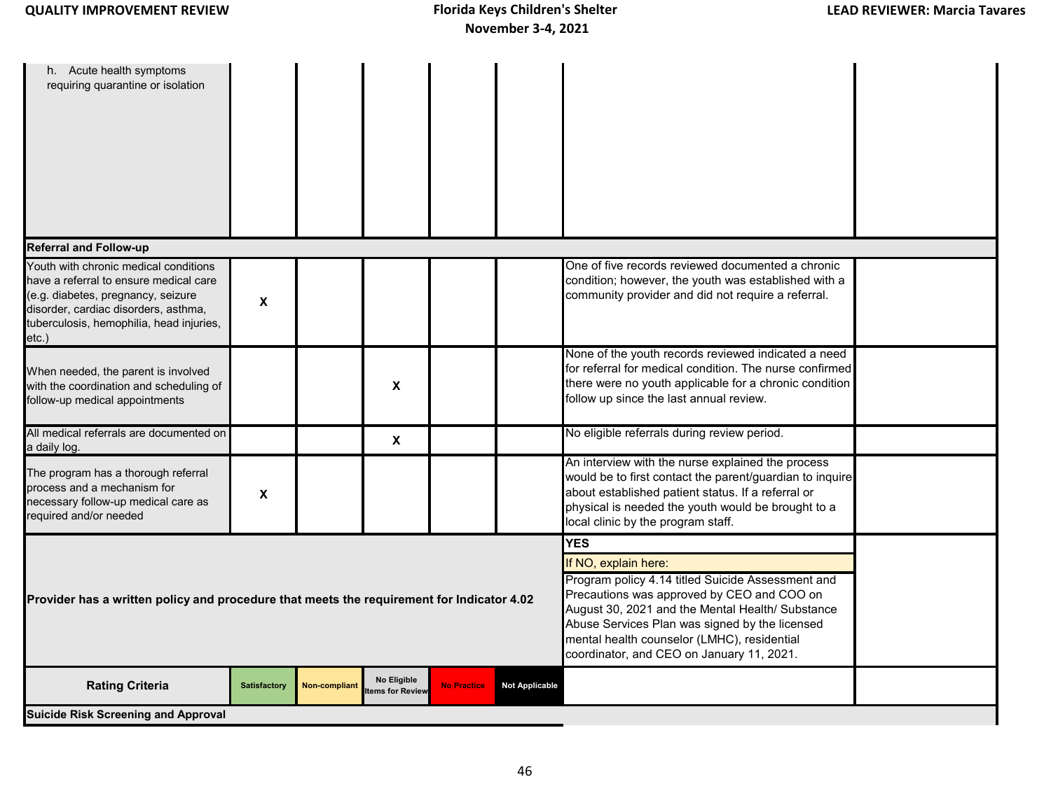| | | | | | | | |
|---|---|---|---|---|---|---|---|
| h. Acute health symptoms requiring quarantine or isolation | | | | | | | |
| **Referral and Follow-up** | | | | | | | |
| Youth with chronic medical conditions have a referral to ensure medical care (e.g. diabetes, pregnancy, seizure disorder, cardiac disorders, asthma, tuberculosis, hemophilia, head injuries, etc.) | X | | | | | One of five records reviewed documented a chronic condition; however, the youth was established with a community provider and did not require a referral. | |
| When needed, the parent is involved with the coordination and scheduling of follow-up medical appointments | | | X | | | None of the youth records reviewed indicated a need for referral for medical condition. The nurse confirmed there were no youth applicable for a chronic condition follow up since the last annual review. | |
| All medical referrals are documented on a daily log. | | | X | | | No eligible referrals during review period. | |
| The program has a thorough referral process and a mechanism for necessary follow-up medical care as required and/or needed | X | | | | | An interview with the nurse explained the process would be to first contact the parent/guardian to inquire about established patient status. If a referral or physical is needed the youth would be brought to a local clinic by the program staff. | |
| **Provider has a written policy and procedure that meets the requirement for Indicator 4.02** | | | | | | **YES**<br>If NO, explain here:<br>Program policy 4.14 titled Suicide Assessment and Precautions was approved by CEO and COO on August 30, 2021 and the Mental Health/ Substance Abuse Services Plan was signed by the licensed mental health counselor (LMHC), residential coordinator, and CEO on January 11, 2021. | |
| **Rating Criteria** | Satisfactory | Non-compliant | No Eligible Items for Review | No Practice | Not Applicable | | |
| **Suicide Risk Screening and Approval** | | | | | | | |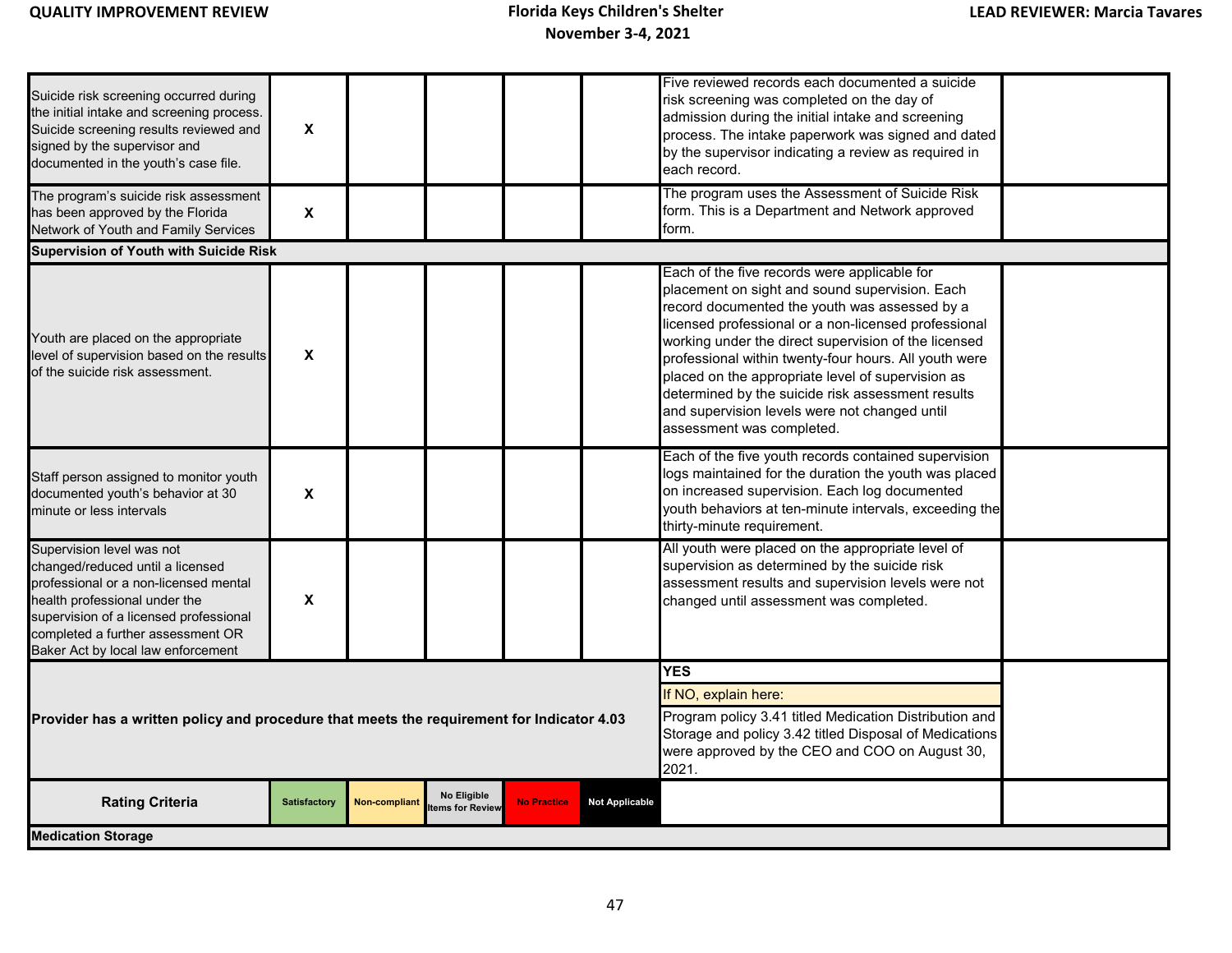| | | | | | | | |
|---|---|---|---|---|---|---|---|
| Suicide risk screening occurred during the initial intake and screening process. Suicide screening results reviewed and signed by the supervisor and documented in the youth's case file. | X | | | | | Five reviewed records each documented a suicide risk screening was completed on the day of admission during the initial intake and screening process. The intake paperwork was signed and dated by the supervisor indicating a review as required in each record. | |
| The program's suicide risk assessment has been approved by the Florida Network of Youth and Family Services | X | | | | | The program uses the Assessment of Suicide Risk form. This is a Department and Network approved form. | |
| **Supervision of Youth with Suicide Risk** | | | | | | | |
| Youth are placed on the appropriate level of supervision based on the results of the suicide risk assessment. | X | | | | | Each of the five records were applicable for placement on sight and sound supervision. Each record documented the youth was assessed by a licensed professional or a non-licensed professional working under the direct supervision of the licensed professional within twenty-four hours. All youth were placed on the appropriate level of supervision as determined by the suicide risk assessment results and supervision levels were not changed until assessment was completed. | |
| Staff person assigned to monitor youth documented youth's behavior at 30 minute or less intervals | X | | | | | Each of the five youth records contained supervision logs maintained for the duration the youth was placed on increased supervision. Each log documented youth behaviors at ten-minute intervals, exceeding the thirty-minute requirement. | |
| Supervision level was not changed/reduced until a licensed professional or a non-licensed mental health professional under the supervision of a licensed professional completed a further assessment OR Baker Act by local law enforcement | X | | | | | All youth were placed on the appropriate level of supervision as determined by the suicide risk assessment results and supervision levels were not changed until assessment was completed. | |
| **Provider has a written policy and procedure that meets the requirement for Indicator 4.03** | | | | | | **YES**<br>If NO, explain here:<br>Program policy 3.41 titled Medication Distribution and Storage and policy 3.42 titled Disposal of Medications were approved by the CEO and COO on August 30, 2021. | |
| **Rating Criteria** | Satisfactory | Non-compliant | No Eligible Items for Review | No Practice | Not Applicable | | |
| **Medication Storage** | | | | | | | |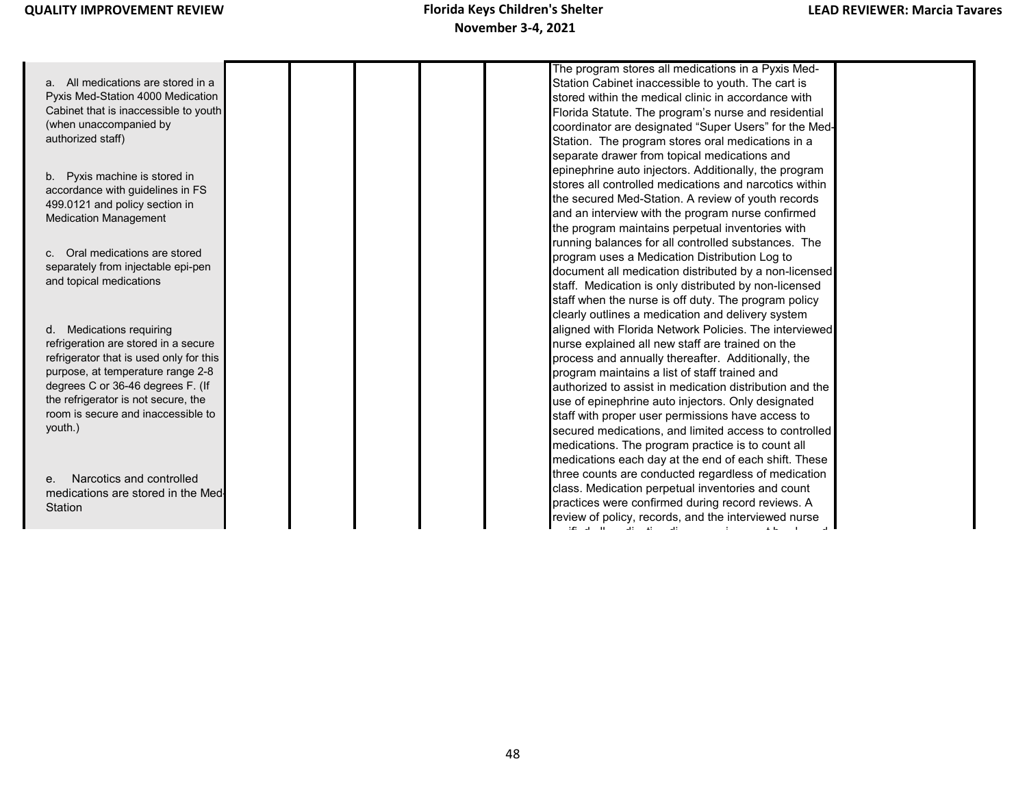| | | | | | | |
|---|---|---|---|---|---|---|
| a. All medications are stored in a Pyxis Med-Station 4000 Medication Cabinet that is inaccessible to youth (when unaccompanied by authorized staff)<br><br>b. Pyxis machine is stored in accordance with guidelines in FS 499.0121 and policy section in Medication Management<br><br>c. Oral medications are stored separately from injectable epi-pen and topical medications<br><br>d. Medications requiring refrigeration are stored in a secure refrigerator that is used only for this purpose, at temperature range 2-8 degrees C or 36-46 degrees F. (If the refrigerator is not secure, the room is secure and inaccessible to youth.)<br><br>e. Narcotics and controlled medications are stored in the Med-Station | | | | | The program stores all medications in a Pyxis Med-Station Cabinet inaccessible to youth. The cart is stored within the medical clinic in accordance with Florida Statute. The program's nurse and residential coordinator are designated "Super Users" for the Med-Station. The program stores oral medications in a separate drawer from topical medications and epinephrine auto injectors. Additionally, the program stores all controlled medications and narcotics within the secured Med-Station. A review of youth records and an interview with the program nurse confirmed the program maintains perpetual inventories with running balances for all controlled substances. The program uses a Medication Distribution Log to document all medication distributed by a non-licensed staff. Medication is only distributed by non-licensed staff when the nurse is off duty. The program policy clearly outlines a medication and delivery system aligned with Florida Network Policies. The interviewed nurse explained all new staff are trained on the process and annually thereafter. Additionally, the program maintains a list of staff trained and authorized to assist in medication distribution and the use of epinephrine auto injectors. Only designated staff with proper user permissions have access to secured medications, and limited access to controlled medications. The program practice is to count all medications each day at the end of each shift. These three counts are conducted regardless of medication class. Medication perpetual inventories and count practices were confirmed during record reviews. A review of policy, records, and the interviewed nurse | |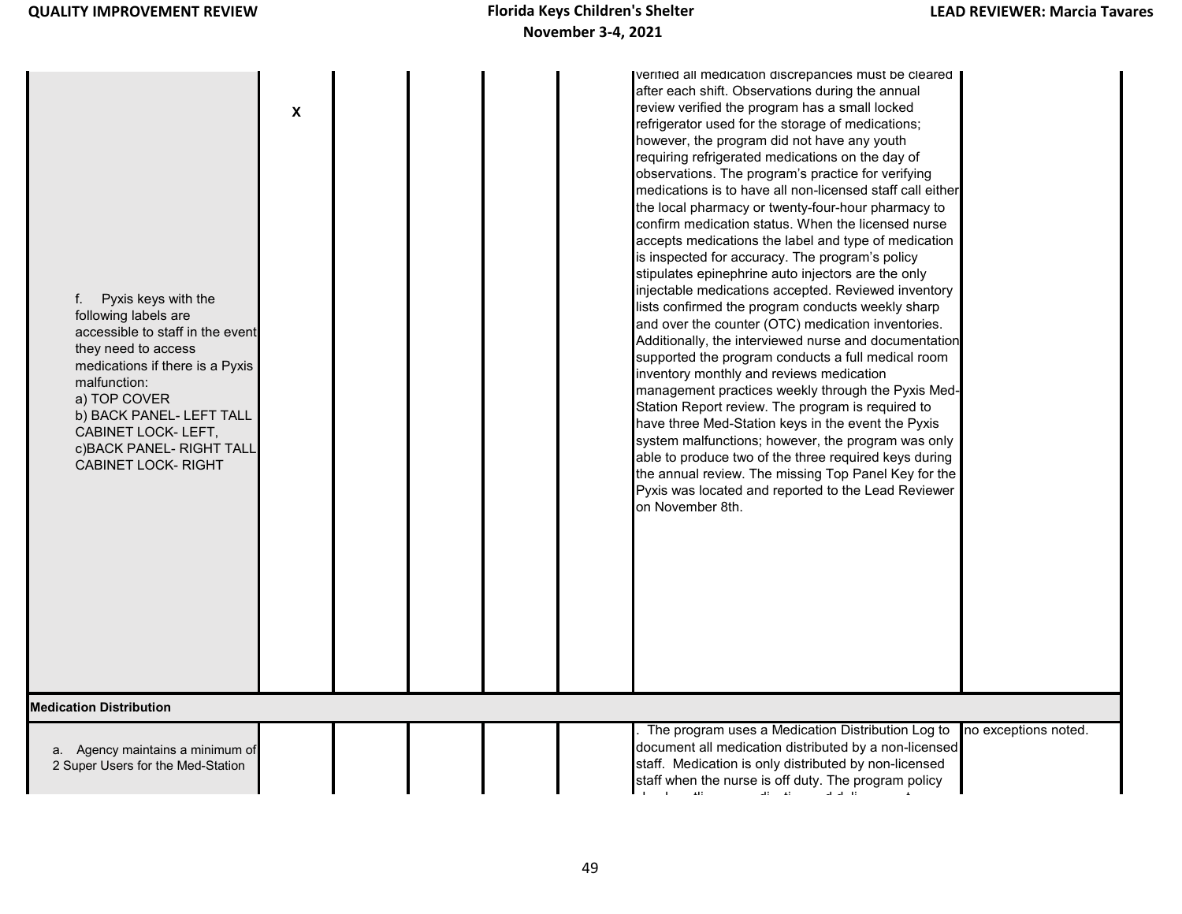| | | | | | | | |
|---|---|---|---|---|---|---|---|
| f. Pyxis keys with the following labels are accessible to staff in the event they need to access medications if there is a Pyxis malfunction:<br>a) TOP COVER<br>b) BACK PANEL- LEFT TALL CABINET LOCK- LEFT,<br>c)BACK PANEL- RIGHT TALL CABINET LOCK- RIGHT | X | | | | | verified all medication discrepancies must be cleared after each shift. Observations during the annual review verified the program has a small locked refrigerator used for the storage of medications; however, the program did not have any youth requiring refrigerated medications on the day of observations. The program's practice for verifying medications is to have all non-licensed staff call either the local pharmacy or twenty-four-hour pharmacy to confirm medication status. When the licensed nurse accepts medications the label and type of medication is inspected for accuracy. The program's policy stipulates epinephrine auto injectors are the only injectable medications accepted. Reviewed inventory lists confirmed the program conducts weekly sharp and over the counter (OTC) medication inventories. Additionally, the interviewed nurse and documentation supported the program conducts a full medical room inventory monthly and reviews medication management practices weekly through the Pyxis Med-Station Report review. The program is required to have three Med-Station keys in the event the Pyxis system malfunctions; however, the program was only able to produce two of the three required keys during the annual review. The missing Top Panel Key for the Pyxis was located and reported to the Lead Reviewer on November 8th. | |
| **Medication Distribution** | | | | | | | |
| a. Agency maintains a minimum of 2 Super Users for the Med-Station | | | | | | . The program uses a Medication Distribution Log to document all medication distributed by a non-licensed staff. Medication is only distributed by non-licensed staff when the nurse is off duty. The program policy | no exceptions noted. |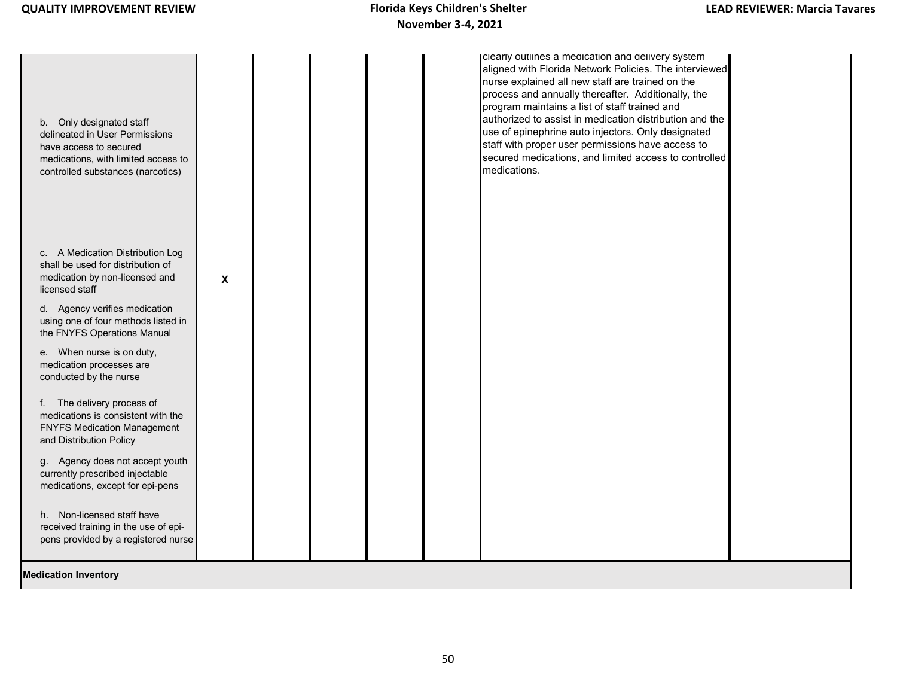| | | | | | | | |
|---|---|---|---|---|---|---|---|
| b. Only designated staff delineated in User Permissions have access to secured medications, with limited access to controlled substances (narcotics)<br><br>c. A Medication Distribution Log shall be used for distribution of medication by non-licensed and licensed staff<br><br>d. Agency verifies medication using one of four methods listed in the FNYFS Operations Manual<br><br>e. When nurse is on duty, medication processes are conducted by the nurse<br><br>f. The delivery process of medications is consistent with the FNYFS Medication Management and Distribution Policy<br><br>g. Agency does not accept youth currently prescribed injectable medications, except for epi-pens<br><br>h. Non-licensed staff have received training in the use of epi-pens provided by a registered nurse | X | | | | | clearly outlines a medication and delivery system aligned with Florida Network Policies. The interviewed nurse explained all new staff are trained on the process and annually thereafter. Additionally, the program maintains a list of staff trained and authorized to assist in medication distribution and the use of epinephrine auto injectors. Only designated staff with proper user permissions have access to secured medications, and limited access to controlled medications. | |
| **Medication Inventory** | | | | | | | |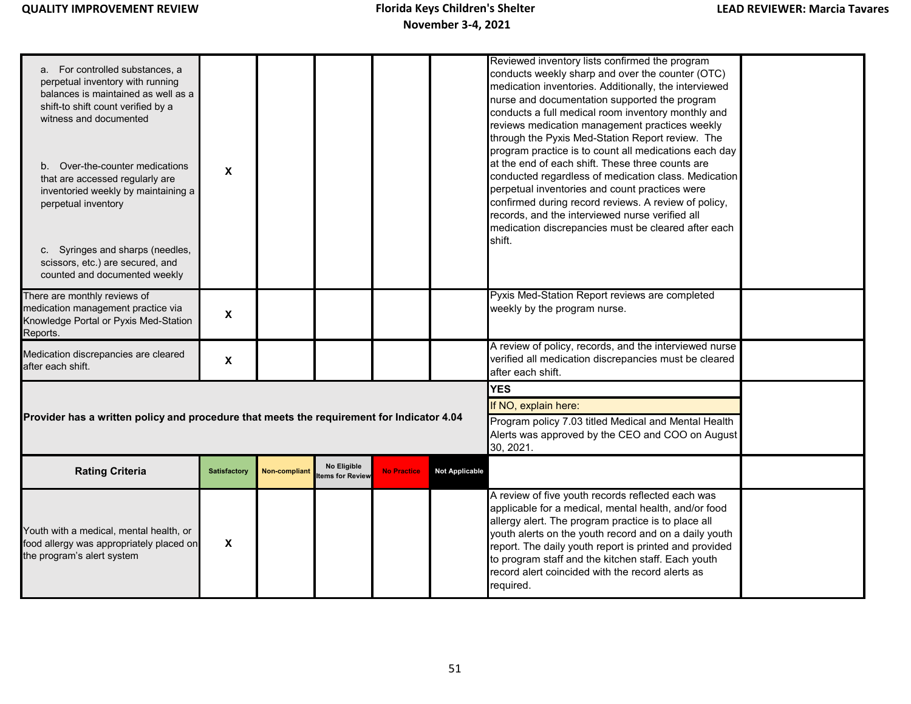| | | | | | | | |
|---|---|---|---|---|---|---|---|
| a. For controlled substances, a perpetual inventory with running balances is maintained as well as a shift-to shift count verified by a witness and documented<br><br>b. Over-the-counter medications that are accessed regularly are inventoried weekly by maintaining a perpetual inventory<br><br>c. Syringes and sharps (needles, scissors, etc.) are secured, and counted and documented weekly | X | | | | | Reviewed inventory lists confirmed the program conducts weekly sharp and over the counter (OTC) medication inventories. Additionally, the interviewed nurse and documentation supported the program conducts a full medical room inventory monthly and reviews medication management practices weekly through the Pyxis Med-Station Report review. The program practice is to count all medications each day at the end of each shift. These three counts are conducted regardless of medication class. Medication perpetual inventories and count practices were confirmed during record reviews. A review of policy, records, and the interviewed nurse verified all medication discrepancies must be cleared after each shift. | |
| There are monthly reviews of medication management practice via Knowledge Portal or Pyxis Med-Station Reports. | X | | | | | Pyxis Med-Station Report reviews are completed weekly by the program nurse. | |
| Medication discrepancies are cleared after each shift. | X | | | | | A review of policy, records, and the interviewed nurse verified all medication discrepancies must be cleared after each shift. | |
| **Provider has a written policy and procedure that meets the requirement for Indicator 4.04** | | | | | | **YES**<br>If NO, explain here:<br>Program policy 7.03 titled Medical and Mental Health Alerts was approved by the CEO and COO on August 30, 2021. | |
| **Rating Criteria** | **Satisfactory** | **Non-compliant** | **No Eligible Items for Review** | **No Practice** | **Not Applicable** | | |
| Youth with a medical, mental health, or food allergy was appropriately placed on the program's alert system | X | | | | | A review of five youth records reflected each was applicable for a medical, mental health, and/or food allergy alert. The program practice is to place all youth alerts on the youth record and on a daily youth report. The daily youth report is printed and provided to program staff and the kitchen staff. Each youth record alert coincided with the record alerts as required. | |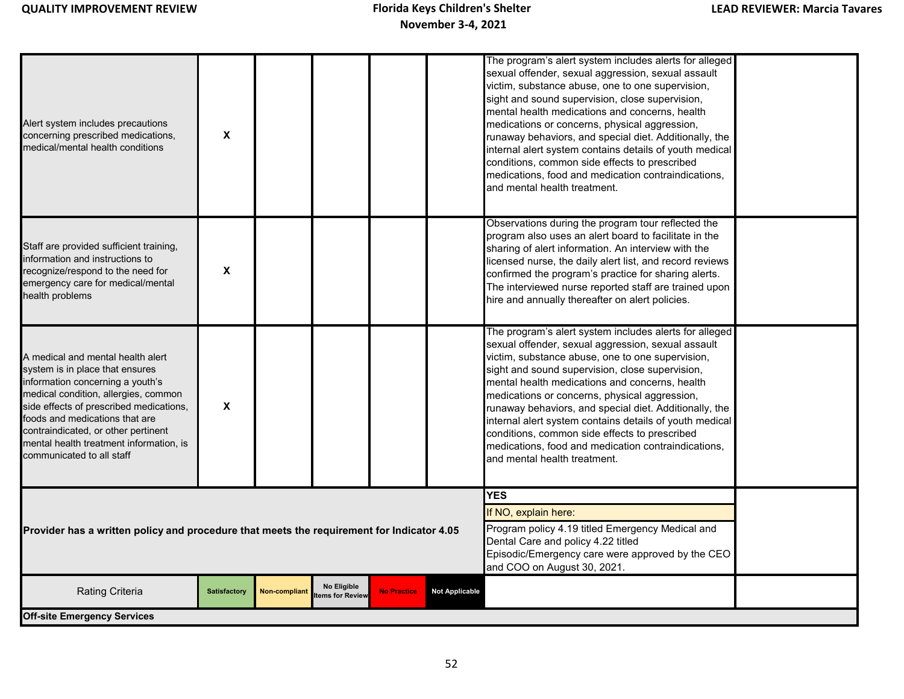| | | | | | | | |
|---|---|---|---|---|---|---|---|
| Alert system includes precautions concerning prescribed medications, medical/mental health conditions | X | | | | | The program's alert system includes alerts for alleged sexual offender, sexual aggression, sexual assault victim, substance abuse, one to one supervision, sight and sound supervision, close supervision, mental health medications and concerns, health medications or concerns, physical aggression, runaway behaviors, and special diet. Additionally, the internal alert system contains details of youth medical conditions, common side effects to prescribed medications, food and medication contraindications, and mental health treatment. | |
| Staff are provided sufficient training, information and instructions to recognize/respond to the need for emergency care for medical/mental health problems | X | | | | | Observations during the program tour reflected the program also uses an alert board to facilitate in the sharing of alert information. An interview with the licensed nurse, the daily alert list, and record reviews confirmed the program's practice for sharing alerts. The interviewed nurse reported staff are trained upon hire and annually thereafter on alert policies. | |
| A medical and mental health alert system is in place that ensures information concerning a youth's medical condition, allergies, common side effects of prescribed medications, foods and medications that are contraindicated, or other pertinent mental health treatment information, is communicated to all staff | X | | | | | The program's alert system includes alerts for alleged sexual offender, sexual aggression, sexual assault victim, substance abuse, one to one supervision, sight and sound supervision, close supervision, mental health medications and concerns, health medications or concerns, physical aggression, runaway behaviors, and special diet. Additionally, the internal alert system contains details of youth medical conditions, common side effects to prescribed medications, food and medication contraindications, and mental health treatment. | |
| **Provider has a written policy and procedure that meets the requirement for Indicator 4.05** | | | | | | **YES**<br>If NO, explain here:<br>Program policy 4.19 titled Emergency Medical and Dental Care and policy 4.22 titled Episodic/Emergency care were approved by the CEO and COO on August 30, 2021. | |
| Rating Criteria | Satisfactory | Non-compliant | No Eligible Items for Review | No Practice | Not Applicable | | |
| **Off-site Emergency Services** | | | | | | | |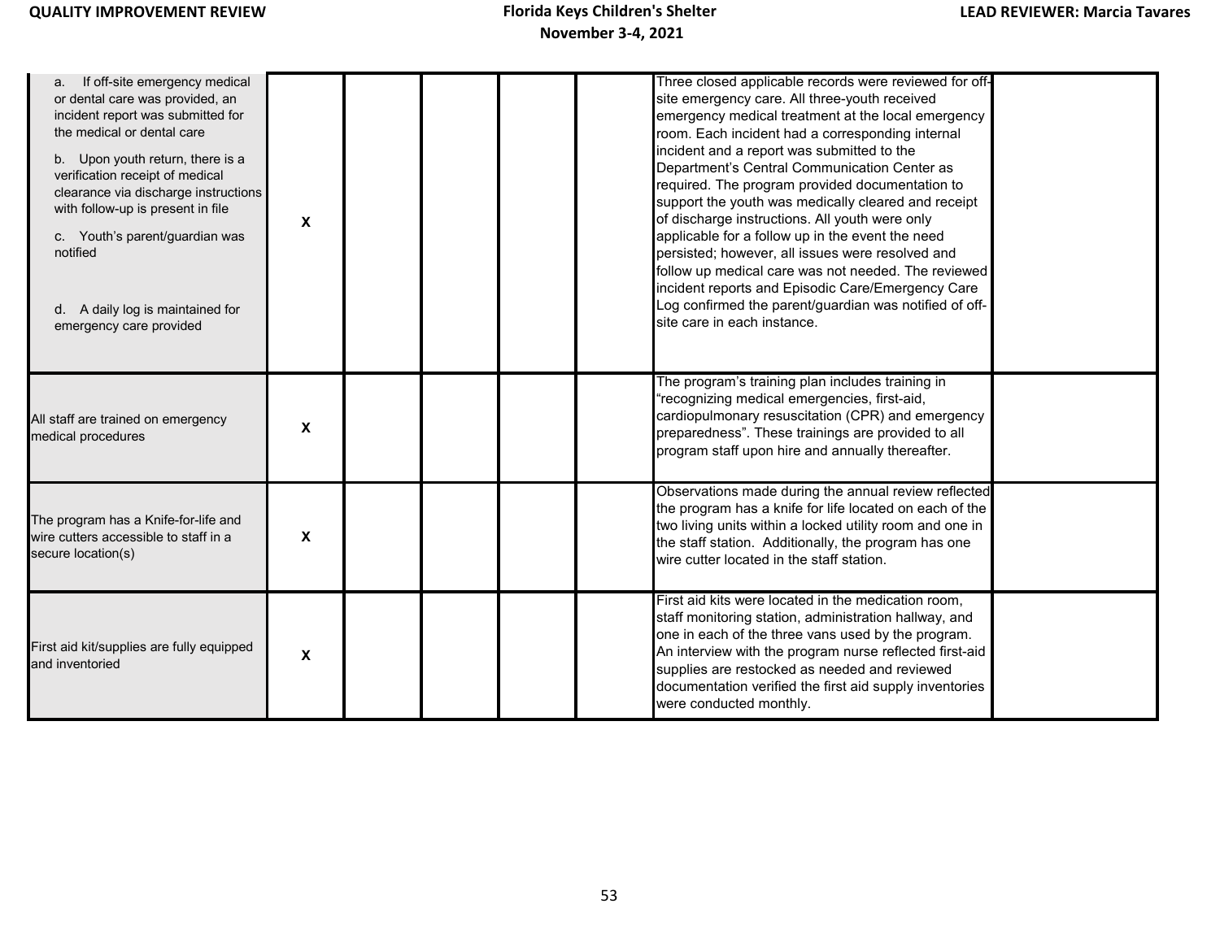| | | | | | | | |
|---|---|---|---|---|---|---|---|
| a. If off-site emergency medical or dental care was provided, an incident report was submitted for the medical or dental care<br><br>b. Upon youth return, there is a verification receipt of medical clearance via discharge instructions with follow-up is present in file<br><br>c. Youth's parent/guardian was notified<br><br>d. A daily log is maintained for emergency care provided | X | | | | | Three closed applicable records were reviewed for off-site emergency care. All three-youth received emergency medical treatment at the local emergency room. Each incident had a corresponding internal incident and a report was submitted to the Department's Central Communication Center as required. The program provided documentation to support the youth was medically cleared and receipt of discharge instructions. All youth were only applicable for a follow up in the event the need persisted; however, all issues were resolved and follow up medical care was not needed. The reviewed incident reports and Episodic Care/Emergency Care Log confirmed the parent/guardian was notified of off-site care in each instance. | |
| All staff are trained on emergency medical procedures | X | | | | | The program's training plan includes training in "recognizing medical emergencies, first-aid, cardiopulmonary resuscitation (CPR) and emergency preparedness". These trainings are provided to all program staff upon hire and annually thereafter. | |
| The program has a Knife-for-life and wire cutters accessible to staff in a secure location(s) | X | | | | | Observations made during the annual review reflected the program has a knife for life located on each of the two living units within a locked utility room and one in the staff station. Additionally, the program has one wire cutter located in the staff station. | |
| First aid kit/supplies are fully equipped and inventoried | X | | | | | First aid kits were located in the medication room, staff monitoring station, administration hallway, and one in each of the three vans used by the program. An interview with the program nurse reflected first-aid supplies are restocked as needed and reviewed documentation verified the first aid supply inventories were conducted monthly. | |